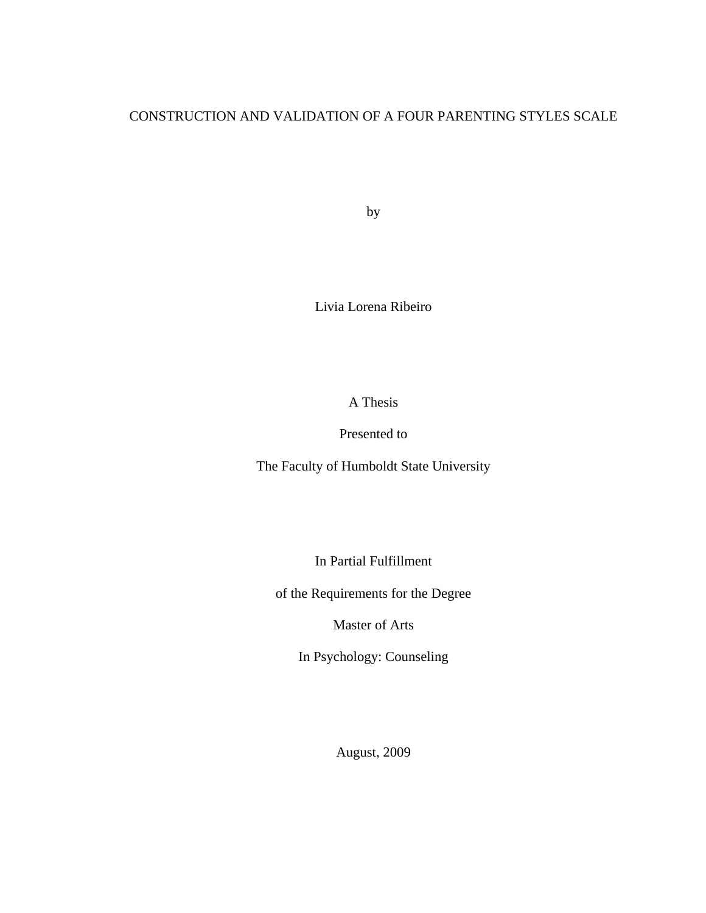# CONSTRUCTION AND VALIDATION OF A FOUR PARENTING STYLES SCALE

by

Livia Lorena Ribeiro

A Thesis

Presented to

The Faculty of Humboldt State University

In Partial Fulfillment

of the Requirements for the Degree

Master of Arts

In Psychology: Counseling

August, 2009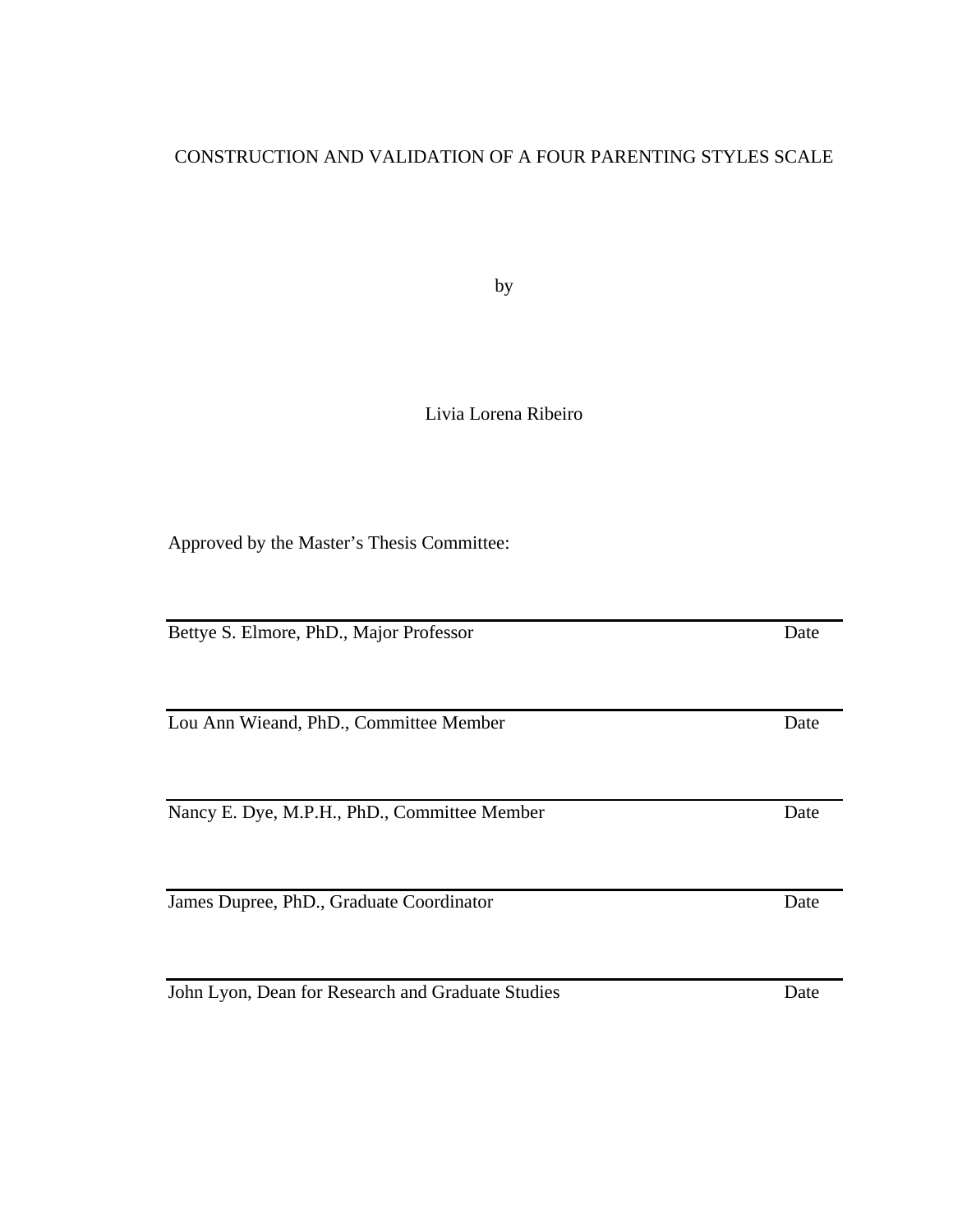CONSTRUCTION AND VALIDATION OF A FOUR PARENTING STYLES SCALE

by

Livia Lorena Ribeiro

Approved by the Master's Thesis Committee:

---

Bettye S. Elmore, PhD., Major Professor Date

---

Lou Ann Wieand, PhD., Committee Member Date

---

Nancy E. Dye, M.P.H., PhD., Committee Member Date

---

James Dupree, PhD., Graduate Coordinator Date

---

John Lyon, Dean for Research and Graduate Studies Date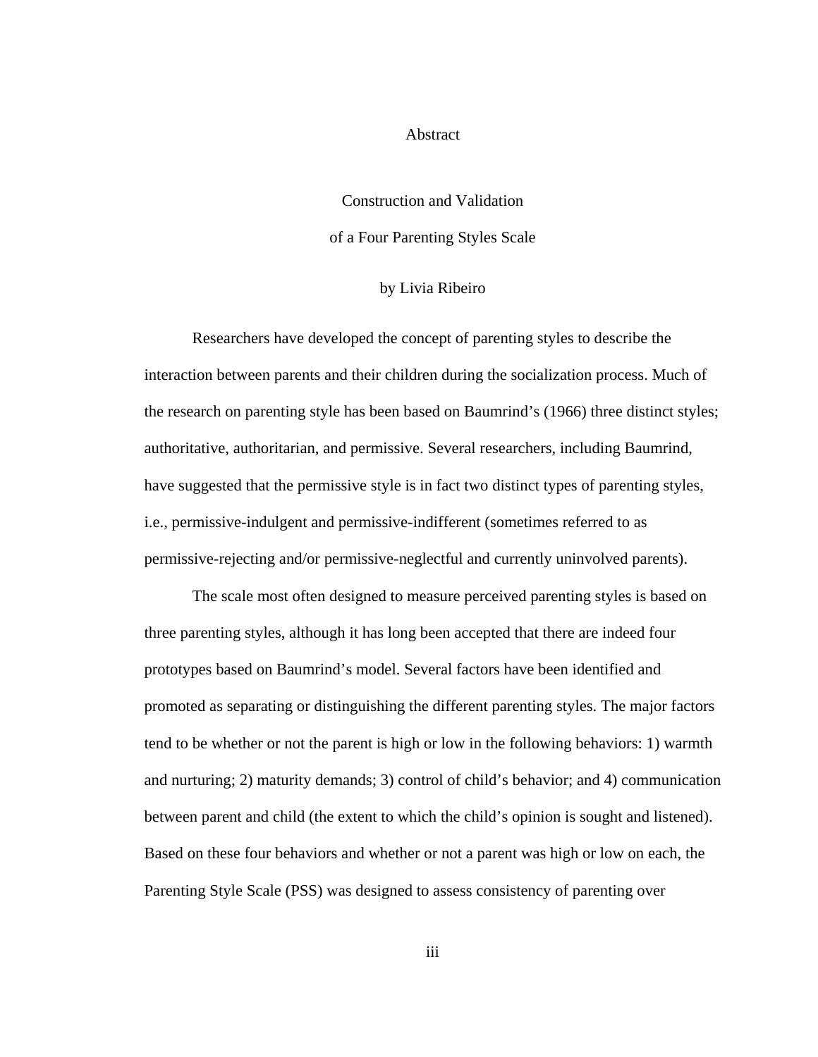# Abstract

## Construction and Validation of a Four Parenting Styles Scale

by Livia Ribeiro

Researchers have developed the concept of parenting styles to describe the interaction between parents and their children during the socialization process. Much of the research on parenting style has been based on Baumrind's (1966) three distinct styles; authoritative, authoritarian, and permissive. Several researchers, including Baumrind, have suggested that the permissive style is in fact two distinct types of parenting styles, i.e., permissive-indulgent and permissive-indifferent (sometimes referred to as permissive-rejecting and/or permissive-neglectful and currently uninvolved parents).

The scale most often designed to measure perceived parenting styles is based on three parenting styles, although it has long been accepted that there are indeed four prototypes based on Baumrind's model. Several factors have been identified and promoted as separating or distinguishing the different parenting styles. The major factors tend to be whether or not the parent is high or low in the following behaviors: 1) warmth and nurturing; 2) maturity demands; 3) control of child's behavior; and 4) communication between parent and child (the extent to which the child's opinion is sought and listened). Based on these four behaviors and whether or not a parent was high or low on each, the Parenting Style Scale (PSS) was designed to assess consistency of parenting over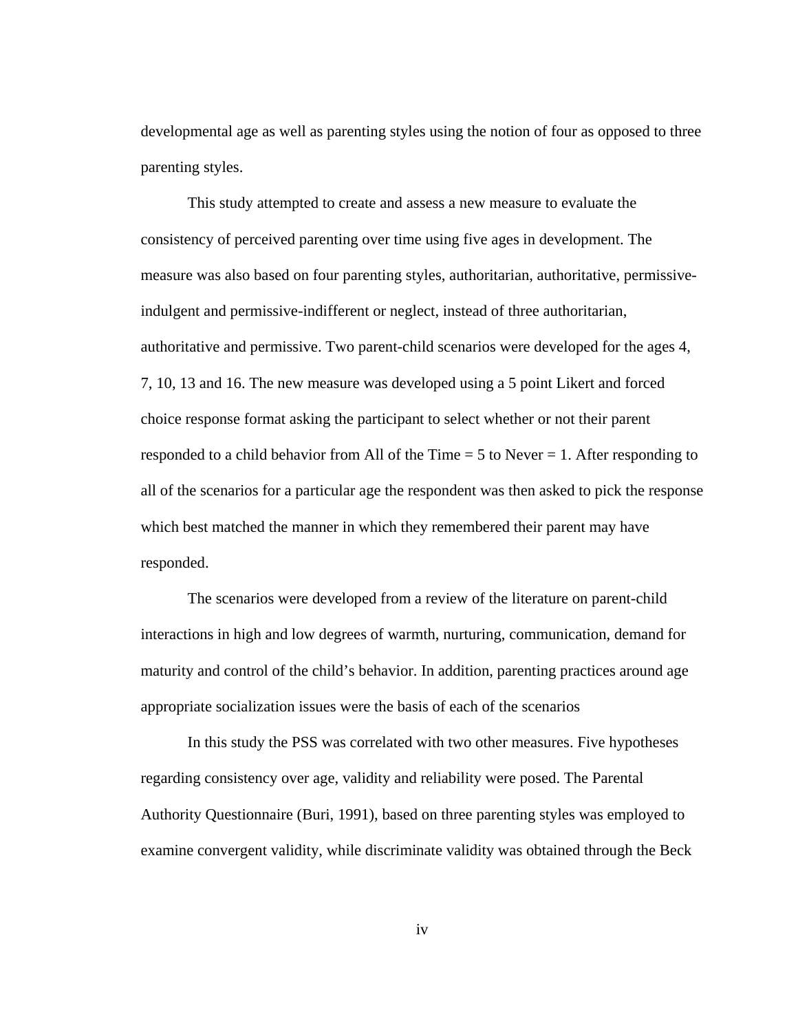developmental age as well as parenting styles using the notion of four as opposed to three parenting styles.

This study attempted to create and assess a new measure to evaluate the consistency of perceived parenting over time using five ages in development. The measure was also based on four parenting styles, authoritarian, authoritative, permissive-indulgent and permissive-indifferent or neglect, instead of three authoritarian, authoritative and permissive. Two parent-child scenarios were developed for the ages 4, 7, 10, 13 and 16. The new measure was developed using a 5 point Likert and forced choice response format asking the participant to select whether or not their parent responded to a child behavior from All of the Time = 5 to Never = 1. After responding to all of the scenarios for a particular age the respondent was then asked to pick the response which best matched the manner in which they remembered their parent may have responded.

The scenarios were developed from a review of the literature on parent-child interactions in high and low degrees of warmth, nurturing, communication, demand for maturity and control of the child's behavior. In addition, parenting practices around age appropriate socialization issues were the basis of each of the scenarios

In this study the PSS was correlated with two other measures. Five hypotheses regarding consistency over age, validity and reliability were posed. The Parental Authority Questionnaire (Buri, 1991), based on three parenting styles was employed to examine convergent validity, while discriminate validity was obtained through the Beck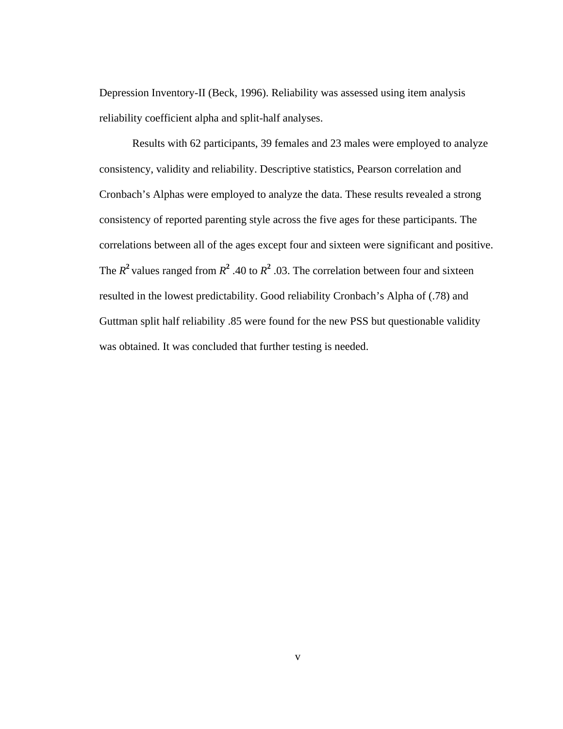Depression Inventory-II (Beck, 1996). Reliability was assessed using item analysis reliability coefficient alpha and split-half analyses.

Results with 62 participants, 39 females and 23 males were employed to analyze consistency, validity and reliability. Descriptive statistics, Pearson correlation and Cronbach's Alphas were employed to analyze the data. These results revealed a strong consistency of reported parenting style across the five ages for these participants. The correlations between all of the ages except four and sixteen were significant and positive. The $R^2$ values ranged from $R^2$ .40 to $R^2$ .03. The correlation between four and sixteen resulted in the lowest predictability. Good reliability Cronbach's Alpha of (.78) and Guttman split half reliability .85 were found for the new PSS but questionable validity was obtained. It was concluded that further testing is needed.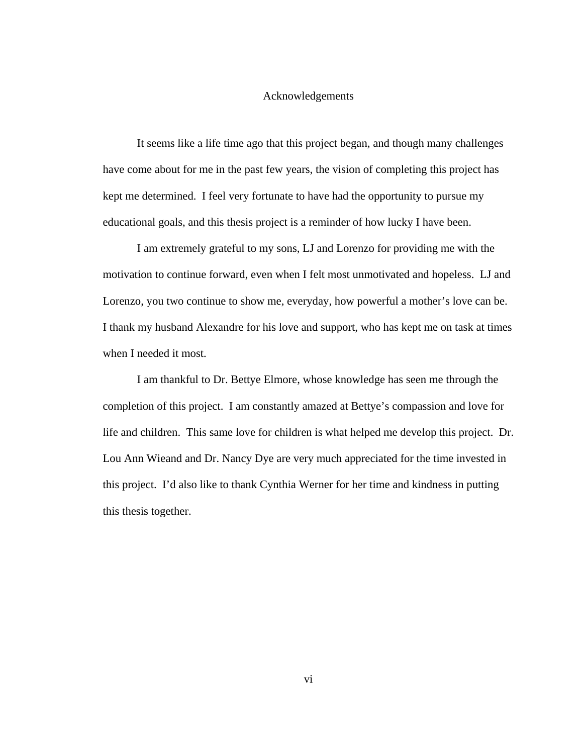# Acknowledgements

It seems like a life time ago that this project began, and though many challenges have come about for me in the past few years, the vision of completing this project has kept me determined. I feel very fortunate to have had the opportunity to pursue my educational goals, and this thesis project is a reminder of how lucky I have been.

I am extremely grateful to my sons, LJ and Lorenzo for providing me with the motivation to continue forward, even when I felt most unmotivated and hopeless. LJ and Lorenzo, you two continue to show me, everyday, how powerful a mother's love can be. I thank my husband Alexandre for his love and support, who has kept me on task at times when I needed it most.

I am thankful to Dr. Bettye Elmore, whose knowledge has seen me through the completion of this project. I am constantly amazed at Bettye's compassion and love for life and children. This same love for children is what helped me develop this project. Dr. Lou Ann Wieand and Dr. Nancy Dye are very much appreciated for the time invested in this project. I'd also like to thank Cynthia Werner for her time and kindness in putting this thesis together.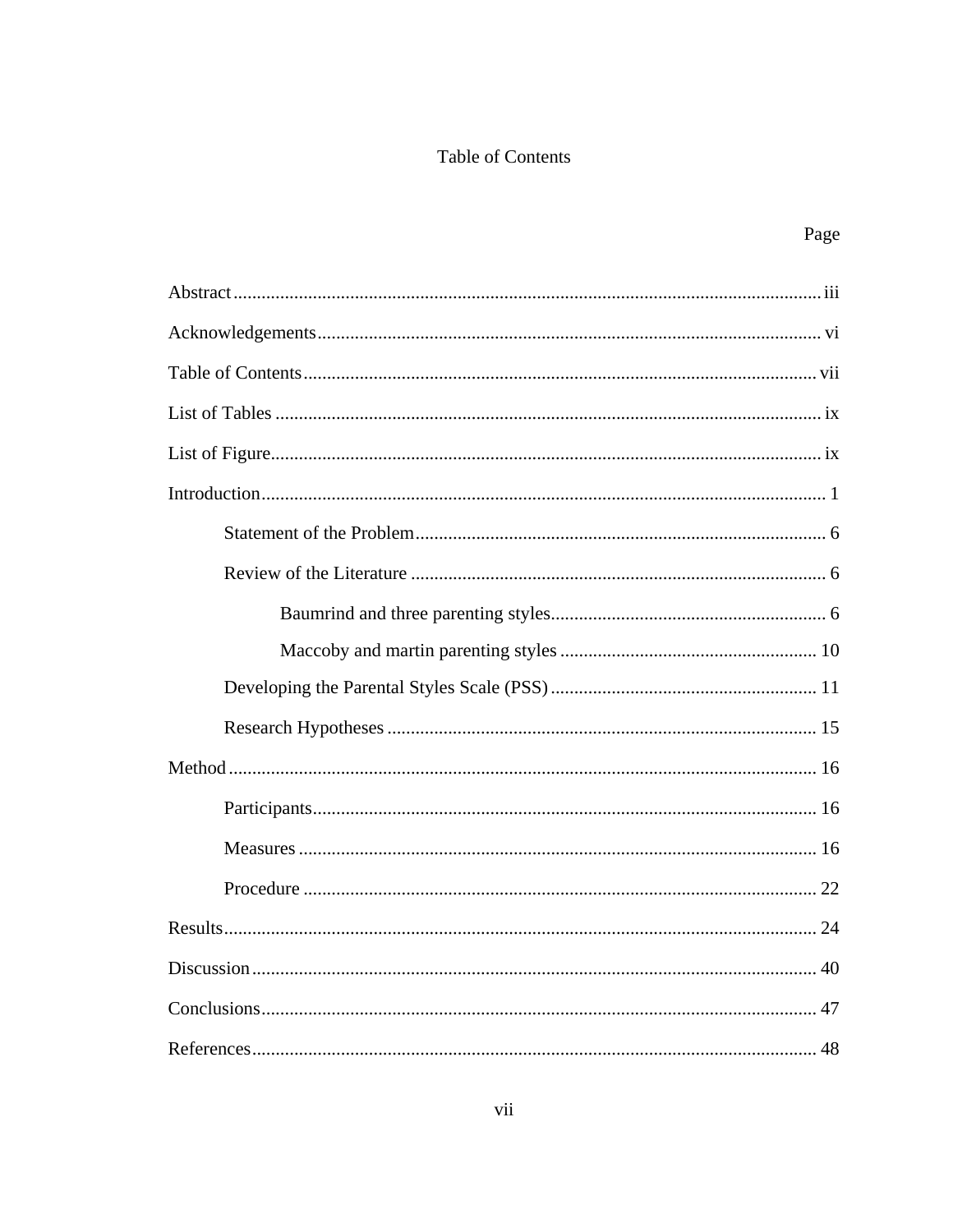# Table of Contents

| | Page |
|---|---|
| Abstract | iii |
| Acknowledgements | vi |
| Table of Contents | vii |
| List of Tables | ix |
| List of Figure | ix |
| Introduction | 1 |
|     Statement of the Problem | 6 |
|     Review of the Literature | 6 |
|         Baumrind and three parenting styles | 6 |
|         Maccoby and martin parenting styles | 10 |
|     Developing the Parental Styles Scale (PSS) | 11 |
|     Research Hypotheses | 15 |
| Method | 16 |
|     Participants | 16 |
|     Measures | 16 |
|     Procedure | 22 |
| Results | 24 |
| Discussion | 40 |
| Conclusions | 47 |
| References | 48 |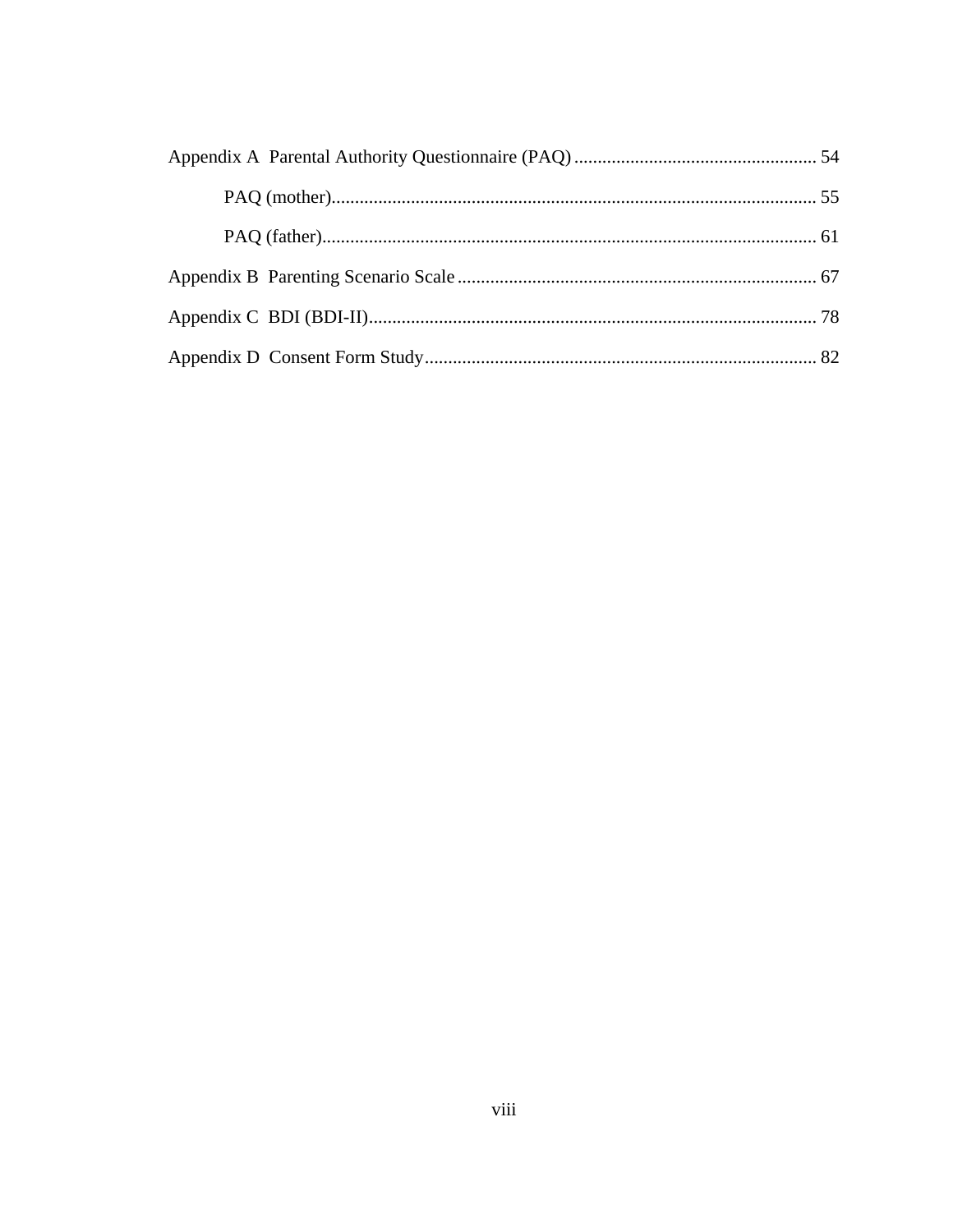Appendix A Parental Authority Questionnaire (PAQ) .................................................... 54

PAQ (mother)........................................................................................................ 55

PAQ (father).......................................................................................................... 61

Appendix B Parenting Scenario Scale ............................................................................. 67

Appendix C BDI (BDI-II)................................................................................................ 78

Appendix D Consent Form Study.................................................................................... 82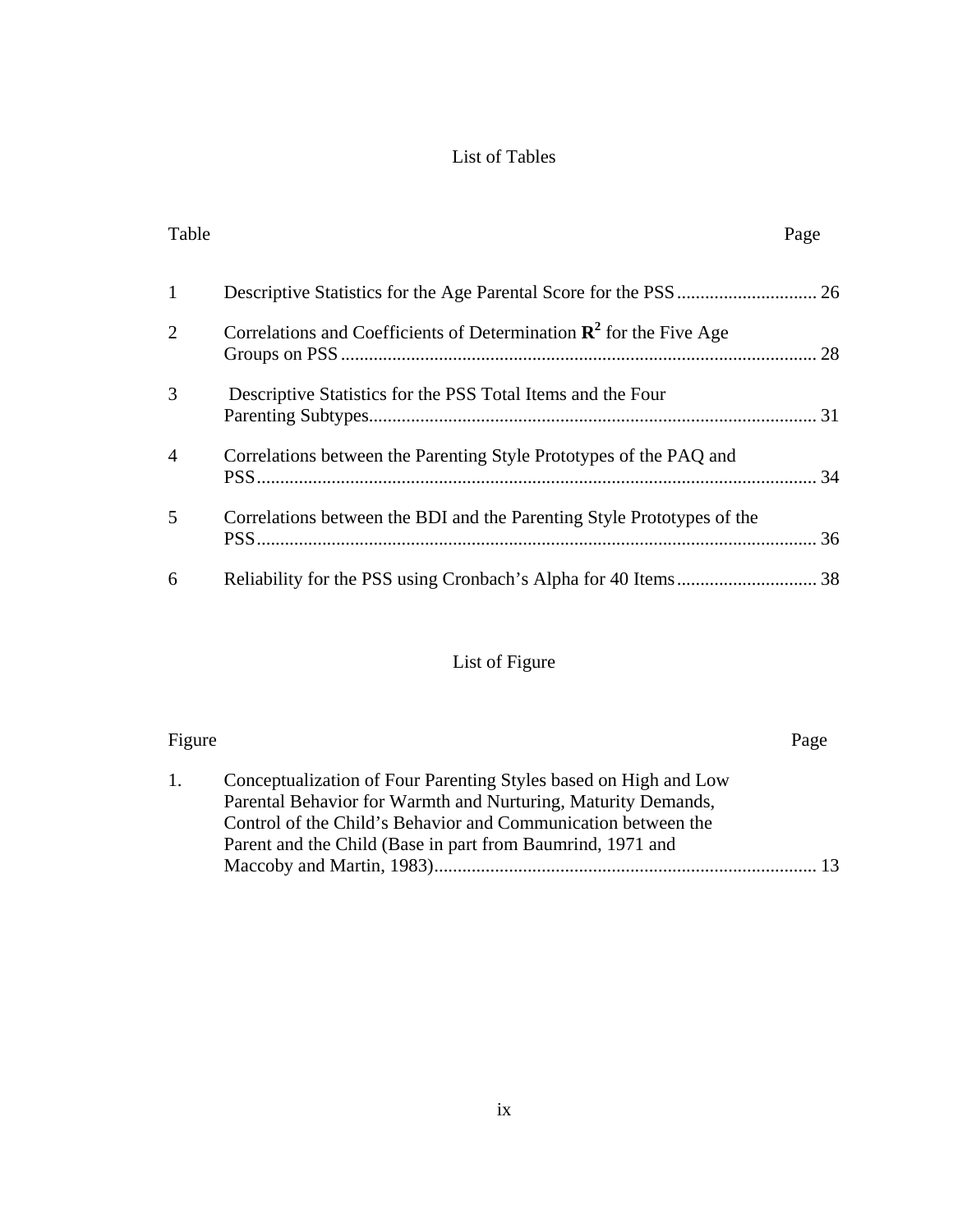# List of Tables

| Table | | Page |
|---|---|---|
| 1 | Descriptive Statistics for the Age Parental Score for the PSS | 26 |
| 2 | Correlations and Coefficients of Determination $\mathbf{R^2}$ for the Five Age Groups on PSS | 28 |
| 3 | Descriptive Statistics for the PSS Total Items and the Four Parenting Subtypes | 31 |
| 4 | Correlations between the Parenting Style Prototypes of the PAQ and PSS | 34 |
| 5 | Correlations between the BDI and the Parenting Style Prototypes of the PSS | 36 |
| 6 | Reliability for the PSS using Cronbach's Alpha for 40 Items | 38 |

# List of Figure

| Figure | | Page |
|---|---|---|
| 1. | Conceptualization of Four Parenting Styles based on High and Low Parental Behavior for Warmth and Nurturing, Maturity Demands, Control of the Child's Behavior and Communication between the Parent and the Child (Base in part from Baumrind, 1971 and Maccoby and Martin, 1983) | 13 |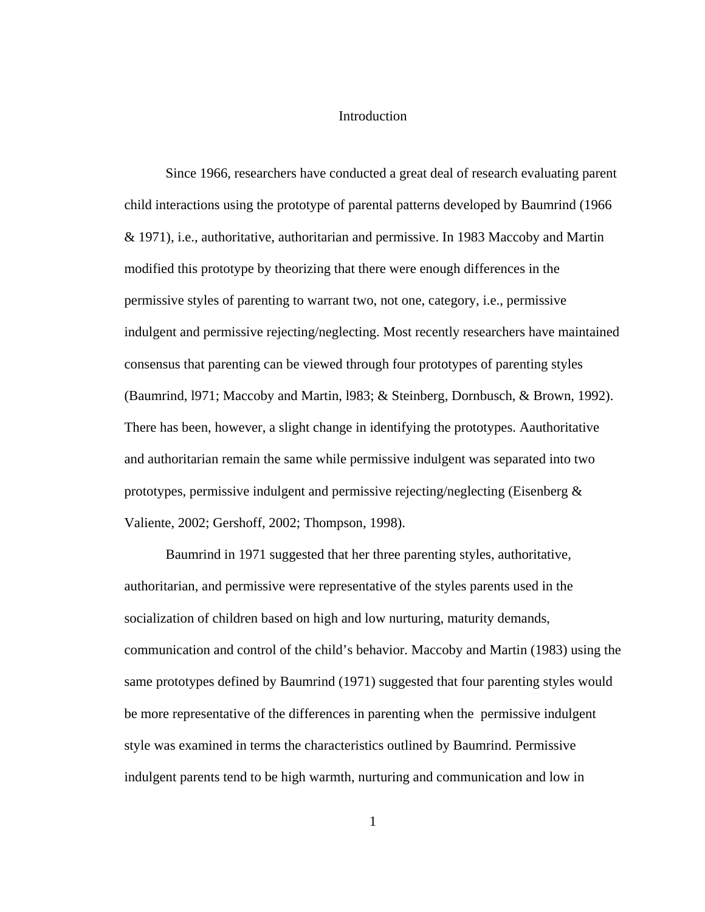# Introduction

Since 1966, researchers have conducted a great deal of research evaluating parent child interactions using the prototype of parental patterns developed by Baumrind (1966 & 1971), i.e., authoritative, authoritarian and permissive. In 1983 Maccoby and Martin modified this prototype by theorizing that there were enough differences in the permissive styles of parenting to warrant two, not one, category, i.e., permissive indulgent and permissive rejecting/neglecting. Most recently researchers have maintained consensus that parenting can be viewed through four prototypes of parenting styles (Baumrind, l971; Maccoby and Martin, l983; & Steinberg, Dornbusch, & Brown, 1992). There has been, however, a slight change in identifying the prototypes. Aauthoritative and authoritarian remain the same while permissive indulgent was separated into two prototypes, permissive indulgent and permissive rejecting/neglecting (Eisenberg & Valiente, 2002; Gershoff, 2002; Thompson, 1998).

Baumrind in 1971 suggested that her three parenting styles, authoritative, authoritarian, and permissive were representative of the styles parents used in the socialization of children based on high and low nurturing, maturity demands, communication and control of the child's behavior. Maccoby and Martin (1983) using the same prototypes defined by Baumrind (1971) suggested that four parenting styles would be more representative of the differences in parenting when the permissive indulgent style was examined in terms the characteristics outlined by Baumrind. Permissive indulgent parents tend to be high warmth, nurturing and communication and low in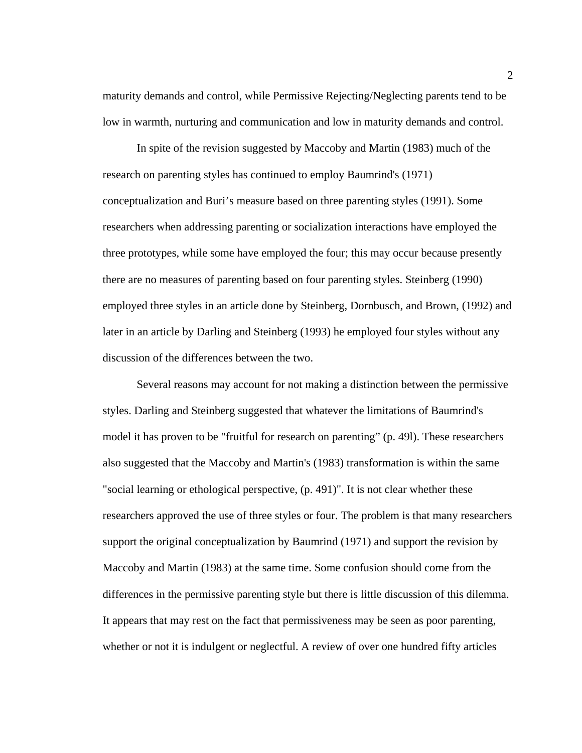maturity demands and control, while Permissive Rejecting/Neglecting parents tend to be low in warmth, nurturing and communication and low in maturity demands and control.

In spite of the revision suggested by Maccoby and Martin (1983) much of the research on parenting styles has continued to employ Baumrind's (1971) conceptualization and Buri's measure based on three parenting styles (1991). Some researchers when addressing parenting or socialization interactions have employed the three prototypes, while some have employed the four; this may occur because presently there are no measures of parenting based on four parenting styles. Steinberg (1990) employed three styles in an article done by Steinberg, Dornbusch, and Brown, (1992) and later in an article by Darling and Steinberg (1993) he employed four styles without any discussion of the differences between the two.

Several reasons may account for not making a distinction between the permissive styles. Darling and Steinberg suggested that whatever the limitations of Baumrind's model it has proven to be "fruitful for research on parenting" (p. 49l). These researchers also suggested that the Maccoby and Martin's (1983) transformation is within the same "social learning or ethological perspective, (p. 491)". It is not clear whether these researchers approved the use of three styles or four. The problem is that many researchers support the original conceptualization by Baumrind (1971) and support the revision by Maccoby and Martin (1983) at the same time. Some confusion should come from the differences in the permissive parenting style but there is little discussion of this dilemma. It appears that may rest on the fact that permissiveness may be seen as poor parenting, whether or not it is indulgent or neglectful. A review of over one hundred fifty articles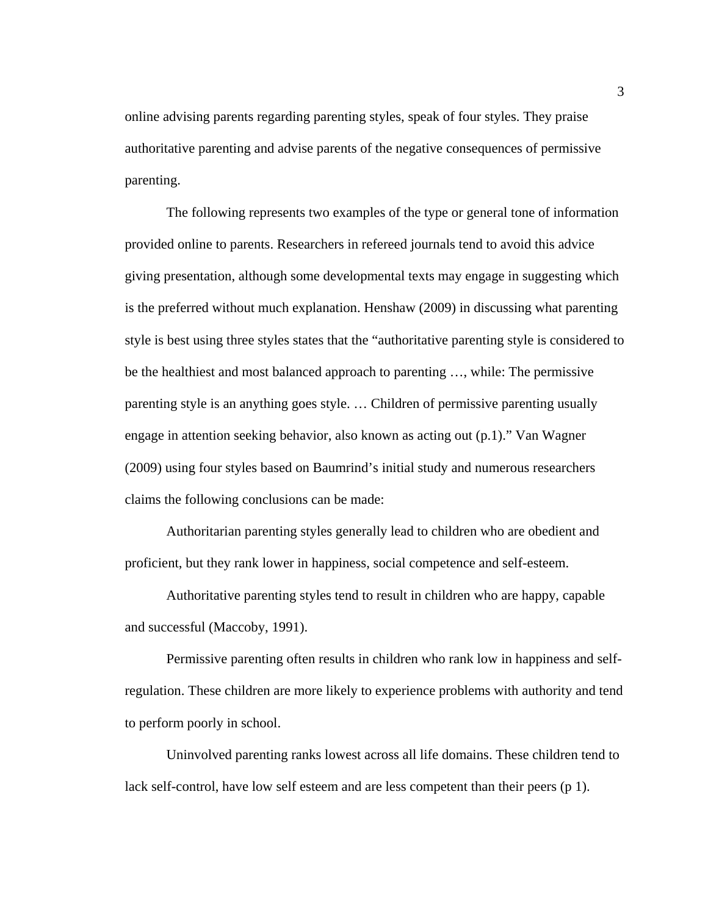online advising parents regarding parenting styles, speak of four styles. They praise authoritative parenting and advise parents of the negative consequences of permissive parenting.

The following represents two examples of the type or general tone of information provided online to parents. Researchers in refereed journals tend to avoid this advice giving presentation, although some developmental texts may engage in suggesting which is the preferred without much explanation. Henshaw (2009) in discussing what parenting style is best using three styles states that the "authoritative parenting style is considered to be the healthiest and most balanced approach to parenting …, while: The permissive parenting style is an anything goes style. … Children of permissive parenting usually engage in attention seeking behavior, also known as acting out (p.1)." Van Wagner (2009) using four styles based on Baumrind's initial study and numerous researchers claims the following conclusions can be made:

Authoritarian parenting styles generally lead to children who are obedient and proficient, but they rank lower in happiness, social competence and self-esteem.

Authoritative parenting styles tend to result in children who are happy, capable and successful (Maccoby, 1991).

Permissive parenting often results in children who rank low in happiness and self-regulation. These children are more likely to experience problems with authority and tend to perform poorly in school.

Uninvolved parenting ranks lowest across all life domains. These children tend to lack self-control, have low self esteem and are less competent than their peers (p 1).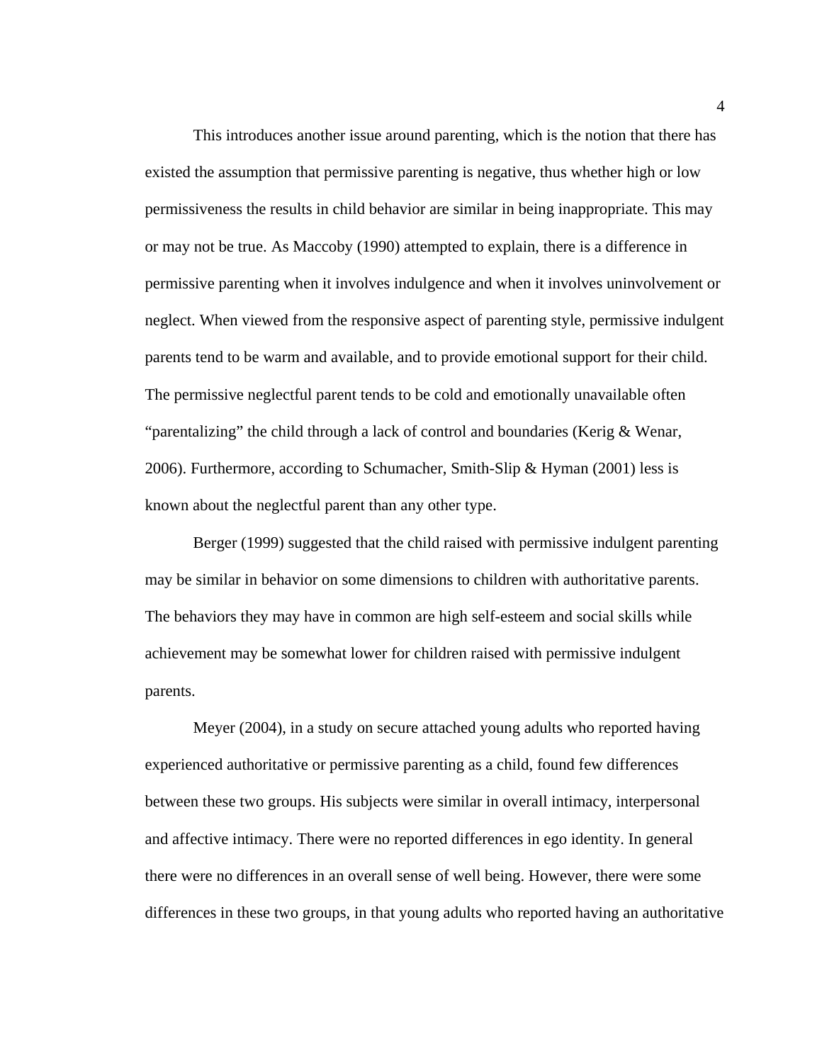This introduces another issue around parenting, which is the notion that there has existed the assumption that permissive parenting is negative, thus whether high or low permissiveness the results in child behavior are similar in being inappropriate. This may or may not be true. As Maccoby (1990) attempted to explain, there is a difference in permissive parenting when it involves indulgence and when it involves uninvolvement or neglect. When viewed from the responsive aspect of parenting style, permissive indulgent parents tend to be warm and available, and to provide emotional support for their child. The permissive neglectful parent tends to be cold and emotionally unavailable often "parentalizing" the child through a lack of control and boundaries (Kerig & Wenar, 2006). Furthermore, according to Schumacher, Smith-Slip & Hyman (2001) less is known about the neglectful parent than any other type.

Berger (1999) suggested that the child raised with permissive indulgent parenting may be similar in behavior on some dimensions to children with authoritative parents. The behaviors they may have in common are high self-esteem and social skills while achievement may be somewhat lower for children raised with permissive indulgent parents.

Meyer (2004), in a study on secure attached young adults who reported having experienced authoritative or permissive parenting as a child, found few differences between these two groups. His subjects were similar in overall intimacy, interpersonal and affective intimacy. There were no reported differences in ego identity. In general there were no differences in an overall sense of well being. However, there were some differences in these two groups, in that young adults who reported having an authoritative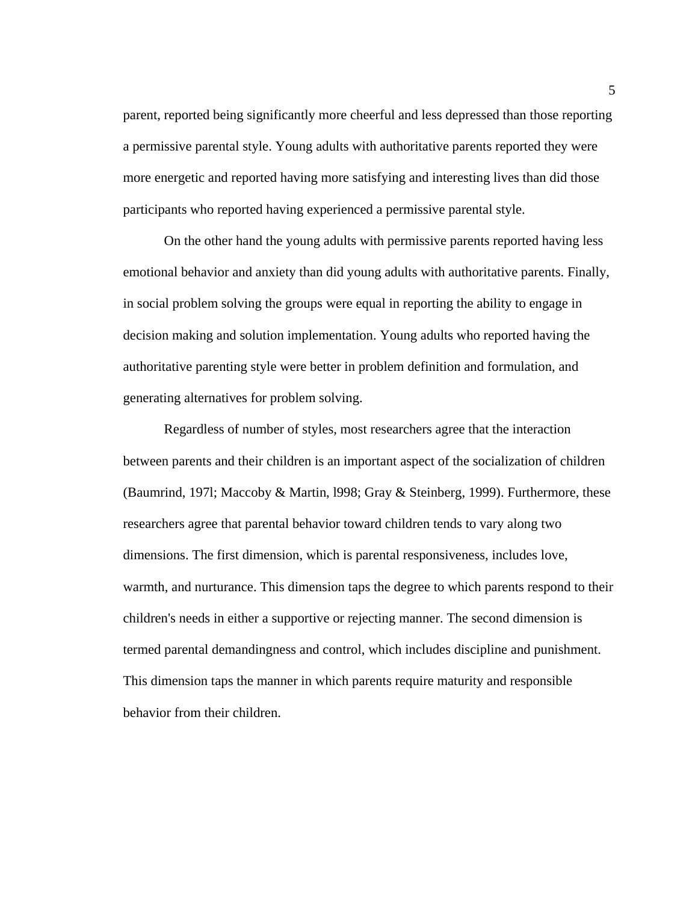parent, reported being significantly more cheerful and less depressed than those reporting a permissive parental style. Young adults with authoritative parents reported they were more energetic and reported having more satisfying and interesting lives than did those participants who reported having experienced a permissive parental style.

On the other hand the young adults with permissive parents reported having less emotional behavior and anxiety than did young adults with authoritative parents. Finally, in social problem solving the groups were equal in reporting the ability to engage in decision making and solution implementation. Young adults who reported having the authoritative parenting style were better in problem definition and formulation, and generating alternatives for problem solving.

Regardless of number of styles, most researchers agree that the interaction between parents and their children is an important aspect of the socialization of children (Baumrind, 197l; Maccoby & Martin, l998; Gray & Steinberg, 1999). Furthermore, these researchers agree that parental behavior toward children tends to vary along two dimensions. The first dimension, which is parental responsiveness, includes love, warmth, and nurturance. This dimension taps the degree to which parents respond to their children's needs in either a supportive or rejecting manner. The second dimension is termed parental demandingness and control, which includes discipline and punishment. This dimension taps the manner in which parents require maturity and responsible behavior from their children.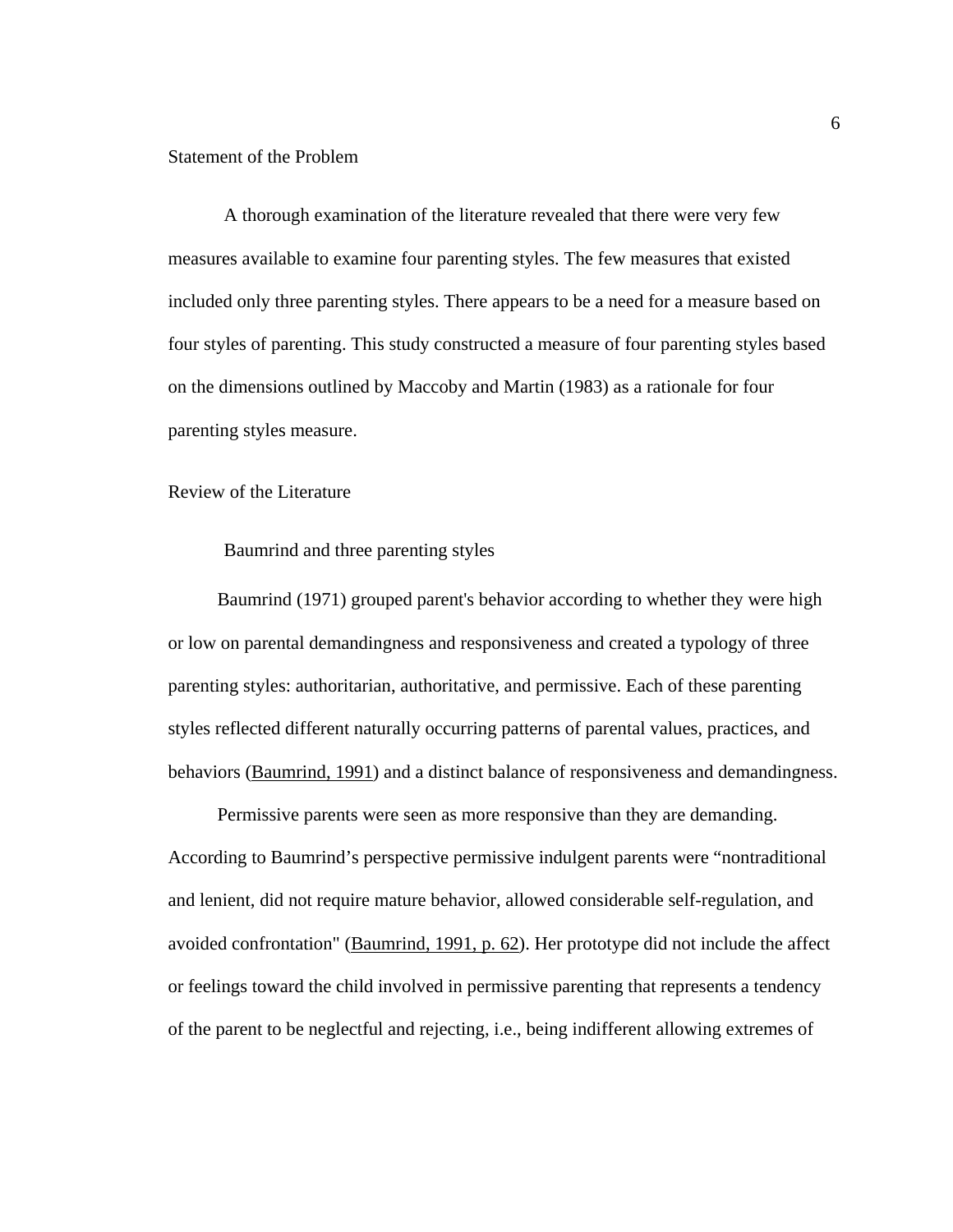## Statement of the Problem

A thorough examination of the literature revealed that there were very few measures available to examine four parenting styles. The few measures that existed included only three parenting styles. There appears to be a need for a measure based on four styles of parenting. This study constructed a measure of four parenting styles based on the dimensions outlined by Maccoby and Martin (1983) as a rationale for four parenting styles measure.

## Review of the Literature

### Baumrind and three parenting styles

Baumrind (1971) grouped parent's behavior according to whether they were high or low on parental demandingness and responsiveness and created a typology of three parenting styles: authoritarian, authoritative, and permissive. Each of these parenting styles reflected different naturally occurring patterns of parental values, practices, and behaviors (Baumrind, 1991) and a distinct balance of responsiveness and demandingness.

Permissive parents were seen as more responsive than they are demanding. According to Baumrind's perspective permissive indulgent parents were "nontraditional and lenient, did not require mature behavior, allowed considerable self-regulation, and avoided confrontation" (Baumrind, 1991, p. 62). Her prototype did not include the affect or feelings toward the child involved in permissive parenting that represents a tendency of the parent to be neglectful and rejecting, i.e., being indifferent allowing extremes of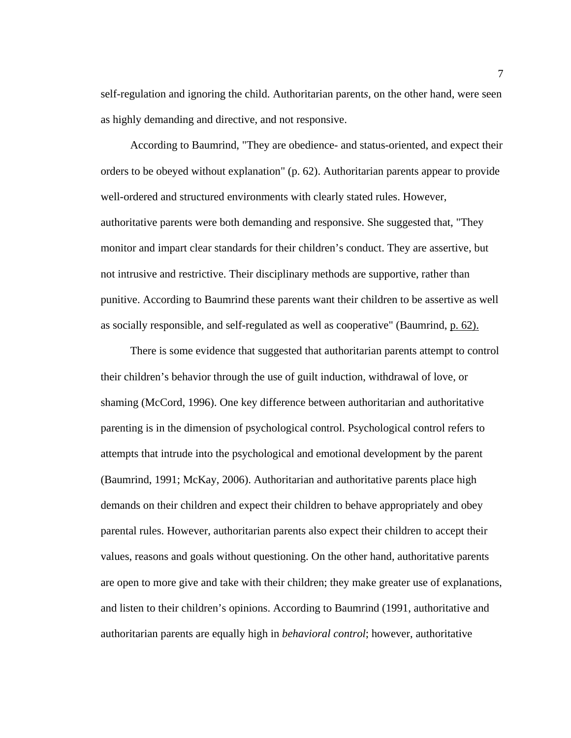self-regulation and ignoring the child. Authoritarian parent*s*, on the other hand, were seen as highly demanding and directive, and not responsive.

According to Baumrind, "They are obedience- and status-oriented, and expect their orders to be obeyed without explanation" (p. 62). Authoritarian parents appear to provide well-ordered and structured environments with clearly stated rules. However, authoritative parents were both demanding and responsive. She suggested that, "They monitor and impart clear standards for their children's conduct. They are assertive, but not intrusive and restrictive. Their disciplinary methods are supportive, rather than punitive. According to Baumrind these parents want their children to be assertive as well as socially responsible, and self-regulated as well as cooperative" (Baumrind, p. 62).

There is some evidence that suggested that authoritarian parents attempt to control their children's behavior through the use of guilt induction, withdrawal of love, or shaming (McCord, 1996). One key difference between authoritarian and authoritative parenting is in the dimension of psychological control. Psychological control refers to attempts that intrude into the psychological and emotional development by the parent (Baumrind, 1991; McKay, 2006). Authoritarian and authoritative parents place high demands on their children and expect their children to behave appropriately and obey parental rules. However, authoritarian parents also expect their children to accept their values, reasons and goals without questioning. On the other hand, authoritative parents are open to more give and take with their children; they make greater use of explanations, and listen to their children's opinions. According to Baumrind (1991, authoritative and authoritarian parents are equally high in *behavioral control*; however, authoritative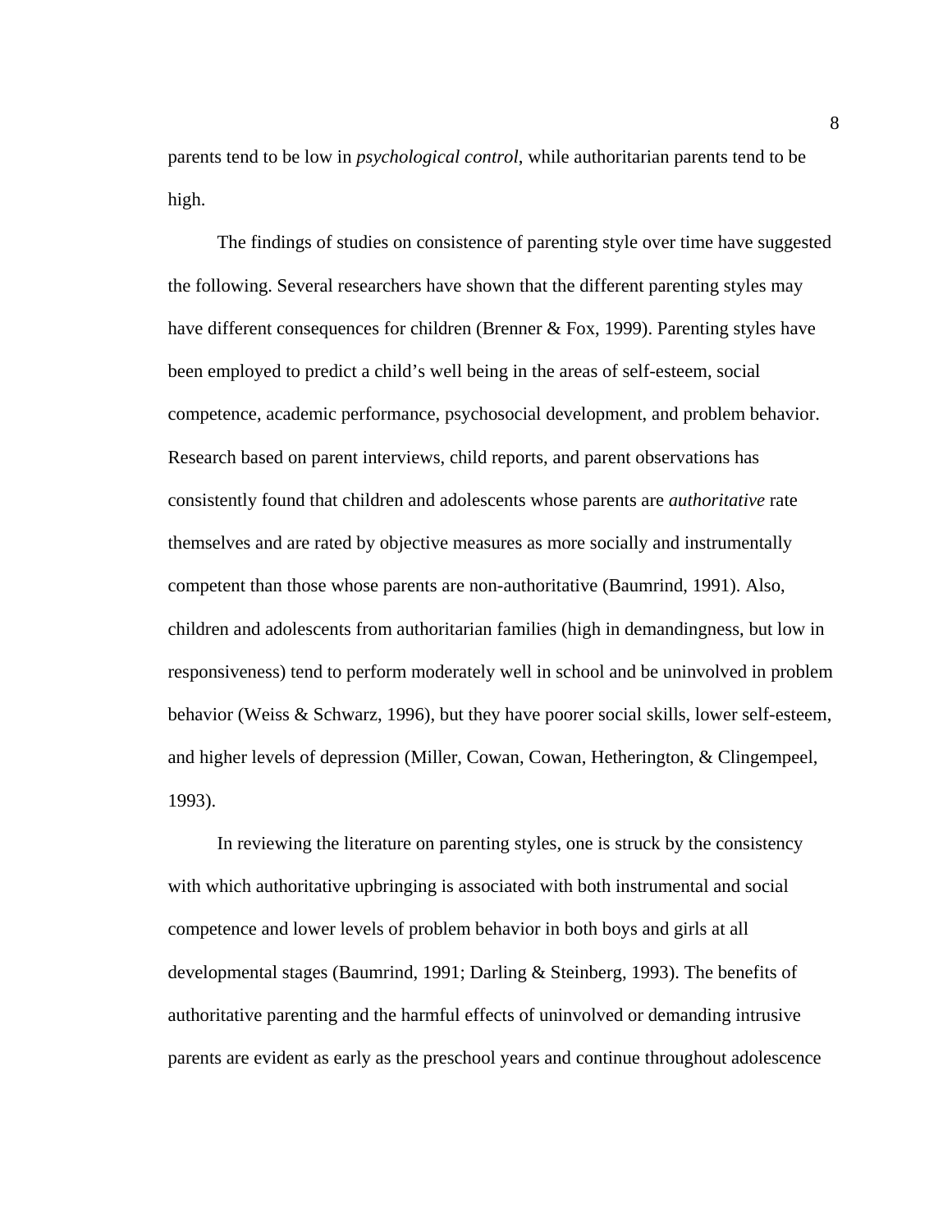parents tend to be low in *psychological control*, while authoritarian parents tend to be high.

The findings of studies on consistence of parenting style over time have suggested the following. Several researchers have shown that the different parenting styles may have different consequences for children (Brenner & Fox, 1999). Parenting styles have been employed to predict a child's well being in the areas of self-esteem, social competence, academic performance, psychosocial development, and problem behavior. Research based on parent interviews, child reports, and parent observations has consistently found that children and adolescents whose parents are *authoritative* rate themselves and are rated by objective measures as more socially and instrumentally competent than those whose parents are non-authoritative (Baumrind, 1991). Also, children and adolescents from authoritarian families (high in demandingness, but low in responsiveness) tend to perform moderately well in school and be uninvolved in problem behavior (Weiss & Schwarz, 1996), but they have poorer social skills, lower self-esteem, and higher levels of depression (Miller, Cowan, Cowan, Hetherington, & Clingempeel, 1993).

In reviewing the literature on parenting styles, one is struck by the consistency with which authoritative upbringing is associated with both instrumental and social competence and lower levels of problem behavior in both boys and girls at all developmental stages (Baumrind, 1991; Darling & Steinberg, 1993). The benefits of authoritative parenting and the harmful effects of uninvolved or demanding intrusive parents are evident as early as the preschool years and continue throughout adolescence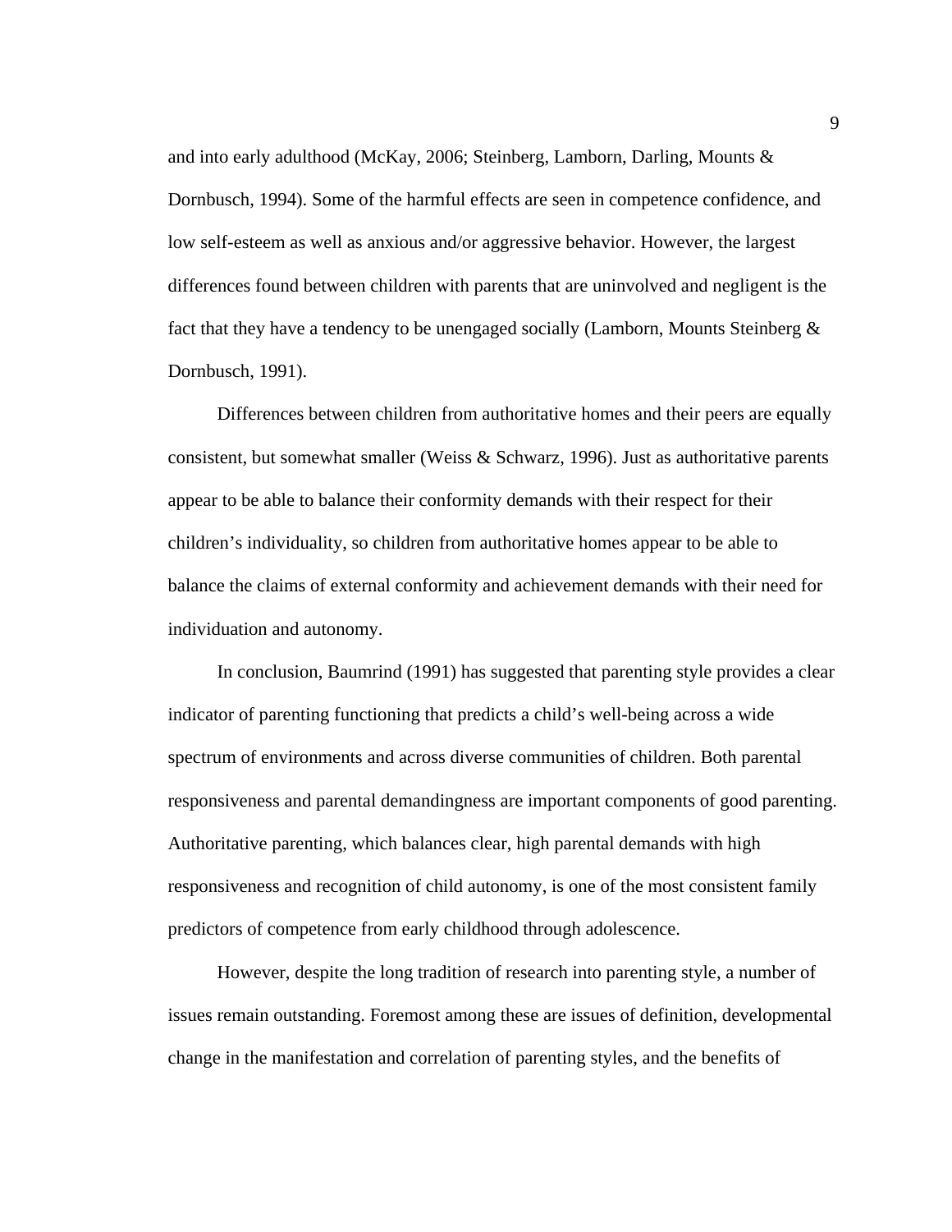and into early adulthood (McKay, 2006; Steinberg, Lamborn, Darling, Mounts & Dornbusch, 1994). Some of the harmful effects are seen in competence confidence, and low self-esteem as well as anxious and/or aggressive behavior. However, the largest differences found between children with parents that are uninvolved and negligent is the fact that they have a tendency to be unengaged socially (Lamborn, Mounts Steinberg & Dornbusch, 1991).

Differences between children from authoritative homes and their peers are equally consistent, but somewhat smaller (Weiss & Schwarz, 1996). Just as authoritative parents appear to be able to balance their conformity demands with their respect for their children's individuality, so children from authoritative homes appear to be able to balance the claims of external conformity and achievement demands with their need for individuation and autonomy.

In conclusion, Baumrind (1991) has suggested that parenting style provides a clear indicator of parenting functioning that predicts a child's well-being across a wide spectrum of environments and across diverse communities of children. Both parental responsiveness and parental demandingness are important components of good parenting. Authoritative parenting, which balances clear, high parental demands with high responsiveness and recognition of child autonomy, is one of the most consistent family predictors of competence from early childhood through adolescence.

However, despite the long tradition of research into parenting style, a number of issues remain outstanding. Foremost among these are issues of definition, developmental change in the manifestation and correlation of parenting styles, and the benefits of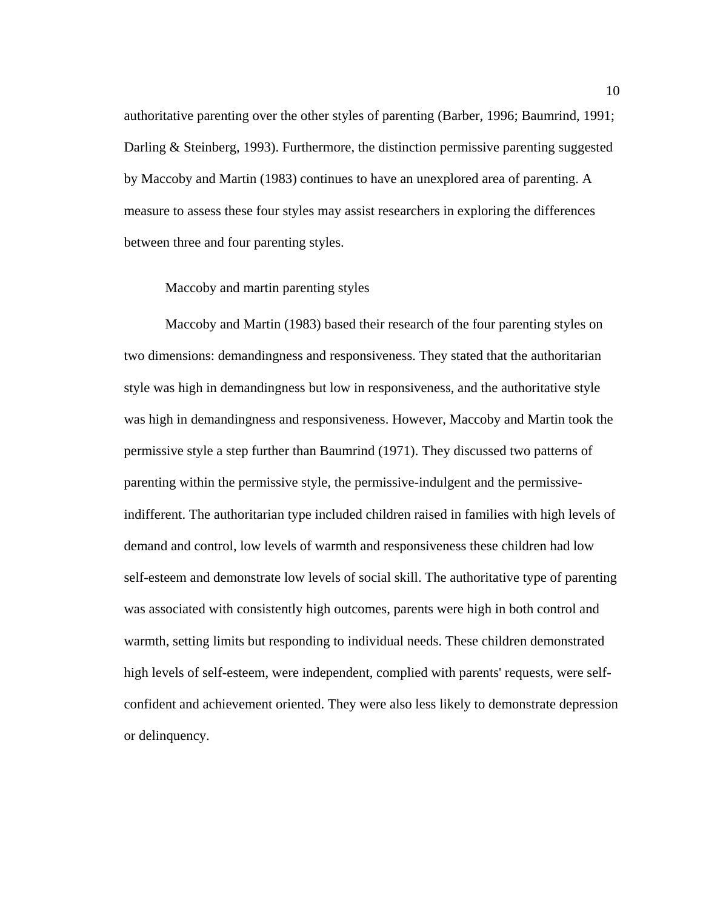authoritative parenting over the other styles of parenting (Barber, 1996; Baumrind, 1991; Darling & Steinberg, 1993). Furthermore, the distinction permissive parenting suggested by Maccoby and Martin (1983) continues to have an unexplored area of parenting. A measure to assess these four styles may assist researchers in exploring the differences between three and four parenting styles.

### Maccoby and martin parenting styles

Maccoby and Martin (1983) based their research of the four parenting styles on two dimensions: demandingness and responsiveness. They stated that the authoritarian style was high in demandingness but low in responsiveness, and the authoritative style was high in demandingness and responsiveness. However, Maccoby and Martin took the permissive style a step further than Baumrind (1971). They discussed two patterns of parenting within the permissive style, the permissive-indulgent and the permissive-indifferent. The authoritarian type included children raised in families with high levels of demand and control, low levels of warmth and responsiveness these children had low self-esteem and demonstrate low levels of social skill. The authoritative type of parenting was associated with consistently high outcomes, parents were high in both control and warmth, setting limits but responding to individual needs. These children demonstrated high levels of self-esteem, were independent, complied with parents' requests, were self-confident and achievement oriented. They were also less likely to demonstrate depression or delinquency.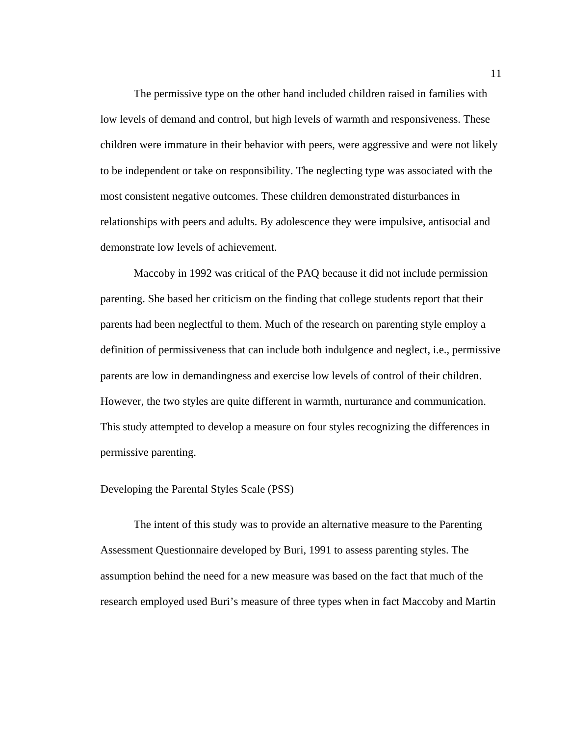The permissive type on the other hand included children raised in families with low levels of demand and control, but high levels of warmth and responsiveness. These children were immature in their behavior with peers, were aggressive and were not likely to be independent or take on responsibility. The neglecting type was associated with the most consistent negative outcomes. These children demonstrated disturbances in relationships with peers and adults. By adolescence they were impulsive, antisocial and demonstrate low levels of achievement.

Maccoby in 1992 was critical of the PAQ because it did not include permission parenting. She based her criticism on the finding that college students report that their parents had been neglectful to them. Much of the research on parenting style employ a definition of permissiveness that can include both indulgence and neglect, i.e., permissive parents are low in demandingness and exercise low levels of control of their children. However, the two styles are quite different in warmth, nurturance and communication. This study attempted to develop a measure on four styles recognizing the differences in permissive parenting.

## Developing the Parental Styles Scale (PSS)

The intent of this study was to provide an alternative measure to the Parenting Assessment Questionnaire developed by Buri, 1991 to assess parenting styles. The assumption behind the need for a new measure was based on the fact that much of the research employed used Buri's measure of three types when in fact Maccoby and Martin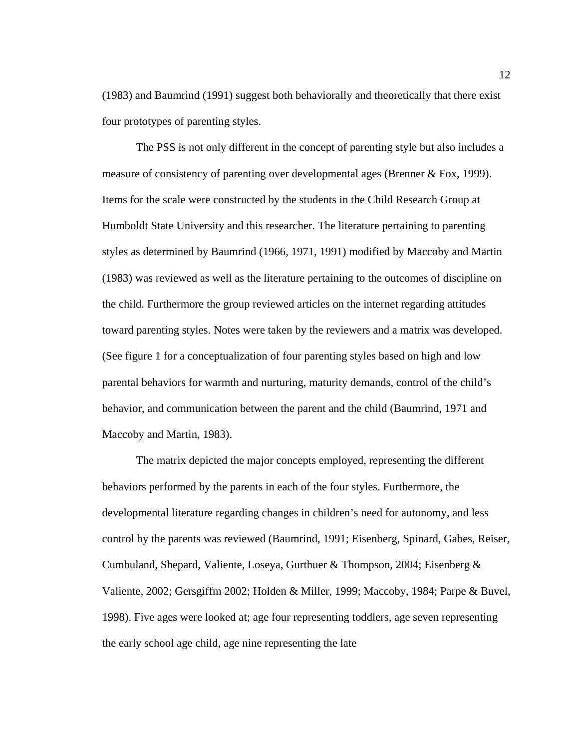(1983) and Baumrind (1991) suggest both behaviorally and theoretically that there exist four prototypes of parenting styles.

The PSS is not only different in the concept of parenting style but also includes a measure of consistency of parenting over developmental ages (Brenner & Fox, 1999). Items for the scale were constructed by the students in the Child Research Group at Humboldt State University and this researcher. The literature pertaining to parenting styles as determined by Baumrind (1966, 1971, 1991) modified by Maccoby and Martin (1983) was reviewed as well as the literature pertaining to the outcomes of discipline on the child. Furthermore the group reviewed articles on the internet regarding attitudes toward parenting styles. Notes were taken by the reviewers and a matrix was developed. (See figure 1 for a conceptualization of four parenting styles based on high and low parental behaviors for warmth and nurturing, maturity demands, control of the child's behavior, and communication between the parent and the child (Baumrind, 1971 and Maccoby and Martin, 1983).

The matrix depicted the major concepts employed, representing the different behaviors performed by the parents in each of the four styles. Furthermore, the developmental literature regarding changes in children's need for autonomy, and less control by the parents was reviewed (Baumrind, 1991; Eisenberg, Spinard, Gabes, Reiser, Cumbuland, Shepard, Valiente, Loseya, Gurthuer & Thompson, 2004; Eisenberg & Valiente, 2002; Gersgiffm 2002; Holden & Miller, 1999; Maccoby, 1984; Parpe & Buvel, 1998). Five ages were looked at; age four representing toddlers, age seven representing the early school age child, age nine representing the late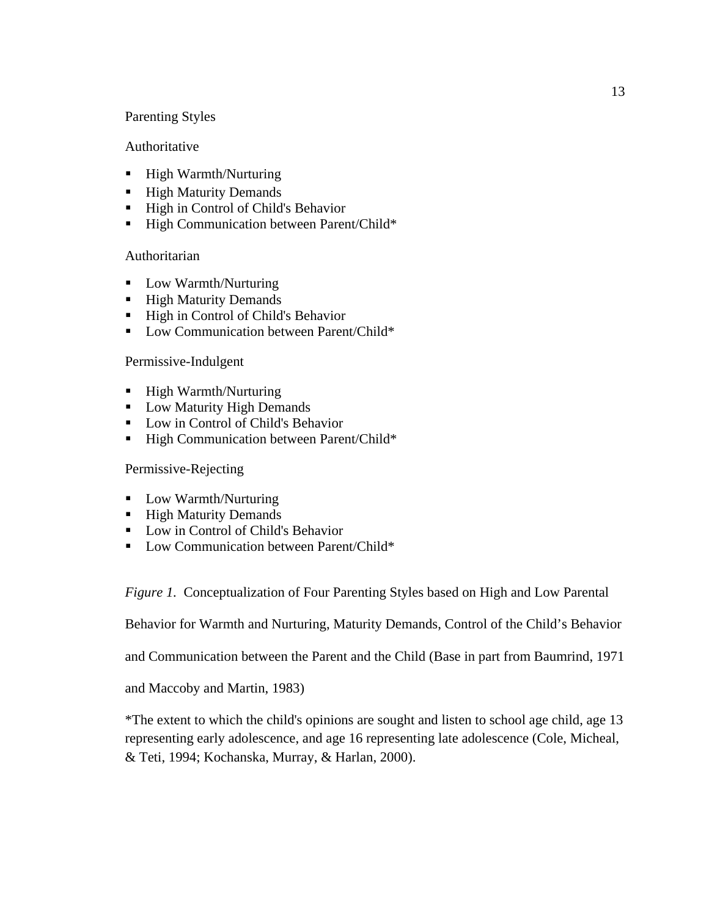Parenting Styles

Authoritative

- High Warmth/Nurturing
- High Maturity Demands
- High in Control of Child's Behavior
- High Communication between Parent/Child*

Authoritarian

- Low Warmth/Nurturing
- High Maturity Demands
- High in Control of Child's Behavior
- Low Communication between Parent/Child*

Permissive-Indulgent

- High Warmth/Nurturing
- Low Maturity High Demands
- Low in Control of Child's Behavior
- High Communication between Parent/Child*

Permissive-Rejecting

- Low Warmth/Nurturing
- High Maturity Demands
- Low in Control of Child's Behavior
- Low Communication between Parent/Child*

*Figure 1.* Conceptualization of Four Parenting Styles based on High and Low Parental Behavior for Warmth and Nurturing, Maturity Demands, Control of the Child's Behavior and Communication between the Parent and the Child (Base in part from Baumrind, 1971 and Maccoby and Martin, 1983)

*The extent to which the child's opinions are sought and listen to school age child, age 13 representing early adolescence, and age 16 representing late adolescence (Cole, Micheal, & Teti, 1994; Kochanska, Murray, & Harlan, 2000).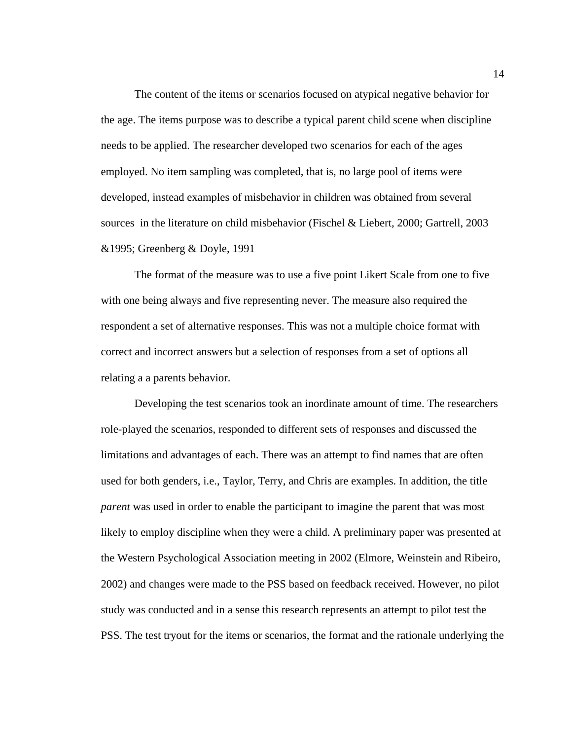The content of the items or scenarios focused on atypical negative behavior for the age. The items purpose was to describe a typical parent child scene when discipline needs to be applied. The researcher developed two scenarios for each of the ages employed. No item sampling was completed, that is, no large pool of items were developed, instead examples of misbehavior in children was obtained from several sources in the literature on child misbehavior (Fischel & Liebert, 2000; Gartrell, 2003 &1995; Greenberg & Doyle, 1991

The format of the measure was to use a five point Likert Scale from one to five with one being always and five representing never. The measure also required the respondent a set of alternative responses. This was not a multiple choice format with correct and incorrect answers but a selection of responses from a set of options all relating a a parents behavior.

Developing the test scenarios took an inordinate amount of time. The researchers role-played the scenarios, responded to different sets of responses and discussed the limitations and advantages of each. There was an attempt to find names that are often used for both genders, i.e., Taylor, Terry, and Chris are examples. In addition, the title *parent* was used in order to enable the participant to imagine the parent that was most likely to employ discipline when they were a child. A preliminary paper was presented at the Western Psychological Association meeting in 2002 (Elmore, Weinstein and Ribeiro, 2002) and changes were made to the PSS based on feedback received. However, no pilot study was conducted and in a sense this research represents an attempt to pilot test the PSS. The test tryout for the items or scenarios, the format and the rationale underlying the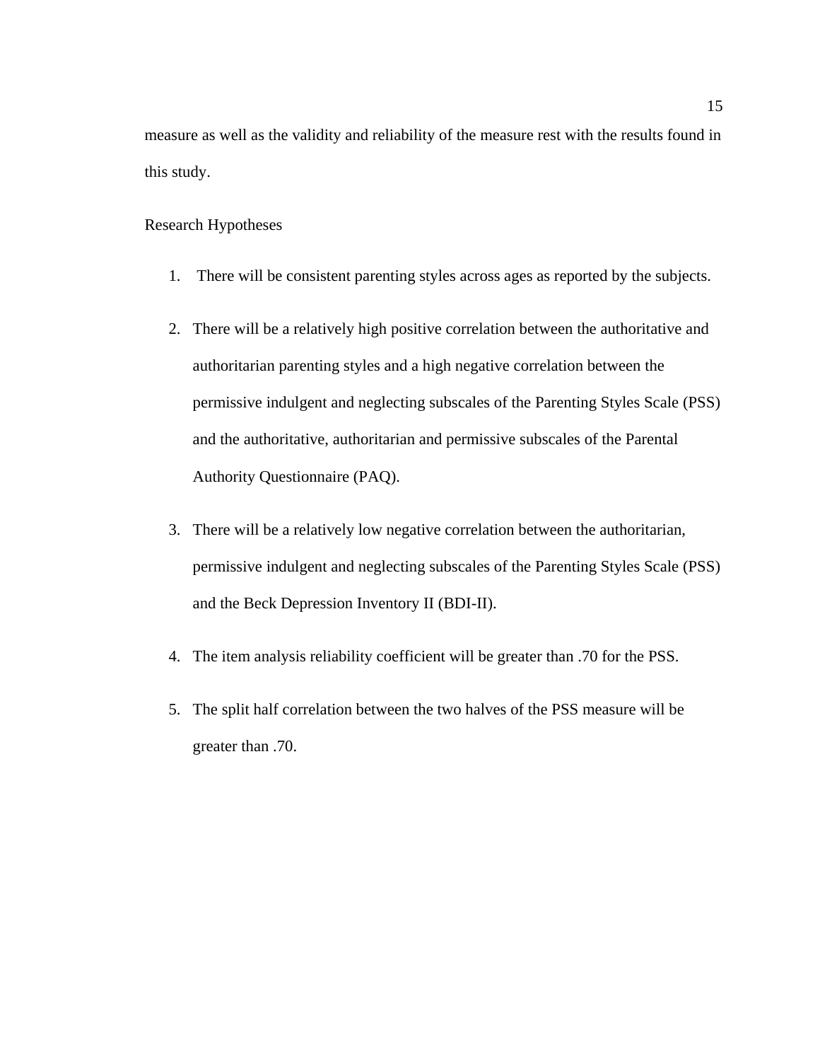measure as well as the validity and reliability of the measure rest with the results found in this study.

## Research Hypotheses

1. There will be consistent parenting styles across ages as reported by the subjects.
2. There will be a relatively high positive correlation between the authoritative and authoritarian parenting styles and a high negative correlation between the permissive indulgent and neglecting subscales of the Parenting Styles Scale (PSS) and the authoritative, authoritarian and permissive subscales of the Parental Authority Questionnaire (PAQ).
3. There will be a relatively low negative correlation between the authoritarian, permissive indulgent and neglecting subscales of the Parenting Styles Scale (PSS) and the Beck Depression Inventory II (BDI-II).
4. The item analysis reliability coefficient will be greater than .70 for the PSS.
5. The split half correlation between the two halves of the PSS measure will be greater than .70.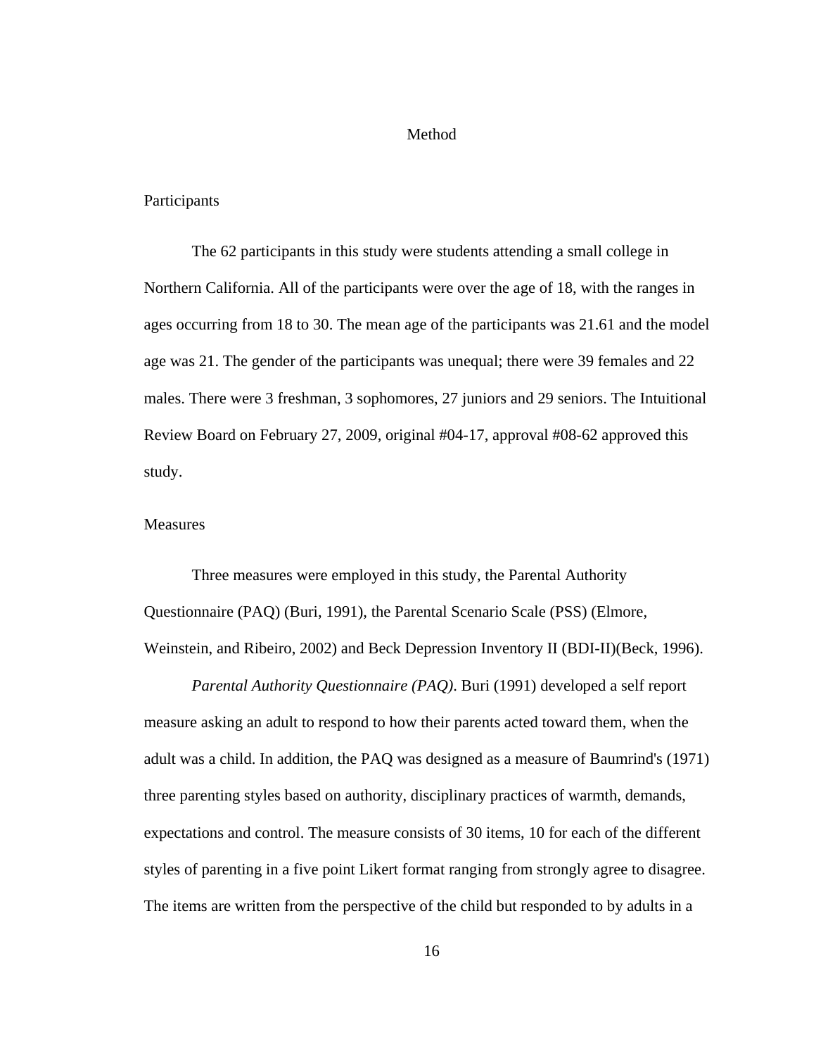# Method

## Participants

The 62 participants in this study were students attending a small college in Northern California. All of the participants were over the age of 18, with the ranges in ages occurring from 18 to 30. The mean age of the participants was 21.61 and the model age was 21. The gender of the participants was unequal; there were 39 females and 22 males. There were 3 freshman, 3 sophomores, 27 juniors and 29 seniors. The Intuitional Review Board on February 27, 2009, original #04-17, approval #08-62 approved this study.

## Measures

Three measures were employed in this study, the Parental Authority Questionnaire (PAQ) (Buri, 1991), the Parental Scenario Scale (PSS) (Elmore, Weinstein, and Ribeiro, 2002) and Beck Depression Inventory II (BDI-II)(Beck, 1996).

*Parental Authority Questionnaire (PAQ)*. Buri (1991) developed a self report measure asking an adult to respond to how their parents acted toward them, when the adult was a child. In addition, the PAQ was designed as a measure of Baumrind's (1971) three parenting styles based on authority, disciplinary practices of warmth, demands, expectations and control. The measure consists of 30 items, 10 for each of the different styles of parenting in a five point Likert format ranging from strongly agree to disagree. The items are written from the perspective of the child but responded to by adults in a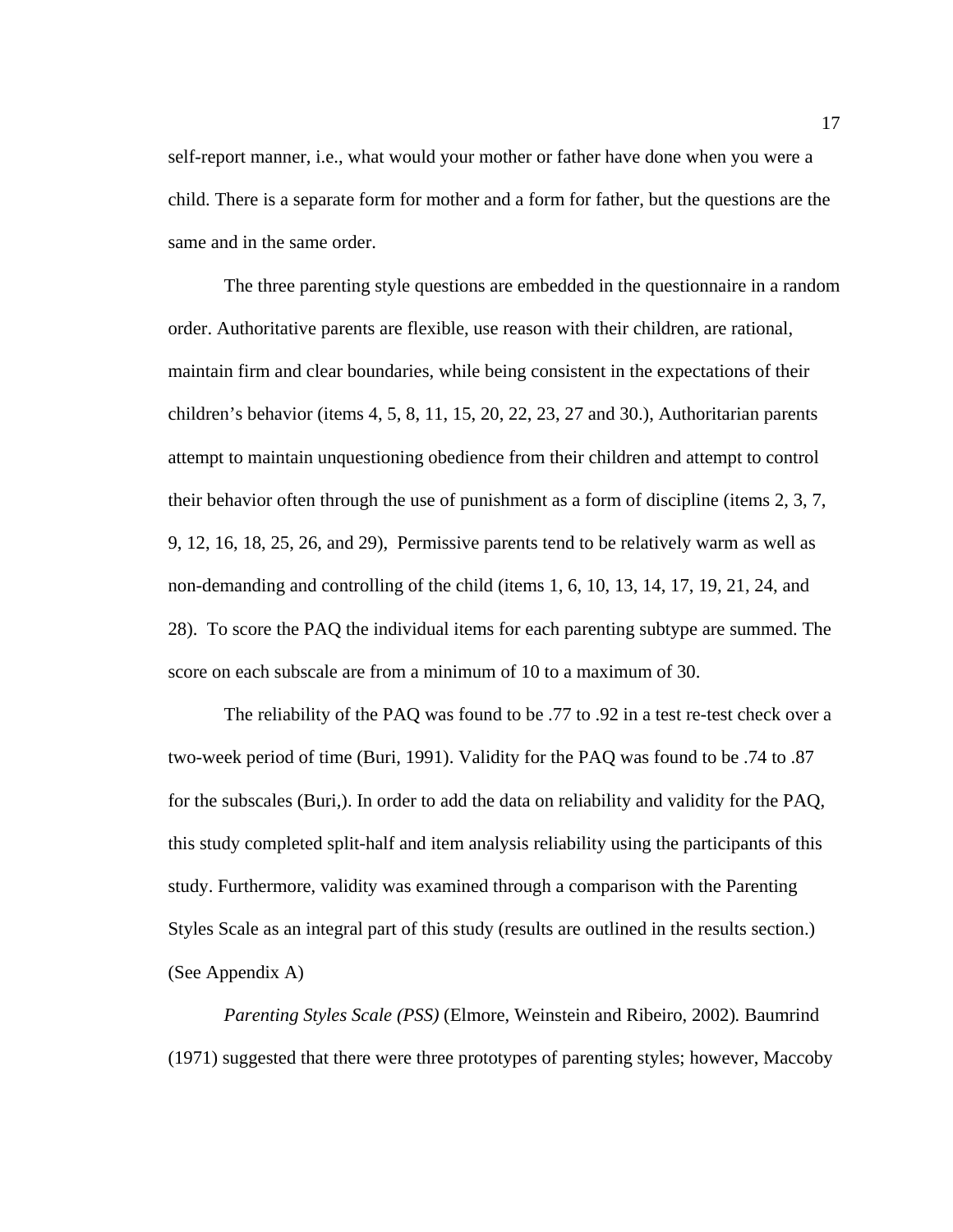self-report manner, i.e., what would your mother or father have done when you were a child. There is a separate form for mother and a form for father, but the questions are the same and in the same order.

The three parenting style questions are embedded in the questionnaire in a random order. Authoritative parents are flexible, use reason with their children, are rational, maintain firm and clear boundaries, while being consistent in the expectations of their children's behavior (items 4, 5, 8, 11, 15, 20, 22, 23, 27 and 30.), Authoritarian parents attempt to maintain unquestioning obedience from their children and attempt to control their behavior often through the use of punishment as a form of discipline (items 2, 3, 7, 9, 12, 16, 18, 25, 26, and 29), Permissive parents tend to be relatively warm as well as non-demanding and controlling of the child (items 1, 6, 10, 13, 14, 17, 19, 21, 24, and 28). To score the PAQ the individual items for each parenting subtype are summed. The score on each subscale are from a minimum of 10 to a maximum of 30.

The reliability of the PAQ was found to be .77 to .92 in a test re-test check over a two-week period of time (Buri, 1991). Validity for the PAQ was found to be .74 to .87 for the subscales (Buri,). In order to add the data on reliability and validity for the PAQ, this study completed split-half and item analysis reliability using the participants of this study. Furthermore, validity was examined through a comparison with the Parenting Styles Scale as an integral part of this study (results are outlined in the results section.) (See Appendix A)

*Parenting Styles Scale (PSS)* (Elmore, Weinstein and Ribeiro, 2002). Baumrind (1971) suggested that there were three prototypes of parenting styles; however, Maccoby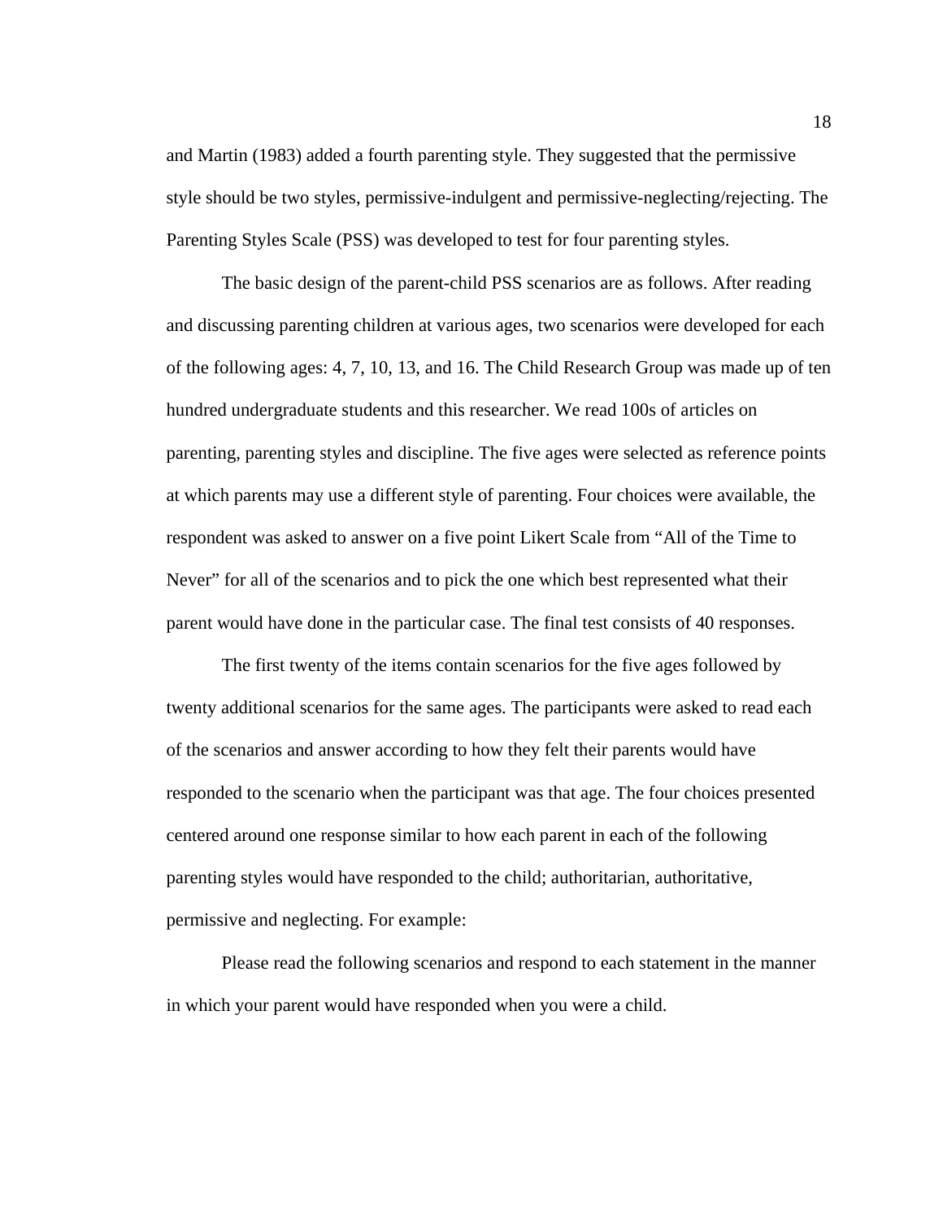and Martin (1983) added a fourth parenting style. They suggested that the permissive style should be two styles, permissive-indulgent and permissive-neglecting/rejecting. The Parenting Styles Scale (PSS) was developed to test for four parenting styles.

The basic design of the parent-child PSS scenarios are as follows. After reading and discussing parenting children at various ages, two scenarios were developed for each of the following ages: 4, 7, 10, 13, and 16. The Child Research Group was made up of ten hundred undergraduate students and this researcher. We read 100s of articles on parenting, parenting styles and discipline. The five ages were selected as reference points at which parents may use a different style of parenting. Four choices were available, the respondent was asked to answer on a five point Likert Scale from "All of the Time to Never" for all of the scenarios and to pick the one which best represented what their parent would have done in the particular case. The final test consists of 40 responses.

The first twenty of the items contain scenarios for the five ages followed by twenty additional scenarios for the same ages. The participants were asked to read each of the scenarios and answer according to how they felt their parents would have responded to the scenario when the participant was that age. The four choices presented centered around one response similar to how each parent in each of the following parenting styles would have responded to the child; authoritarian, authoritative, permissive and neglecting. For example:

Please read the following scenarios and respond to each statement in the manner in which your parent would have responded when you were a child.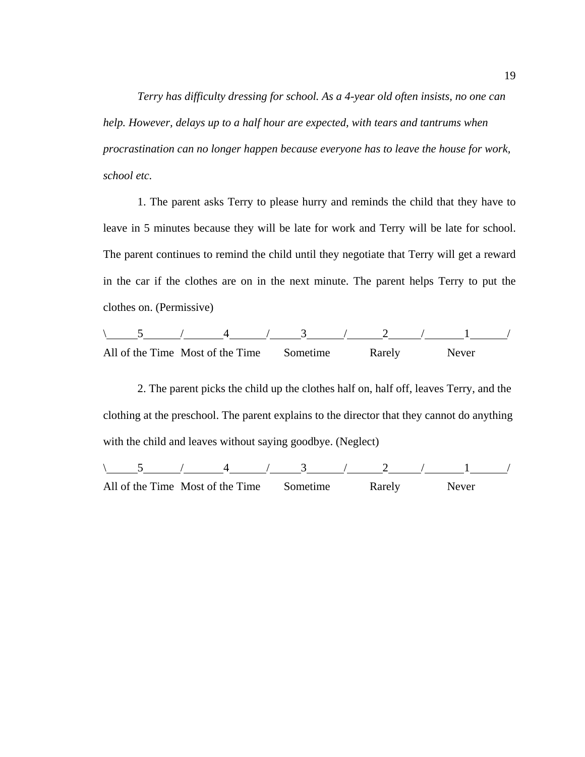*Terry has difficulty dressing for school. As a 4-year old often insists, no one can help. However, delays up to a half hour are expected, with tears and tantrums when procrastination can no longer happen because everyone has to leave the house for work, school etc.*

1. The parent asks Terry to please hurry and reminds the child that they have to leave in 5 minutes because they will be late for work and Terry will be late for school. The parent continues to remind the child until they negotiate that Terry will get a reward in the car if the clothes are on in the next minute. The parent helps Terry to put the clothes on. (Permissive)

\\_____5______/_______4______/_____3______/______2_____/_______1______/

All of the Time  Most of the Time  Sometime  Rarely  Never

2. The parent picks the child up the clothes half on, half off, leaves Terry, and the clothing at the preschool. The parent explains to the director that they cannot do anything with the child and leaves without saying goodbye. (Neglect)

\\_____5______/_______4______/_____3______/______2_____/_______1______/

All of the Time  Most of the Time  Sometime  Rarely  Never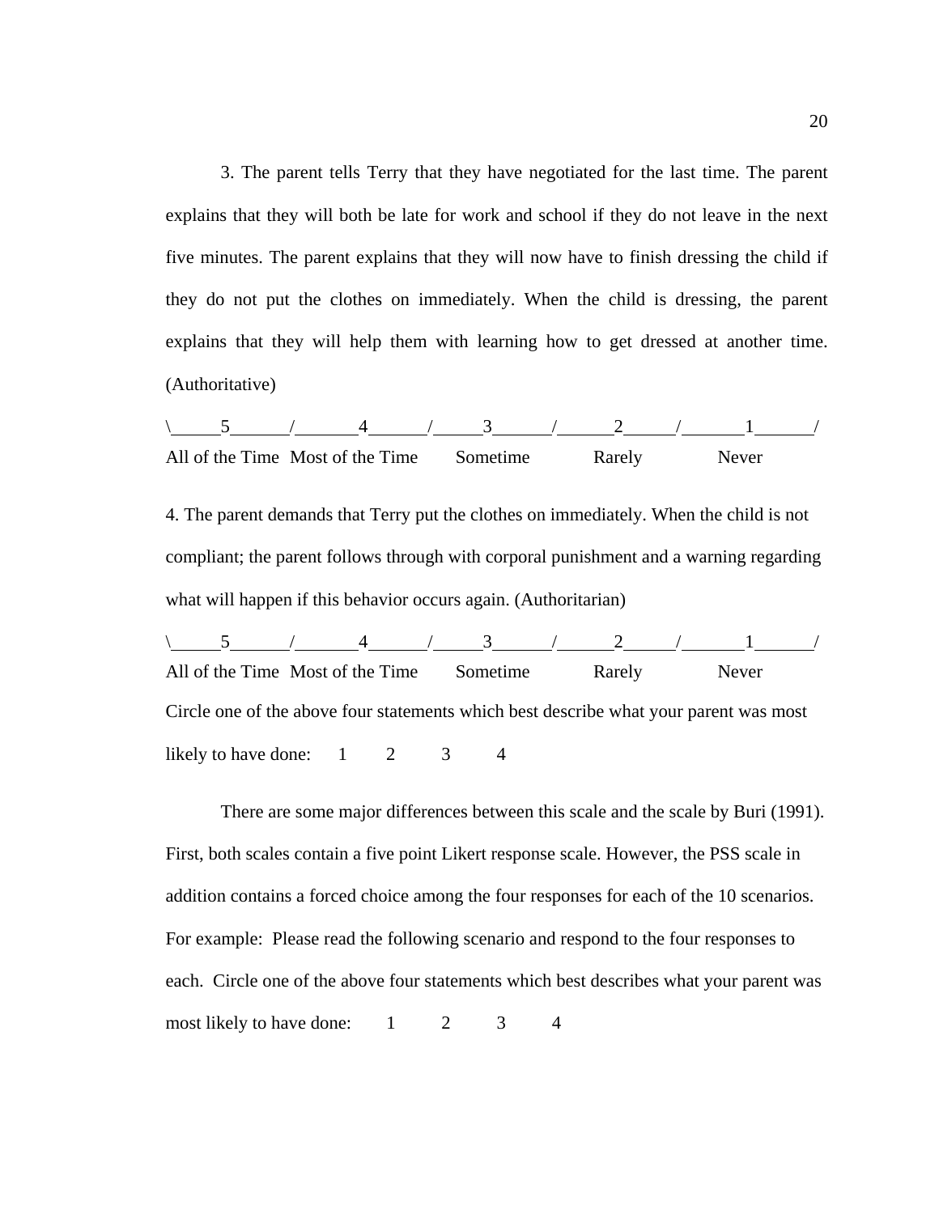3. The parent tells Terry that they have negotiated for the last time. The parent explains that they will both be late for work and school if they do not leave in the next five minutes. The parent explains that they will now have to finish dressing the child if they do not put the clothes on immediately. When the child is dressing, the parent explains that they will help them with learning how to get dressed at another time. (Authoritative)

\\_____5______/_______4______/_____3______/______2_____/_______1______/

All of the Time   Most of the Time   Sometime   Rarely   Never

4. The parent demands that Terry put the clothes on immediately. When the child is not compliant; the parent follows through with corporal punishment and a warning regarding what will happen if this behavior occurs again. (Authoritarian)

\\_____5______/_______4______/_____3______/______2_____/_______1______/

All of the Time   Most of the Time   Sometime   Rarely   Never

Circle one of the above four statements which best describe what your parent was most likely to have done:   1   2   3   4

There are some major differences between this scale and the scale by Buri (1991). First, both scales contain a five point Likert response scale. However, the PSS scale in addition contains a forced choice among the four responses for each of the 10 scenarios. For example: Please read the following scenario and respond to the four responses to each. Circle one of the above four statements which best describes what your parent was most likely to have done:   1   2   3   4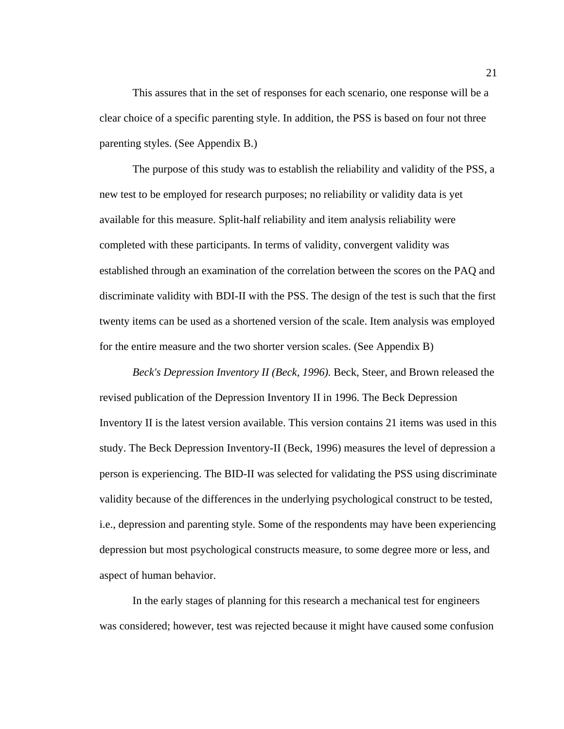This assures that in the set of responses for each scenario, one response will be a clear choice of a specific parenting style. In addition, the PSS is based on four not three parenting styles. (See Appendix B.)

The purpose of this study was to establish the reliability and validity of the PSS, a new test to be employed for research purposes; no reliability or validity data is yet available for this measure. Split-half reliability and item analysis reliability were completed with these participants. In terms of validity, convergent validity was established through an examination of the correlation between the scores on the PAQ and discriminate validity with BDI-II with the PSS. The design of the test is such that the first twenty items can be used as a shortened version of the scale. Item analysis was employed for the entire measure and the two shorter version scales. (See Appendix B)

*Beck's Depression Inventory II (Beck, 1996).* Beck, Steer, and Brown released the revised publication of the Depression Inventory II in 1996. The Beck Depression Inventory II is the latest version available. This version contains 21 items was used in this study. The Beck Depression Inventory-II (Beck, 1996) measures the level of depression a person is experiencing. The BID-II was selected for validating the PSS using discriminate validity because of the differences in the underlying psychological construct to be tested, i.e., depression and parenting style. Some of the respondents may have been experiencing depression but most psychological constructs measure, to some degree more or less, and aspect of human behavior.

In the early stages of planning for this research a mechanical test for engineers was considered; however, test was rejected because it might have caused some confusion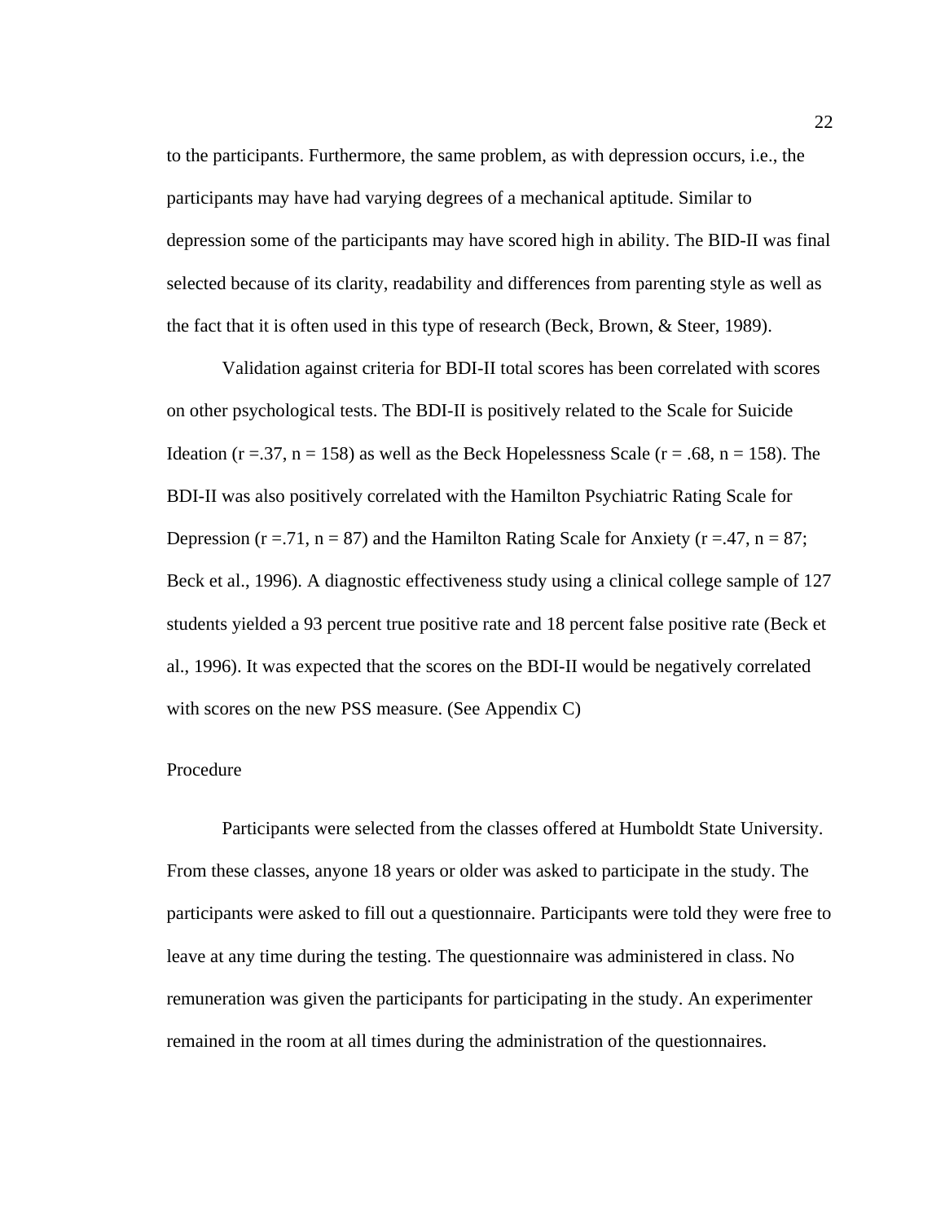to the participants. Furthermore, the same problem, as with depression occurs, i.e., the participants may have had varying degrees of a mechanical aptitude. Similar to depression some of the participants may have scored high in ability. The BID-II was final selected because of its clarity, readability and differences from parenting style as well as the fact that it is often used in this type of research (Beck, Brown, & Steer, 1989).

Validation against criteria for BDI-II total scores has been correlated with scores on other psychological tests. The BDI-II is positively related to the Scale for Suicide Ideation (r =.37, n = 158) as well as the Beck Hopelessness Scale (r = .68, n = 158). The BDI-II was also positively correlated with the Hamilton Psychiatric Rating Scale for Depression (r =.71, n = 87) and the Hamilton Rating Scale for Anxiety (r =.47, n = 87; Beck et al., 1996). A diagnostic effectiveness study using a clinical college sample of 127 students yielded a 93 percent true positive rate and 18 percent false positive rate (Beck et al., 1996). It was expected that the scores on the BDI-II would be negatively correlated with scores on the new PSS measure. (See Appendix C)

## Procedure

Participants were selected from the classes offered at Humboldt State University. From these classes, anyone 18 years or older was asked to participate in the study. The participants were asked to fill out a questionnaire. Participants were told they were free to leave at any time during the testing. The questionnaire was administered in class. No remuneration was given the participants for participating in the study. An experimenter remained in the room at all times during the administration of the questionnaires.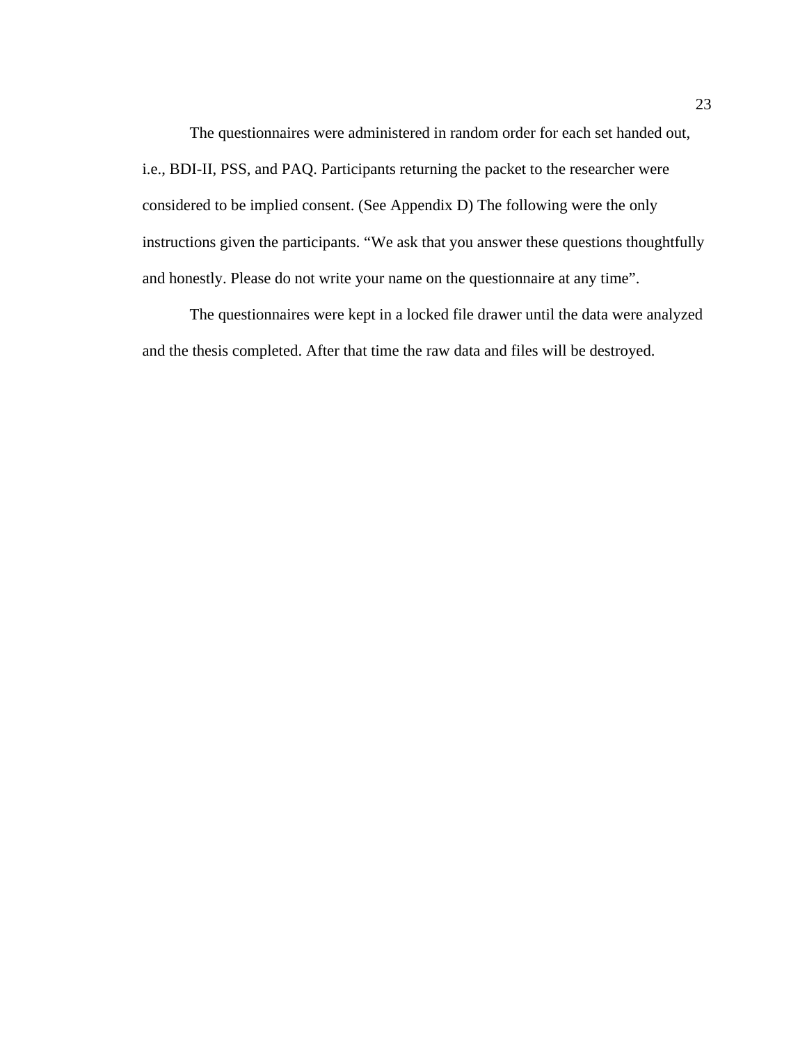The questionnaires were administered in random order for each set handed out, i.e., BDI-II, PSS, and PAQ. Participants returning the packet to the researcher were considered to be implied consent. (See Appendix D) The following were the only instructions given the participants. “We ask that you answer these questions thoughtfully and honestly. Please do not write your name on the questionnaire at any time”.

The questionnaires were kept in a locked file drawer until the data were analyzed and the thesis completed. After that time the raw data and files will be destroyed.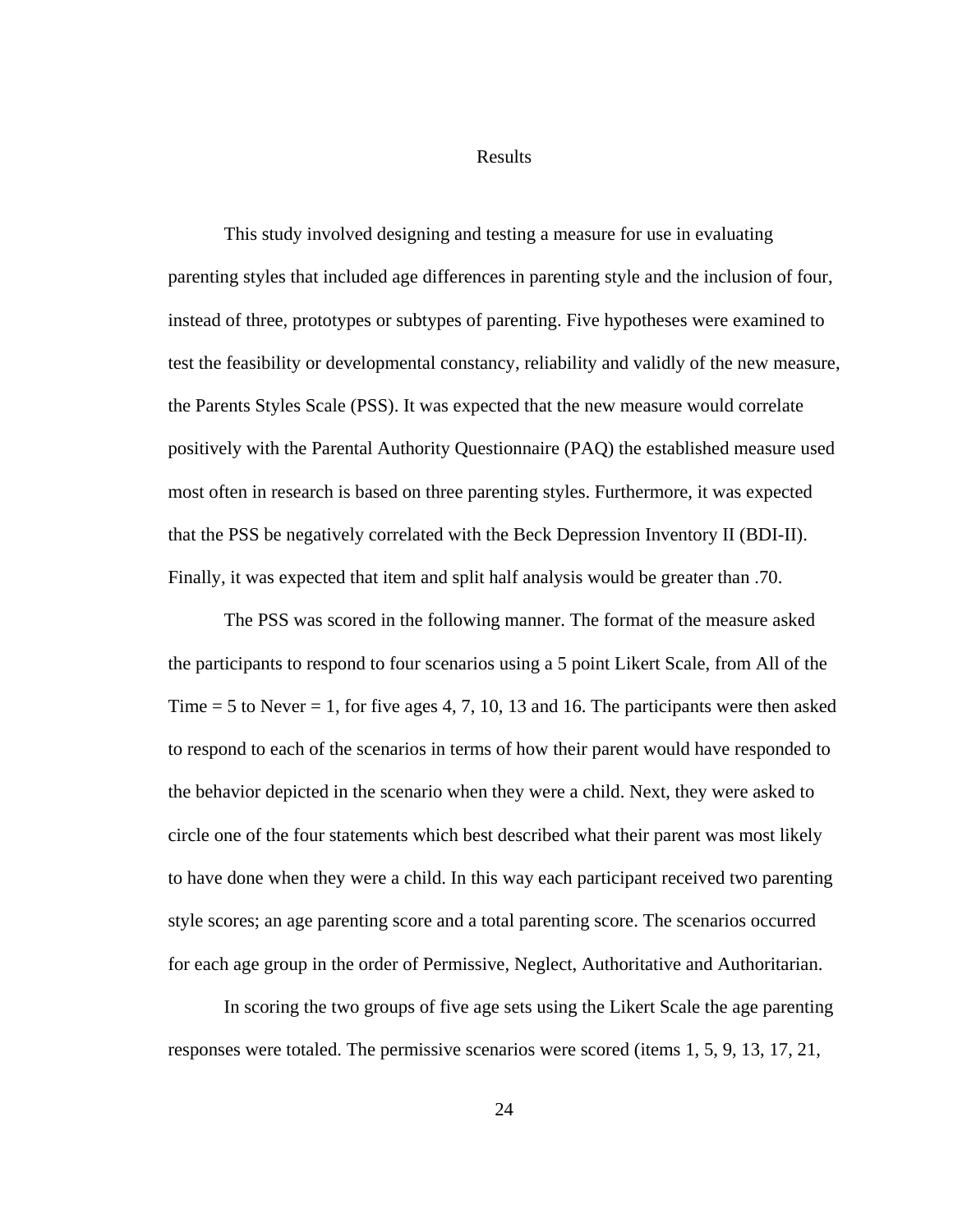# Results

This study involved designing and testing a measure for use in evaluating parenting styles that included age differences in parenting style and the inclusion of four, instead of three, prototypes or subtypes of parenting. Five hypotheses were examined to test the feasibility or developmental constancy, reliability and validly of the new measure, the Parents Styles Scale (PSS). It was expected that the new measure would correlate positively with the Parental Authority Questionnaire (PAQ) the established measure used most often in research is based on three parenting styles. Furthermore, it was expected that the PSS be negatively correlated with the Beck Depression Inventory II (BDI-II). Finally, it was expected that item and split half analysis would be greater than .70.

The PSS was scored in the following manner. The format of the measure asked the participants to respond to four scenarios using a 5 point Likert Scale, from All of the Time = 5 to Never = 1, for five ages 4, 7, 10, 13 and 16. The participants were then asked to respond to each of the scenarios in terms of how their parent would have responded to the behavior depicted in the scenario when they were a child. Next, they were asked to circle one of the four statements which best described what their parent was most likely to have done when they were a child. In this way each participant received two parenting style scores; an age parenting score and a total parenting score. The scenarios occurred for each age group in the order of Permissive, Neglect, Authoritative and Authoritarian.

In scoring the two groups of five age sets using the Likert Scale the age parenting responses were totaled. The permissive scenarios were scored (items 1, 5, 9, 13, 17, 21,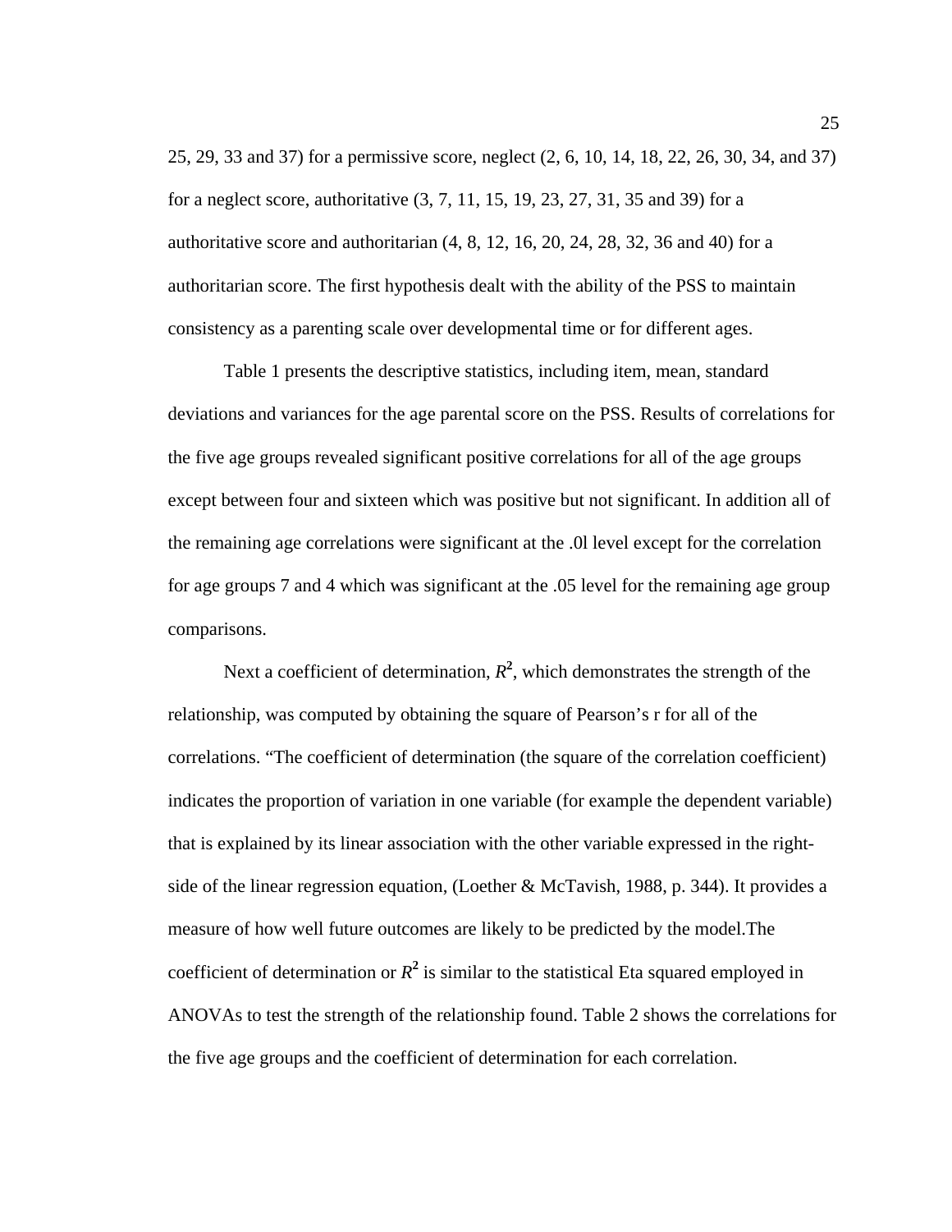25, 29, 33 and 37) for a permissive score, neglect (2, 6, 10, 14, 18, 22, 26, 30, 34, and 37) for a neglect score, authoritative (3, 7, 11, 15, 19, 23, 27, 31, 35 and 39) for a authoritative score and authoritarian (4, 8, 12, 16, 20, 24, 28, 32, 36 and 40) for a authoritarian score. The first hypothesis dealt with the ability of the PSS to maintain consistency as a parenting scale over developmental time or for different ages.

Table 1 presents the descriptive statistics, including item, mean, standard deviations and variances for the age parental score on the PSS. Results of correlations for the five age groups revealed significant positive correlations for all of the age groups except between four and sixteen which was positive but not significant. In addition all of the remaining age correlations were significant at the .0l level except for the correlation for age groups 7 and 4 which was significant at the .05 level for the remaining age group comparisons.

Next a coefficient of determination, $R^2$, which demonstrates the strength of the relationship, was computed by obtaining the square of Pearson's r for all of the correlations. "The coefficient of determination (the square of the correlation coefficient) indicates the proportion of variation in one variable (for example the dependent variable) that is explained by its linear association with the other variable expressed in the right-side of the linear regression equation, (Loether & McTavish, 1988, p. 344). It provides a measure of how well future outcomes are likely to be predicted by the model.The coefficient of determination or $R^2$ is similar to the statistical Eta squared employed in ANOVAs to test the strength of the relationship found. Table 2 shows the correlations for the five age groups and the coefficient of determination for each correlation.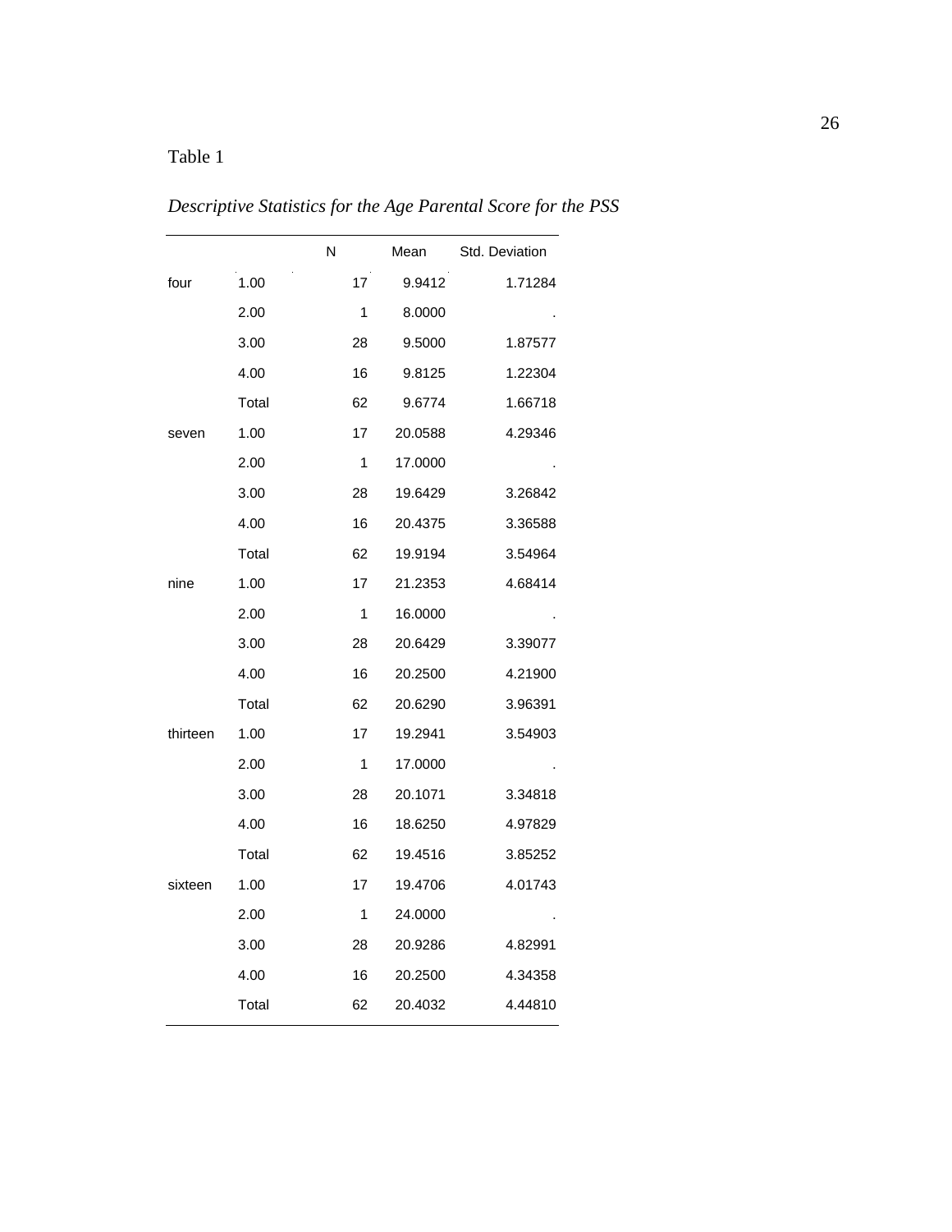Table 1

*Descriptive Statistics for the Age Parental Score for the PSS*

| | | N | Mean | Std. Deviation |
|---|---|---|---|---|
| four | 1.00 | 17 | 9.9412 | 1.71284 |
| | 2.00 | 1 | 8.0000 | . |
| | 3.00 | 28 | 9.5000 | 1.87577 |
| | 4.00 | 16 | 9.8125 | 1.22304 |
| | Total | 62 | 9.6774 | 1.66718 |
| seven | 1.00 | 17 | 20.0588 | 4.29346 |
| | 2.00 | 1 | 17.0000 | . |
| | 3.00 | 28 | 19.6429 | 3.26842 |
| | 4.00 | 16 | 20.4375 | 3.36588 |
| | Total | 62 | 19.9194 | 3.54964 |
| nine | 1.00 | 17 | 21.2353 | 4.68414 |
| | 2.00 | 1 | 16.0000 | . |
| | 3.00 | 28 | 20.6429 | 3.39077 |
| | 4.00 | 16 | 20.2500 | 4.21900 |
| | Total | 62 | 20.6290 | 3.96391 |
| thirteen | 1.00 | 17 | 19.2941 | 3.54903 |
| | 2.00 | 1 | 17.0000 | . |
| | 3.00 | 28 | 20.1071 | 3.34818 |
| | 4.00 | 16 | 18.6250 | 4.97829 |
| | Total | 62 | 19.4516 | 3.85252 |
| sixteen | 1.00 | 17 | 19.4706 | 4.01743 |
| | 2.00 | 1 | 24.0000 | . |
| | 3.00 | 28 | 20.9286 | 4.82991 |
| | 4.00 | 16 | 20.2500 | 4.34358 |
| | Total | 62 | 20.4032 | 4.44810 |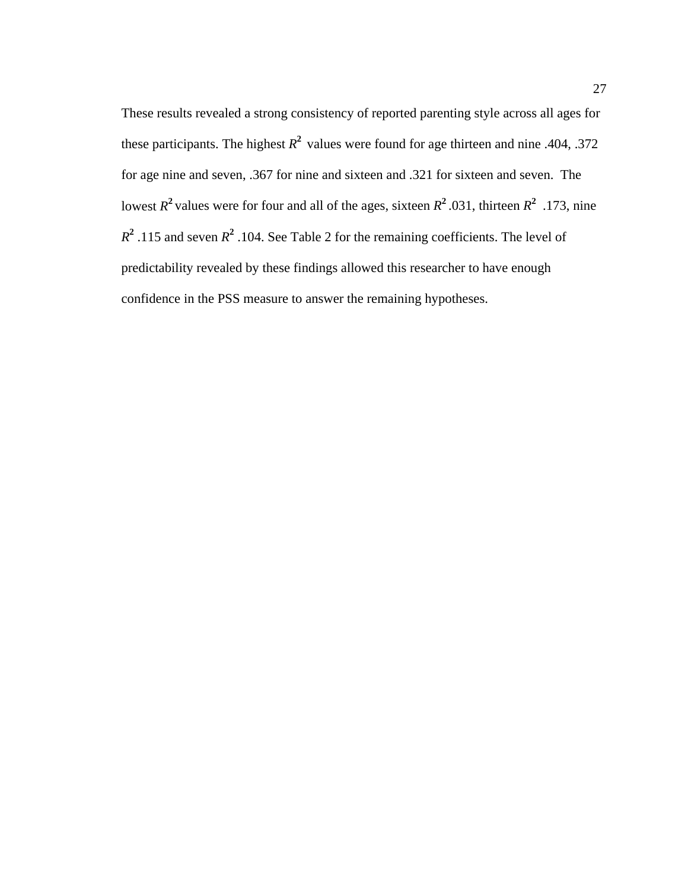These results revealed a strong consistency of reported parenting style across all ages for these participants. The highest $R^2$ values were found for age thirteen and nine .404, .372 for age nine and seven, .367 for nine and sixteen and .321 for sixteen and seven. The lowest $R^2$ values were for four and all of the ages, sixteen $R^2$ .031, thirteen $R^2$ .173, nine $R^2$ .115 and seven $R^2$ .104. See Table 2 for the remaining coefficients. The level of predictability revealed by these findings allowed this researcher to have enough confidence in the PSS measure to answer the remaining hypotheses.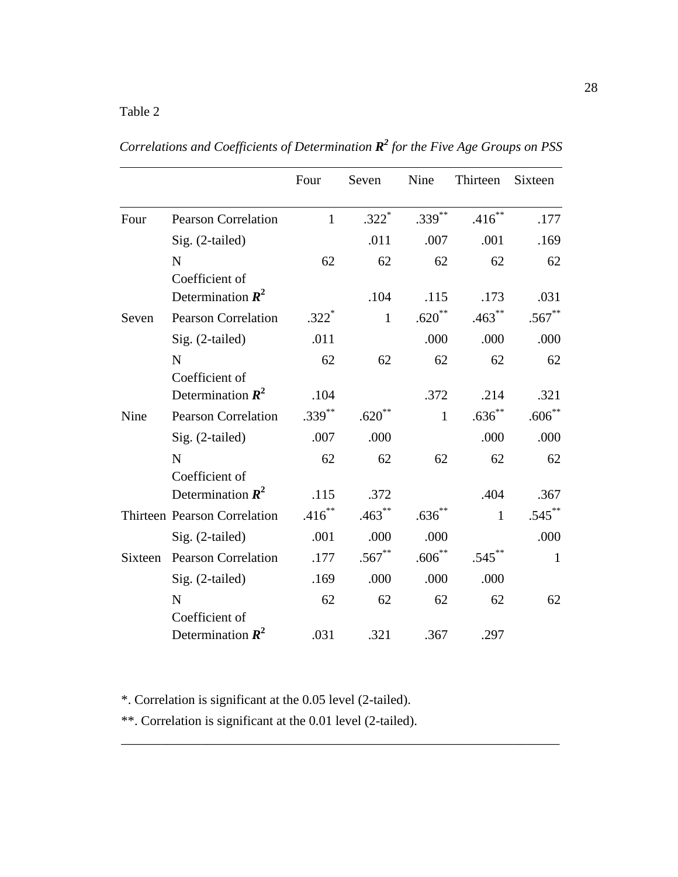Table 2

*Correlations and Coefficients of Determination $R^2$ for the Five Age Groups on PSS*

| | | Four | Seven | Nine | Thirteen | Sixteen |
|---|---|---|---|---|---|---|
| Four | Pearson Correlation | 1 | .322* | .339** | .416** | .177 |
| | Sig. (2-tailed) | | .011 | .007 | .001 | .169 |
| | N | 62 | 62 | 62 | 62 | 62 |
| | Coefficient of Determination $R^2$ | | .104 | .115 | .173 | .031 |
| Seven | Pearson Correlation | .322* | 1 | .620** | .463** | .567** |
| | Sig. (2-tailed) | .011 | | .000 | .000 | .000 |
| | N | 62 | 62 | 62 | 62 | 62 |
| | Coefficient of Determination $R^2$ | .104 | | .372 | .214 | .321 |
| Nine | Pearson Correlation | .339** | .620** | 1 | .636** | .606** |
| | Sig. (2-tailed) | .007 | .000 | | .000 | .000 |
| | N | 62 | 62 | 62 | 62 | 62 |
| | Coefficient of Determination $R^2$ | .115 | .372 | | .404 | .367 |
| Thirteen | Pearson Correlation | .416** | .463** | .636** | 1 | .545** |
| | Sig. (2-tailed) | .001 | .000 | .000 | | .000 |
| Sixteen | Pearson Correlation | .177 | .567** | .606** | .545** | 1 |
| | Sig. (2-tailed) | .169 | .000 | .000 | .000 | |
| | N | 62 | 62 | 62 | 62 | 62 |
| | Coefficient of Determination $R^2$ | .031 | .321 | .367 | .297 | |

*. Correlation is significant at the 0.05 level (2-tailed).

**. Correlation is significant at the 0.01 level (2-tailed).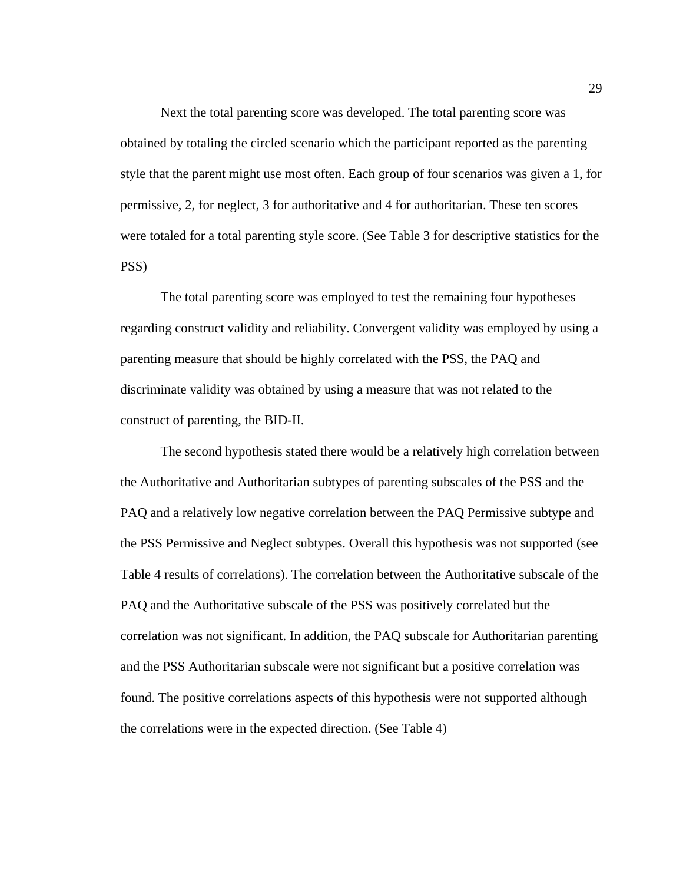Next the total parenting score was developed. The total parenting score was obtained by totaling the circled scenario which the participant reported as the parenting style that the parent might use most often. Each group of four scenarios was given a 1, for permissive, 2, for neglect, 3 for authoritative and 4 for authoritarian. These ten scores were totaled for a total parenting style score. (See Table 3 for descriptive statistics for the PSS)

The total parenting score was employed to test the remaining four hypotheses regarding construct validity and reliability. Convergent validity was employed by using a parenting measure that should be highly correlated with the PSS, the PAQ and discriminate validity was obtained by using a measure that was not related to the construct of parenting, the BID-II.

The second hypothesis stated there would be a relatively high correlation between the Authoritative and Authoritarian subtypes of parenting subscales of the PSS and the PAQ and a relatively low negative correlation between the PAQ Permissive subtype and the PSS Permissive and Neglect subtypes. Overall this hypothesis was not supported (see Table 4 results of correlations). The correlation between the Authoritative subscale of the PAQ and the Authoritative subscale of the PSS was positively correlated but the correlation was not significant. In addition, the PAQ subscale for Authoritarian parenting and the PSS Authoritarian subscale were not significant but a positive correlation was found. The positive correlations aspects of this hypothesis were not supported although the correlations were in the expected direction. (See Table 4)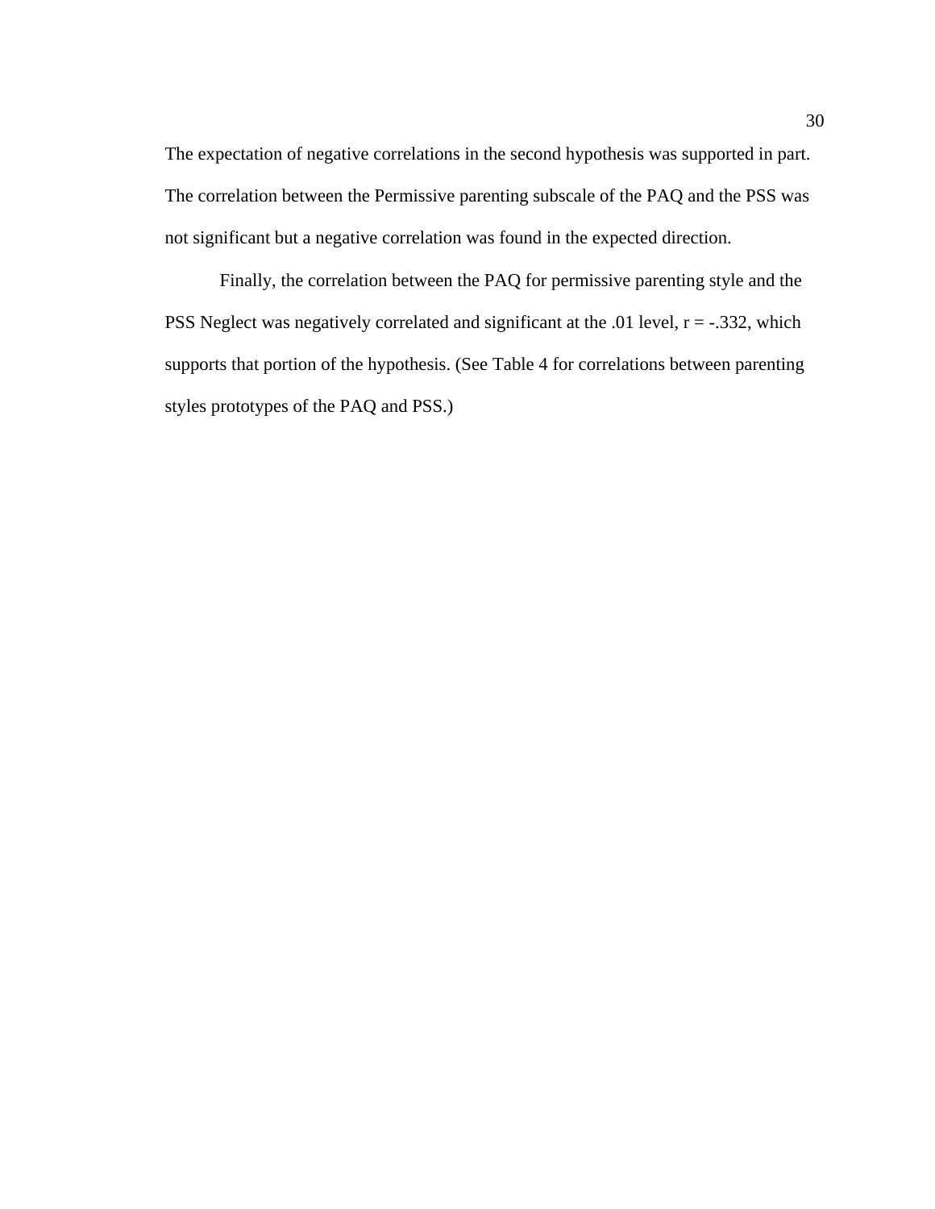The expectation of negative correlations in the second hypothesis was supported in part. The correlation between the Permissive parenting subscale of the PAQ and the PSS was not significant but a negative correlation was found in the expected direction.

Finally, the correlation between the PAQ for permissive parenting style and the PSS Neglect was negatively correlated and significant at the .01 level, $r = -.332$, which supports that portion of the hypothesis. (See Table 4 for correlations between parenting styles prototypes of the PAQ and PSS.)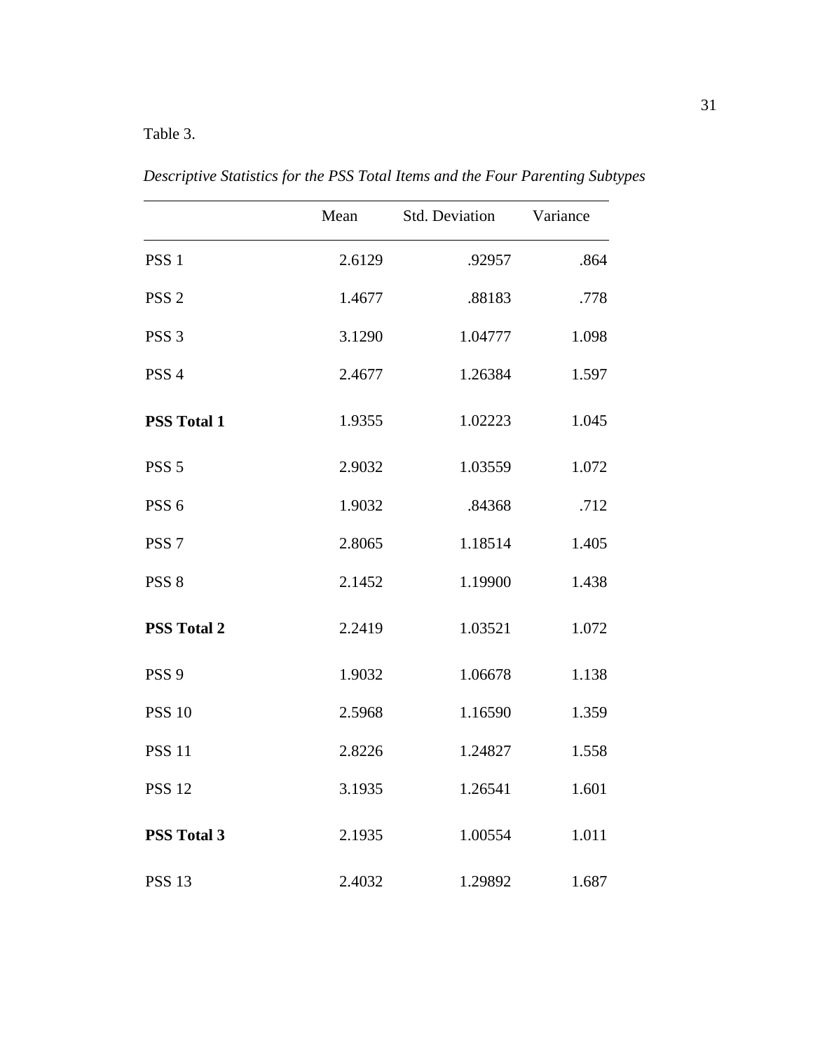Table 3.

*Descriptive Statistics for the PSS Total Items and the Four Parenting Subtypes*

| | Mean | Std. Deviation | Variance |
|---|---|---|---|
| PSS 1 | 2.6129 | .92957 | .864 |
| PSS 2 | 1.4677 | .88183 | .778 |
| PSS 3 | 3.1290 | 1.04777 | 1.098 |
| PSS 4 | 2.4677 | 1.26384 | 1.597 |
| **PSS Total 1** | 1.9355 | 1.02223 | 1.045 |
| PSS 5 | 2.9032 | 1.03559 | 1.072 |
| PSS 6 | 1.9032 | .84368 | .712 |
| PSS 7 | 2.8065 | 1.18514 | 1.405 |
| PSS 8 | 2.1452 | 1.19900 | 1.438 |
| **PSS Total 2** | 2.2419 | 1.03521 | 1.072 |
| PSS 9 | 1.9032 | 1.06678 | 1.138 |
| PSS 10 | 2.5968 | 1.16590 | 1.359 |
| PSS 11 | 2.8226 | 1.24827 | 1.558 |
| PSS 12 | 3.1935 | 1.26541 | 1.601 |
| **PSS Total 3** | 2.1935 | 1.00554 | 1.011 |
| PSS 13 | 2.4032 | 1.29892 | 1.687 |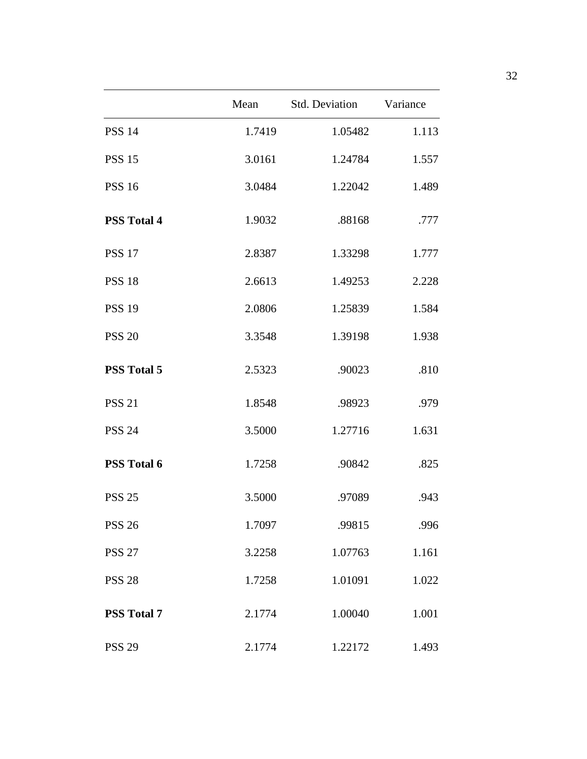| | Mean | Std. Deviation | Variance |
|---|---|---|---|
| PSS 14 | 1.7419 | 1.05482 | 1.113 |
| PSS 15 | 3.0161 | 1.24784 | 1.557 |
| PSS 16 | 3.0484 | 1.22042 | 1.489 |
| **PSS Total 4** | 1.9032 | .88168 | .777 |
| PSS 17 | 2.8387 | 1.33298 | 1.777 |
| PSS 18 | 2.6613 | 1.49253 | 2.228 |
| PSS 19 | 2.0806 | 1.25839 | 1.584 |
| PSS 20 | 3.3548 | 1.39198 | 1.938 |
| **PSS Total 5** | 2.5323 | .90023 | .810 |
| PSS 21 | 1.8548 | .98923 | .979 |
| PSS 24 | 3.5000 | 1.27716 | 1.631 |
| **PSS Total 6** | 1.7258 | .90842 | .825 |
| PSS 25 | 3.5000 | .97089 | .943 |
| PSS 26 | 1.7097 | .99815 | .996 |
| PSS 27 | 3.2258 | 1.07763 | 1.161 |
| PSS 28 | 1.7258 | 1.01091 | 1.022 |
| **PSS Total 7** | 2.1774 | 1.00040 | 1.001 |
| PSS 29 | 2.1774 | 1.22172 | 1.493 |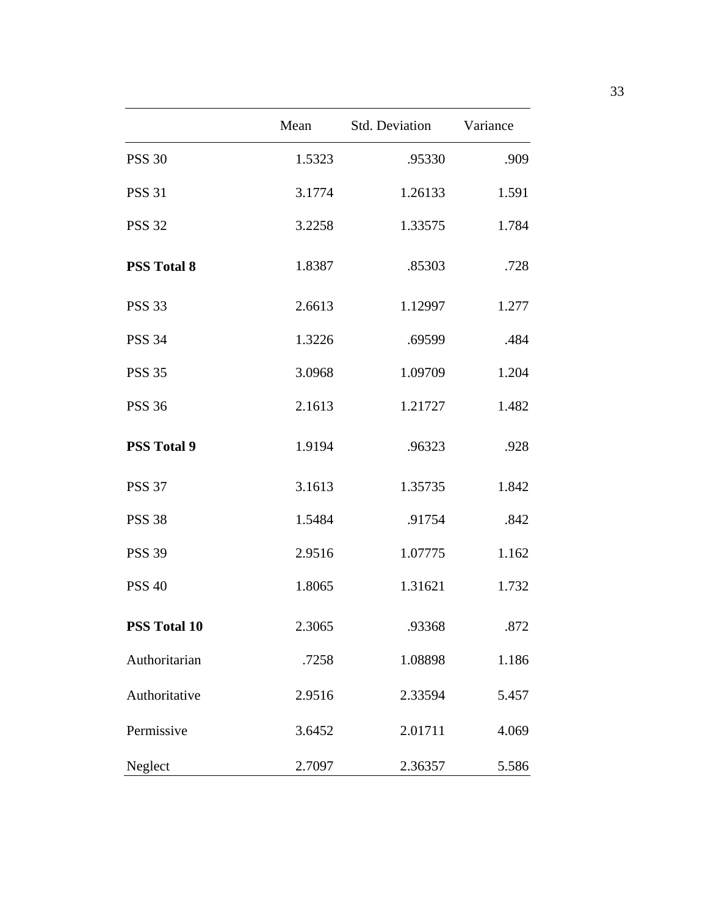| | Mean | Std. Deviation | Variance |
|---|---|---|---|
| PSS 30 | 1.5323 | .95330 | .909 |
| PSS 31 | 3.1774 | 1.26133 | 1.591 |
| PSS 32 | 3.2258 | 1.33575 | 1.784 |
| **PSS Total 8** | 1.8387 | .85303 | .728 |
| PSS 33 | 2.6613 | 1.12997 | 1.277 |
| PSS 34 | 1.3226 | .69599 | .484 |
| PSS 35 | 3.0968 | 1.09709 | 1.204 |
| PSS 36 | 2.1613 | 1.21727 | 1.482 |
| **PSS Total 9** | 1.9194 | .96323 | .928 |
| PSS 37 | 3.1613 | 1.35735 | 1.842 |
| PSS 38 | 1.5484 | .91754 | .842 |
| PSS 39 | 2.9516 | 1.07775 | 1.162 |
| PSS 40 | 1.8065 | 1.31621 | 1.732 |
| **PSS Total 10** | 2.3065 | .93368 | .872 |
| Authoritarian | .7258 | 1.08898 | 1.186 |
| Authoritative | 2.9516 | 2.33594 | 5.457 |
| Permissive | 3.6452 | 2.01711 | 4.069 |
| Neglect | 2.7097 | 2.36357 | 5.586 |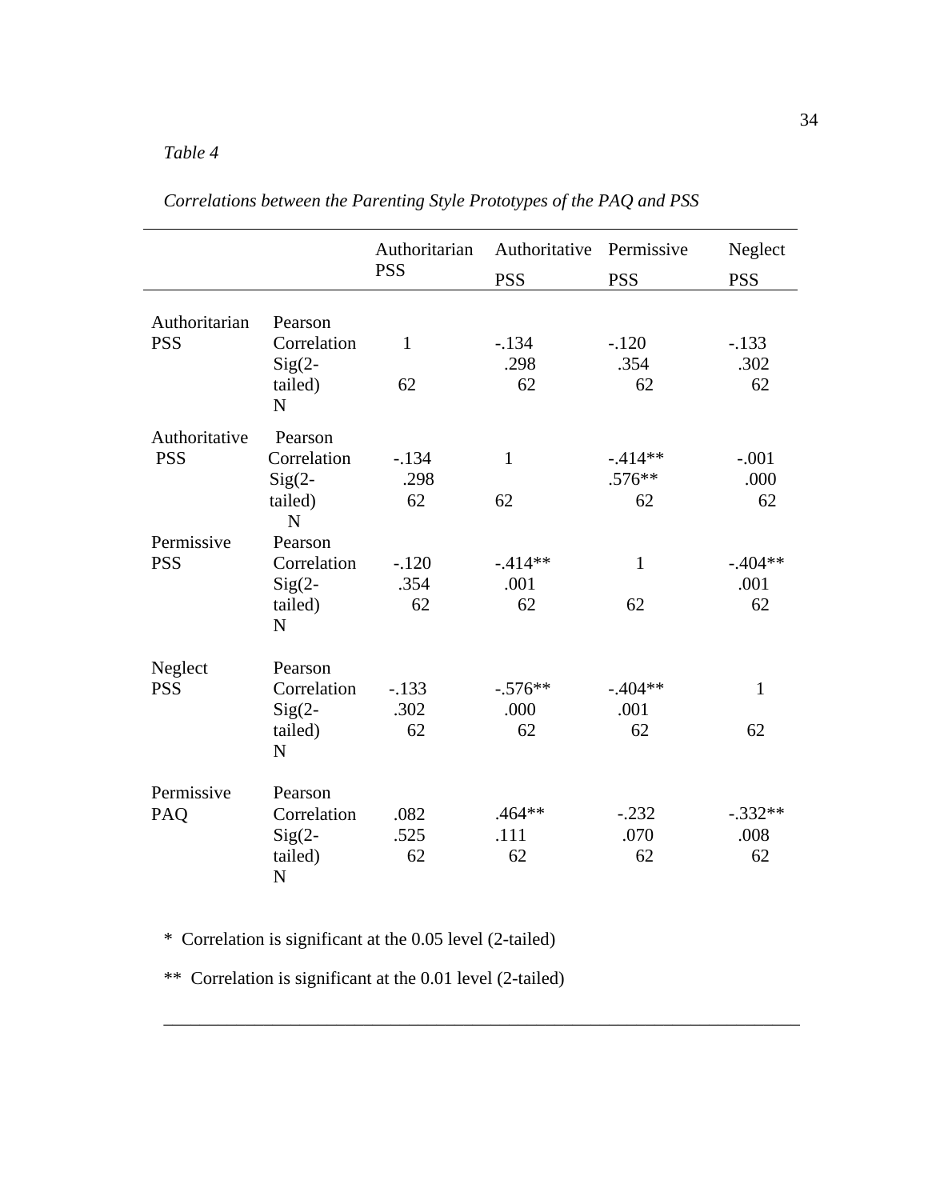*Table 4*

*Correlations between the Parenting Style Prototypes of the PAQ and PSS*

| | | Authoritarian PSS | Authoritative PSS | Permissive PSS | Neglect PSS |
|---|---|---|---|---|---|
| Authoritarian PSS | Pearson Correlation | 1 | -.134 | -.120 | -.133 |
| | Sig(2-tailed) | | .298 | .354 | .302 |
| | N | 62 | 62 | 62 | 62 |
| Authoritative PSS | Pearson Correlation | -.134 | 1 | -.414** | -.001 |
| | Sig(2-tailed) | .298 | | .576** | .000 |
| | N | 62 | 62 | 62 | 62 |
| Permissive PSS | Pearson Correlation | -.120 | -.414** | 1 | -.404** |
| | Sig(2-tailed) | .354 | .001 | | .001 |
| | N | 62 | 62 | 62 | 62 |
| Neglect PSS | Pearson Correlation | -.133 | -.576** | -.404** | 1 |
| | Sig(2-tailed) | .302 | .000 | .001 | |
| | N | 62 | 62 | 62 | 62 |
| Permissive PAQ | Pearson Correlation | .082 | .464** | -.232 | -.332** |
| | Sig(2-tailed) | .525 | .111 | .070 | .008 |
| | N | 62 | 62 | 62 | 62 |

* Correlation is significant at the 0.05 level (2-tailed)

** Correlation is significant at the 0.01 level (2-tailed)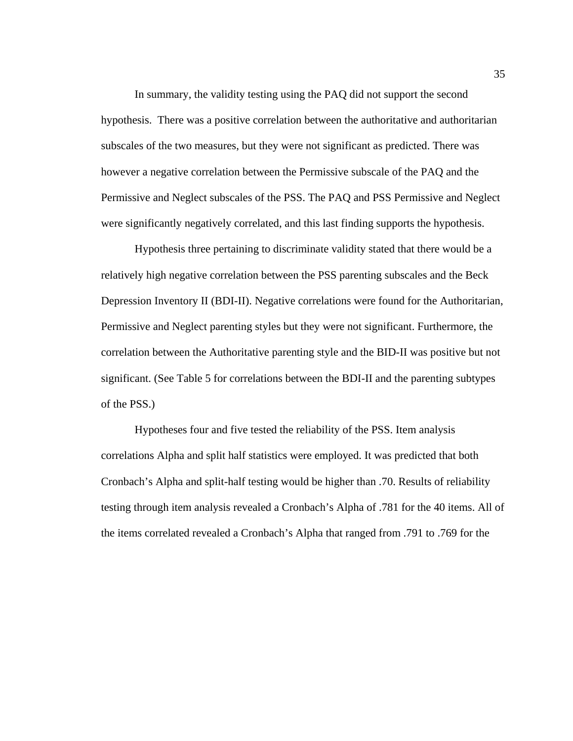In summary, the validity testing using the PAQ did not support the second hypothesis. There was a positive correlation between the authoritative and authoritarian subscales of the two measures, but they were not significant as predicted. There was however a negative correlation between the Permissive subscale of the PAQ and the Permissive and Neglect subscales of the PSS. The PAQ and PSS Permissive and Neglect were significantly negatively correlated, and this last finding supports the hypothesis.

Hypothesis three pertaining to discriminate validity stated that there would be a relatively high negative correlation between the PSS parenting subscales and the Beck Depression Inventory II (BDI-II). Negative correlations were found for the Authoritarian, Permissive and Neglect parenting styles but they were not significant. Furthermore, the correlation between the Authoritative parenting style and the BID-II was positive but not significant. (See Table 5 for correlations between the BDI-II and the parenting subtypes of the PSS.)

Hypotheses four and five tested the reliability of the PSS. Item analysis correlations Alpha and split half statistics were employed. It was predicted that both Cronbach's Alpha and split-half testing would be higher than .70. Results of reliability testing through item analysis revealed a Cronbach's Alpha of .781 for the 40 items. All of the items correlated revealed a Cronbach's Alpha that ranged from .791 to .769 for the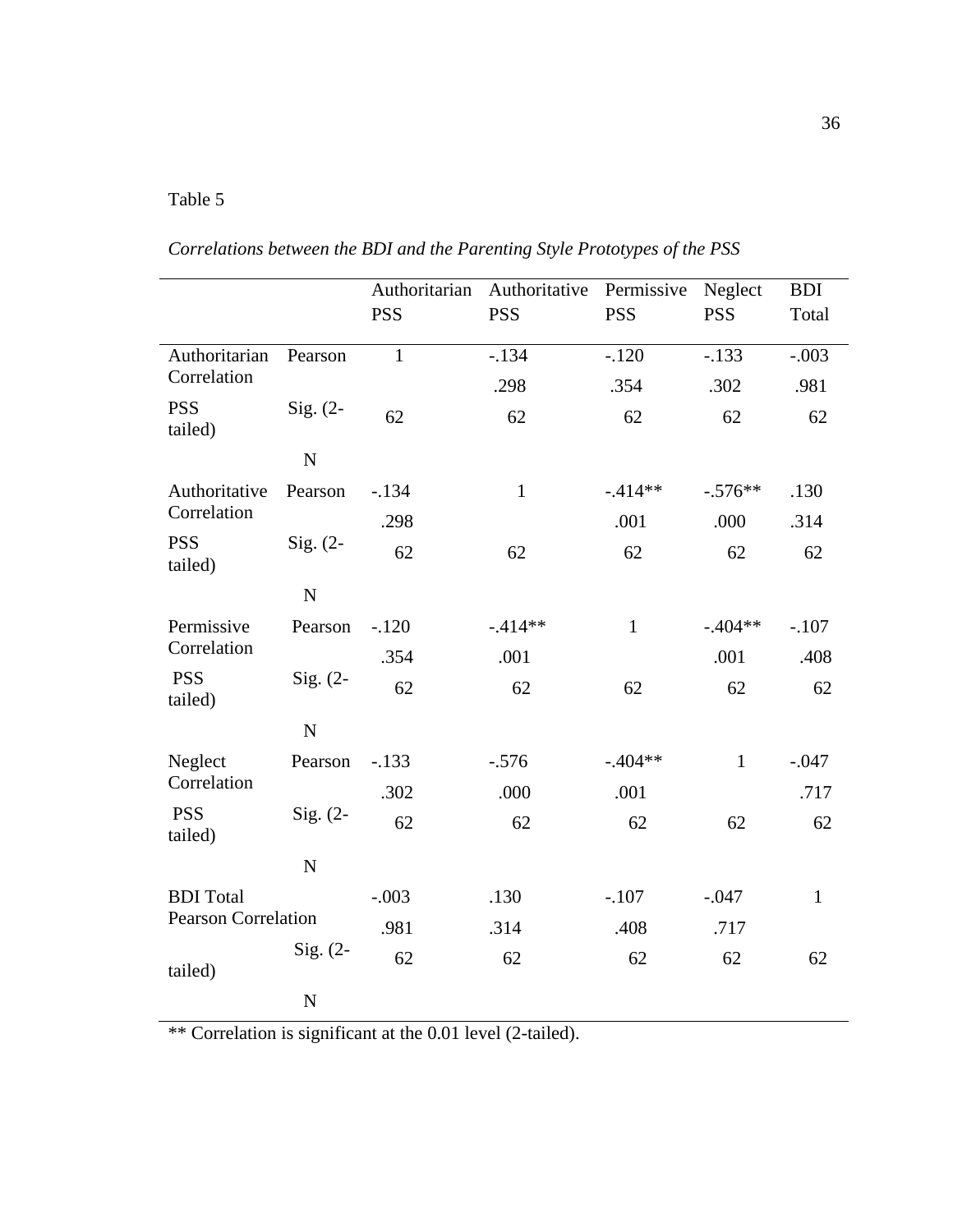Table 5

*Correlations between the BDI and the Parenting Style Prototypes of the PSS*

| | | Authoritarian PSS | Authoritative PSS | Permissive PSS | Neglect PSS | BDI Total |
|---|---|---|---|---|---|---|
| Authoritarian PSS | Pearson Correlation | 1 | -.134 | -.120 | -.133 | -.003 |
| | Sig. (2-tailed) | | .298 | .354 | .302 | .981 |
| | N | 62 | 62 | 62 | 62 | 62 |
| Authoritative PSS | Pearson Correlation | -.134 | 1 | -.414** | -.576** | .130 |
| | Sig. (2-tailed) | .298 | | .001 | .000 | .314 |
| | N | 62 | 62 | 62 | 62 | 62 |
| Permissive PSS | Pearson Correlation | -.120 | -.414** | 1 | -.404** | -.107 |
| | Sig. (2-tailed) | .354 | .001 | | .001 | .408 |
| | N | 62 | 62 | 62 | 62 | 62 |
| Neglect PSS | Pearson Correlation | -.133 | -.576 | -.404** | 1 | -.047 |
| | Sig. (2-tailed) | .302 | .000 | .001 | | .717 |
| | N | 62 | 62 | 62 | 62 | 62 |
| BDI Total | Pearson Correlation | -.003 | .130 | -.107 | -.047 | 1 |
| | Sig. (2-tailed) | .981 | .314 | .408 | .717 | |
| | N | 62 | 62 | 62 | 62 | 62 |

** Correlation is significant at the 0.01 level (2-tailed).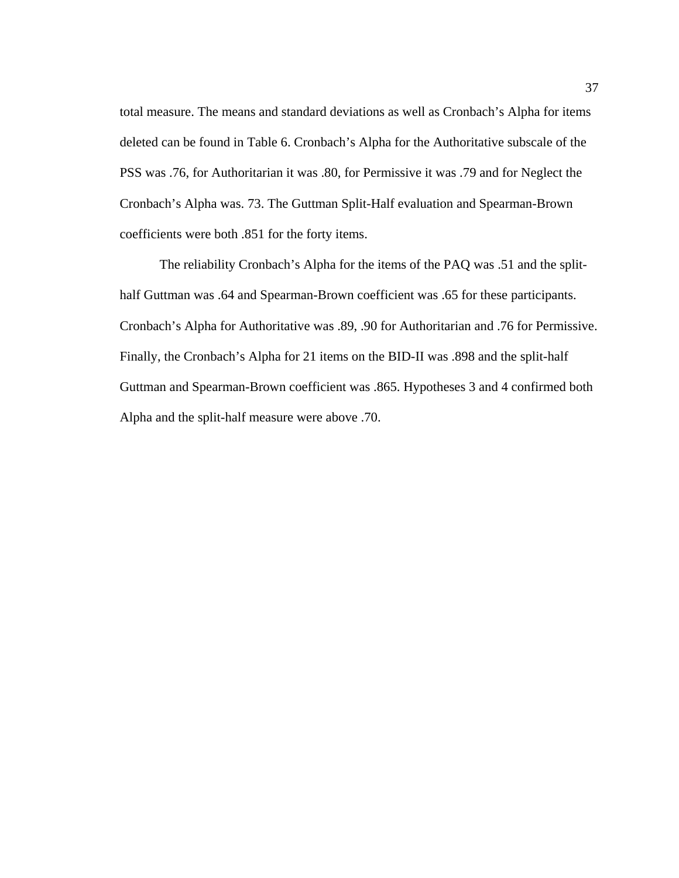total measure. The means and standard deviations as well as Cronbach's Alpha for items deleted can be found in Table 6. Cronbach's Alpha for the Authoritative subscale of the PSS was .76, for Authoritarian it was .80, for Permissive it was .79 and for Neglect the Cronbach's Alpha was. 73. The Guttman Split-Half evaluation and Spearman-Brown coefficients were both .851 for the forty items.

The reliability Cronbach's Alpha for the items of the PAQ was .51 and the split-half Guttman was .64 and Spearman-Brown coefficient was .65 for these participants. Cronbach's Alpha for Authoritative was .89, .90 for Authoritarian and .76 for Permissive. Finally, the Cronbach's Alpha for 21 items on the BID-II was .898 and the split-half Guttman and Spearman-Brown coefficient was .865. Hypotheses 3 and 4 confirmed both Alpha and the split-half measure were above .70.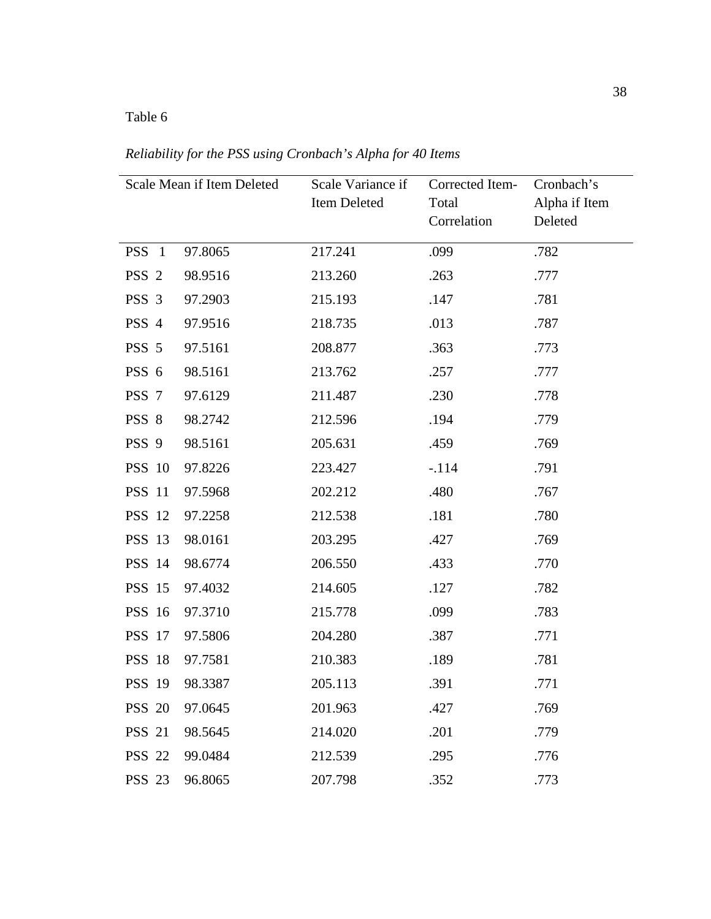Table 6

*Reliability for the PSS using Cronbach's Alpha for 40 Items*

| | Scale Mean if Item Deleted | Scale Variance if Item Deleted | Corrected Item-Total Correlation | Cronbach's Alpha if Item Deleted |
|---|---|---|---|---|
| PSS 1 | 97.8065 | 217.241 | .099 | .782 |
| PSS 2 | 98.9516 | 213.260 | .263 | .777 |
| PSS 3 | 97.2903 | 215.193 | .147 | .781 |
| PSS 4 | 97.9516 | 218.735 | .013 | .787 |
| PSS 5 | 97.5161 | 208.877 | .363 | .773 |
| PSS 6 | 98.5161 | 213.762 | .257 | .777 |
| PSS 7 | 97.6129 | 211.487 | .230 | .778 |
| PSS 8 | 98.2742 | 212.596 | .194 | .779 |
| PSS 9 | 98.5161 | 205.631 | .459 | .769 |
| PSS 10 | 97.8226 | 223.427 | -.114 | .791 |
| PSS 11 | 97.5968 | 202.212 | .480 | .767 |
| PSS 12 | 97.2258 | 212.538 | .181 | .780 |
| PSS 13 | 98.0161 | 203.295 | .427 | .769 |
| PSS 14 | 98.6774 | 206.550 | .433 | .770 |
| PSS 15 | 97.4032 | 214.605 | .127 | .782 |
| PSS 16 | 97.3710 | 215.778 | .099 | .783 |
| PSS 17 | 97.5806 | 204.280 | .387 | .771 |
| PSS 18 | 97.7581 | 210.383 | .189 | .781 |
| PSS 19 | 98.3387 | 205.113 | .391 | .771 |
| PSS 20 | 97.0645 | 201.963 | .427 | .769 |
| PSS 21 | 98.5645 | 214.020 | .201 | .779 |
| PSS 22 | 99.0484 | 212.539 | .295 | .776 |
| PSS 23 | 96.8065 | 207.798 | .352 | .773 |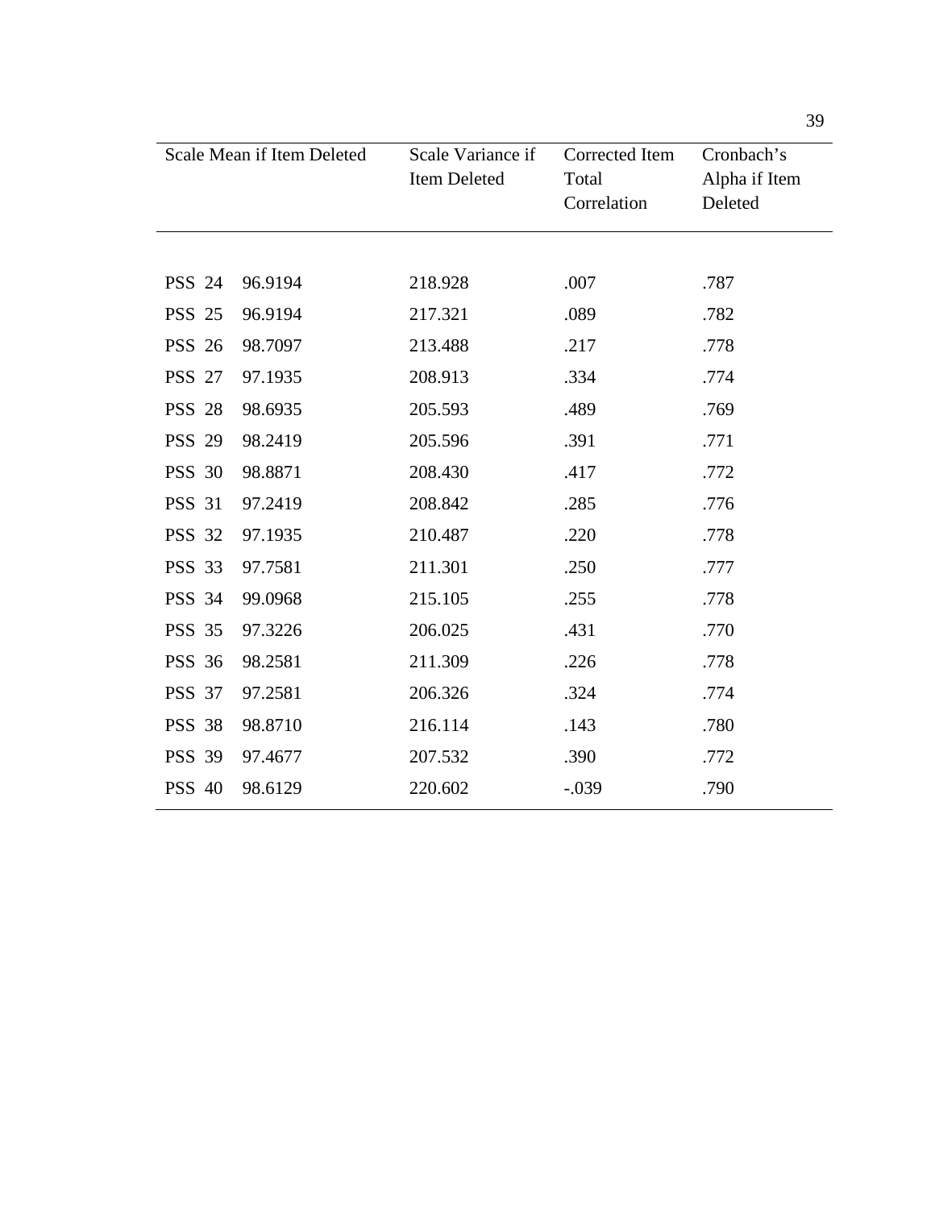| | Scale Mean if Item Deleted | Scale Variance if Item Deleted | Corrected Item Total Correlation | Cronbach's Alpha if Item Deleted |
|---|---|---|---|---|
| PSS 24 | 96.9194 | 218.928 | .007 | .787 |
| PSS 25 | 96.9194 | 217.321 | .089 | .782 |
| PSS 26 | 98.7097 | 213.488 | .217 | .778 |
| PSS 27 | 97.1935 | 208.913 | .334 | .774 |
| PSS 28 | 98.6935 | 205.593 | .489 | .769 |
| PSS 29 | 98.2419 | 205.596 | .391 | .771 |
| PSS 30 | 98.8871 | 208.430 | .417 | .772 |
| PSS 31 | 97.2419 | 208.842 | .285 | .776 |
| PSS 32 | 97.1935 | 210.487 | .220 | .778 |
| PSS 33 | 97.7581 | 211.301 | .250 | .777 |
| PSS 34 | 99.0968 | 215.105 | .255 | .778 |
| PSS 35 | 97.3226 | 206.025 | .431 | .770 |
| PSS 36 | 98.2581 | 211.309 | .226 | .778 |
| PSS 37 | 97.2581 | 206.326 | .324 | .774 |
| PSS 38 | 98.8710 | 216.114 | .143 | .780 |
| PSS 39 | 97.4677 | 207.532 | .390 | .772 |
| PSS 40 | 98.6129 | 220.602 | -.039 | .790 |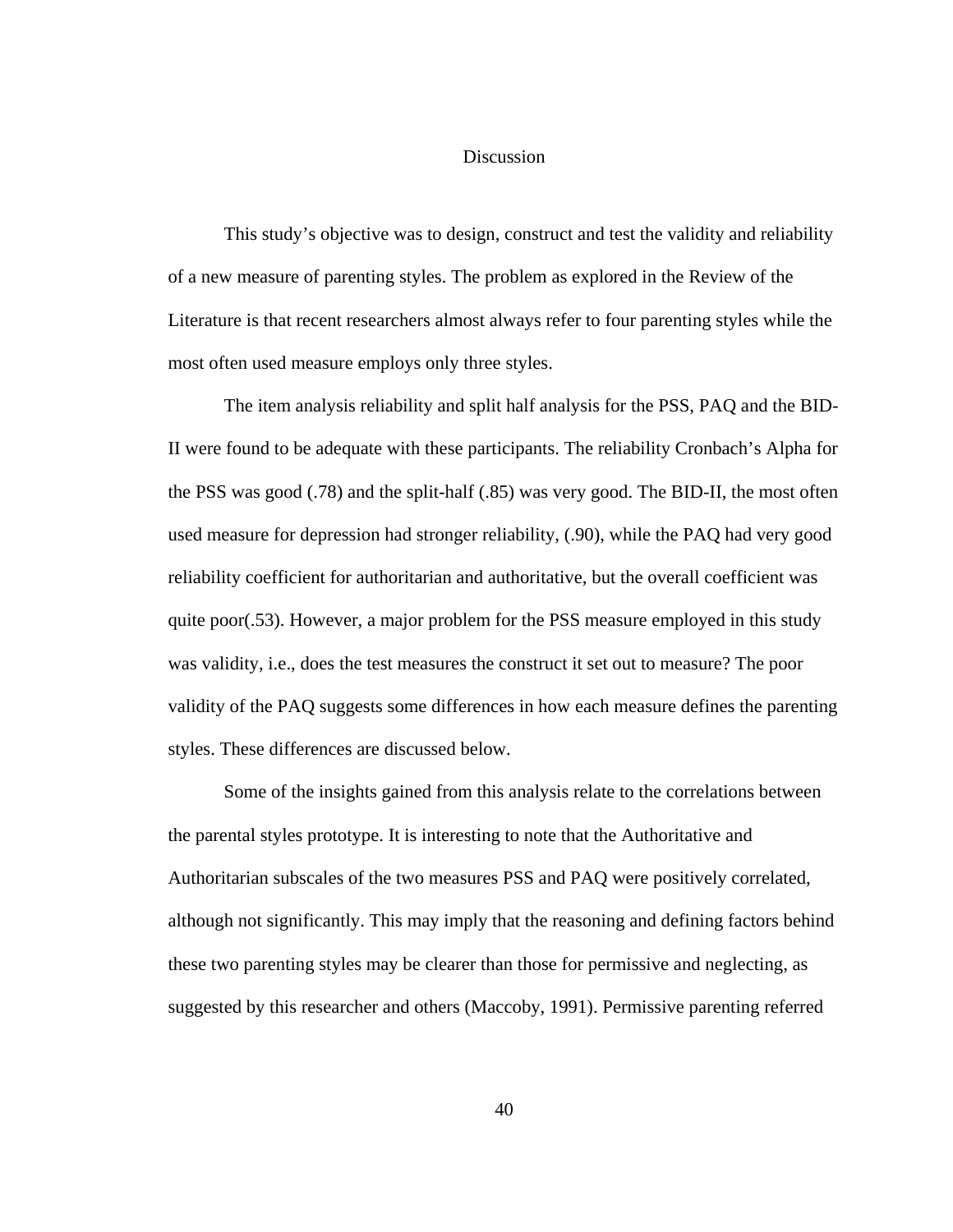# Discussion

This study's objective was to design, construct and test the validity and reliability of a new measure of parenting styles. The problem as explored in the Review of the Literature is that recent researchers almost always refer to four parenting styles while the most often used measure employs only three styles.

The item analysis reliability and split half analysis for the PSS, PAQ and the BID-II were found to be adequate with these participants. The reliability Cronbach's Alpha for the PSS was good (.78) and the split-half (.85) was very good. The BID-II, the most often used measure for depression had stronger reliability, (.90), while the PAQ had very good reliability coefficient for authoritarian and authoritative, but the overall coefficient was quite poor(.53). However, a major problem for the PSS measure employed in this study was validity, i.e., does the test measures the construct it set out to measure? The poor validity of the PAQ suggests some differences in how each measure defines the parenting styles. These differences are discussed below.

Some of the insights gained from this analysis relate to the correlations between the parental styles prototype. It is interesting to note that the Authoritative and Authoritarian subscales of the two measures PSS and PAQ were positively correlated, although not significantly. This may imply that the reasoning and defining factors behind these two parenting styles may be clearer than those for permissive and neglecting, as suggested by this researcher and others (Maccoby, 1991). Permissive parenting referred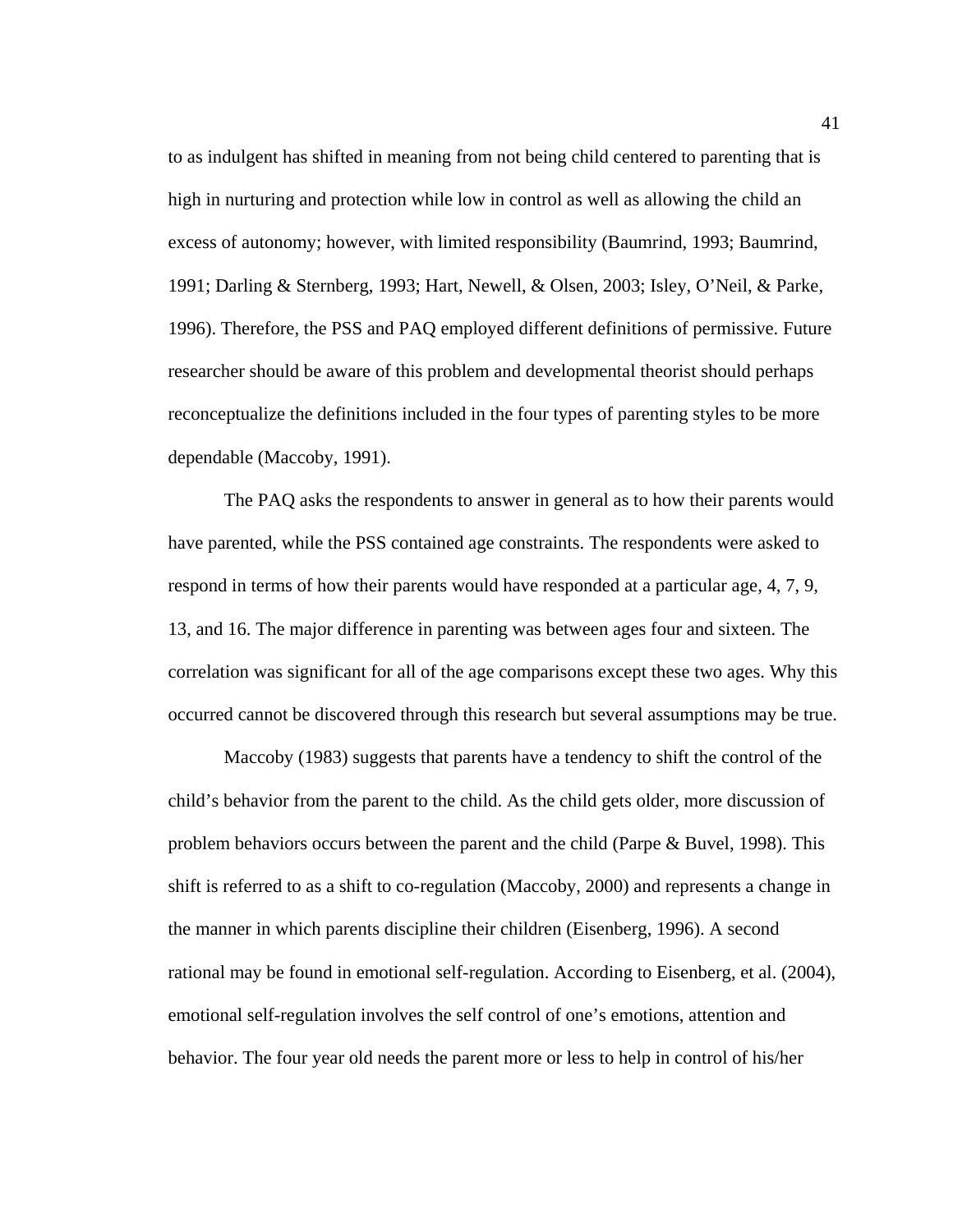to as indulgent has shifted in meaning from not being child centered to parenting that is high in nurturing and protection while low in control as well as allowing the child an excess of autonomy; however, with limited responsibility (Baumrind, 1993; Baumrind, 1991; Darling & Sternberg, 1993; Hart, Newell, & Olsen, 2003; Isley, O'Neil, & Parke, 1996). Therefore, the PSS and PAQ employed different definitions of permissive. Future researcher should be aware of this problem and developmental theorist should perhaps reconceptualize the definitions included in the four types of parenting styles to be more dependable (Maccoby, 1991).

The PAQ asks the respondents to answer in general as to how their parents would have parented, while the PSS contained age constraints. The respondents were asked to respond in terms of how their parents would have responded at a particular age, 4, 7, 9, 13, and 16. The major difference in parenting was between ages four and sixteen. The correlation was significant for all of the age comparisons except these two ages. Why this occurred cannot be discovered through this research but several assumptions may be true.

Maccoby (1983) suggests that parents have a tendency to shift the control of the child's behavior from the parent to the child. As the child gets older, more discussion of problem behaviors occurs between the parent and the child (Parpe & Buvel, 1998). This shift is referred to as a shift to co-regulation (Maccoby, 2000) and represents a change in the manner in which parents discipline their children (Eisenberg, 1996). A second rational may be found in emotional self-regulation. According to Eisenberg, et al. (2004), emotional self-regulation involves the self control of one's emotions, attention and behavior. The four year old needs the parent more or less to help in control of his/her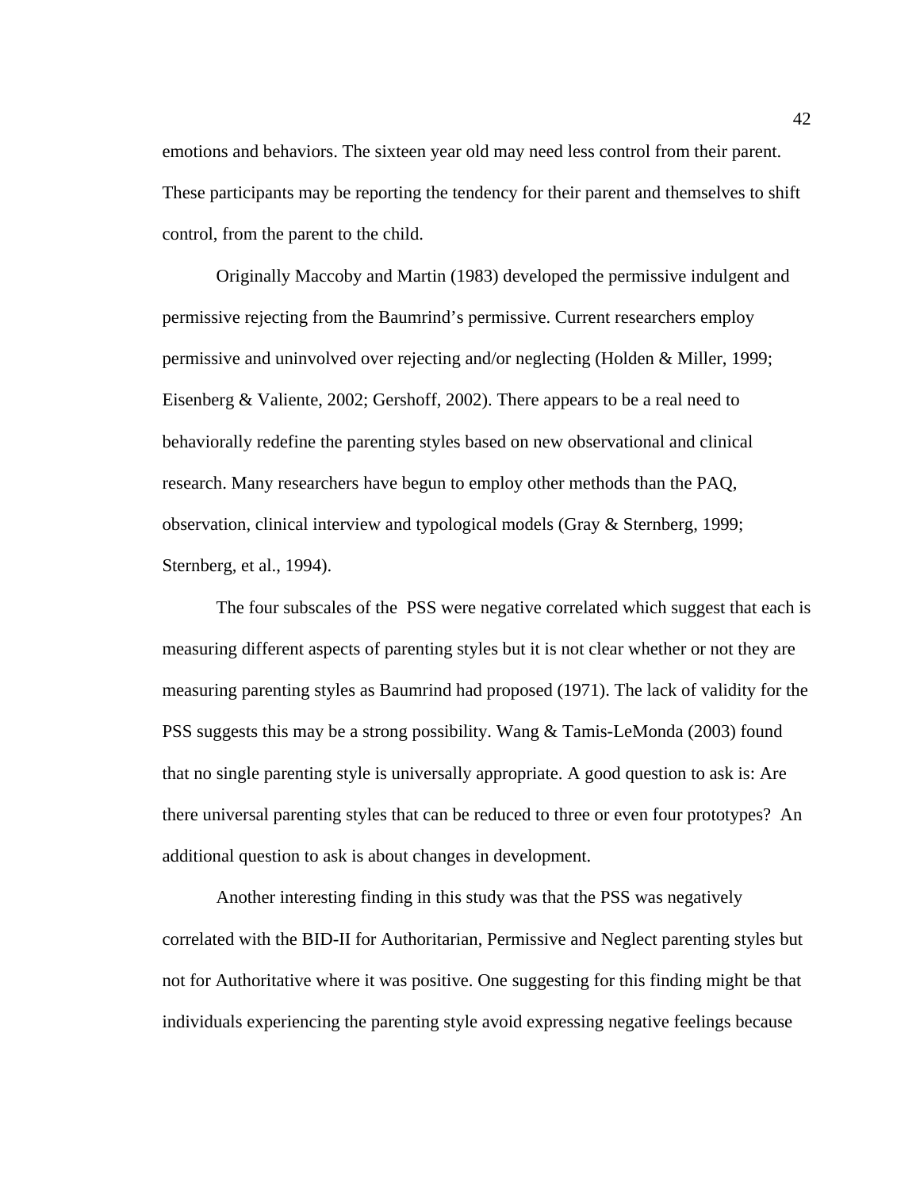emotions and behaviors. The sixteen year old may need less control from their parent. These participants may be reporting the tendency for their parent and themselves to shift control, from the parent to the child.

Originally Maccoby and Martin (1983) developed the permissive indulgent and permissive rejecting from the Baumrind's permissive. Current researchers employ permissive and uninvolved over rejecting and/or neglecting (Holden & Miller, 1999; Eisenberg & Valiente, 2002; Gershoff, 2002). There appears to be a real need to behaviorally redefine the parenting styles based on new observational and clinical research. Many researchers have begun to employ other methods than the PAQ, observation, clinical interview and typological models (Gray & Sternberg, 1999; Sternberg, et al., 1994).

The four subscales of the PSS were negative correlated which suggest that each is measuring different aspects of parenting styles but it is not clear whether or not they are measuring parenting styles as Baumrind had proposed (1971). The lack of validity for the PSS suggests this may be a strong possibility. Wang & Tamis-LeMonda (2003) found that no single parenting style is universally appropriate. A good question to ask is: Are there universal parenting styles that can be reduced to three or even four prototypes? An additional question to ask is about changes in development.

Another interesting finding in this study was that the PSS was negatively correlated with the BID-II for Authoritarian, Permissive and Neglect parenting styles but not for Authoritative where it was positive. One suggesting for this finding might be that individuals experiencing the parenting style avoid expressing negative feelings because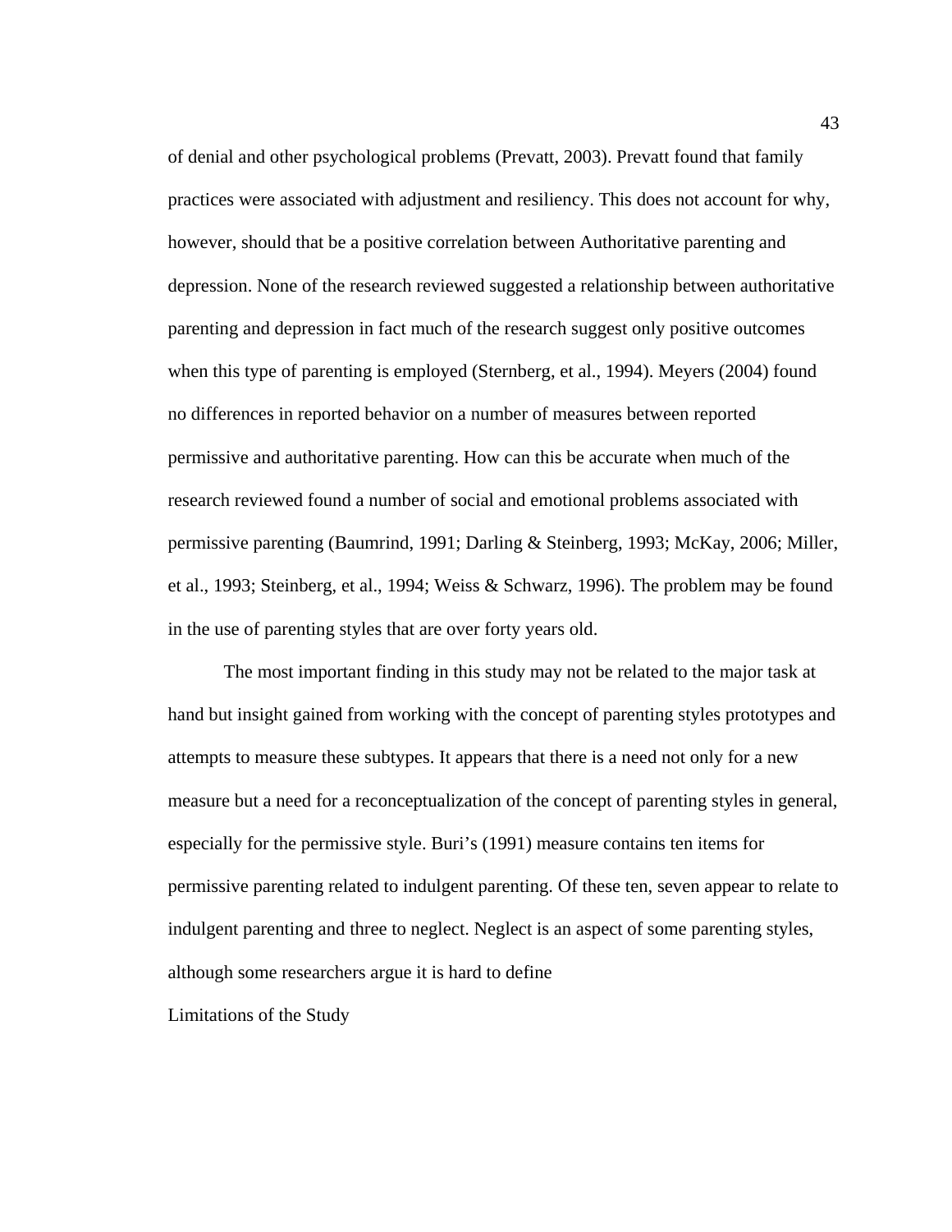of denial and other psychological problems (Prevatt, 2003). Prevatt found that family practices were associated with adjustment and resiliency. This does not account for why, however, should that be a positive correlation between Authoritative parenting and depression. None of the research reviewed suggested a relationship between authoritative parenting and depression in fact much of the research suggest only positive outcomes when this type of parenting is employed (Sternberg, et al., 1994). Meyers (2004) found no differences in reported behavior on a number of measures between reported permissive and authoritative parenting. How can this be accurate when much of the research reviewed found a number of social and emotional problems associated with permissive parenting (Baumrind, 1991; Darling & Steinberg, 1993; McKay, 2006; Miller, et al., 1993; Steinberg, et al., 1994; Weiss & Schwarz, 1996). The problem may be found in the use of parenting styles that are over forty years old.

The most important finding in this study may not be related to the major task at hand but insight gained from working with the concept of parenting styles prototypes and attempts to measure these subtypes. It appears that there is a need not only for a new measure but a need for a reconceptualization of the concept of parenting styles in general, especially for the permissive style. Buri's (1991) measure contains ten items for permissive parenting related to indulgent parenting. Of these ten, seven appear to relate to indulgent parenting and three to neglect. Neglect is an aspect of some parenting styles, although some researchers argue it is hard to define

## Limitations of the Study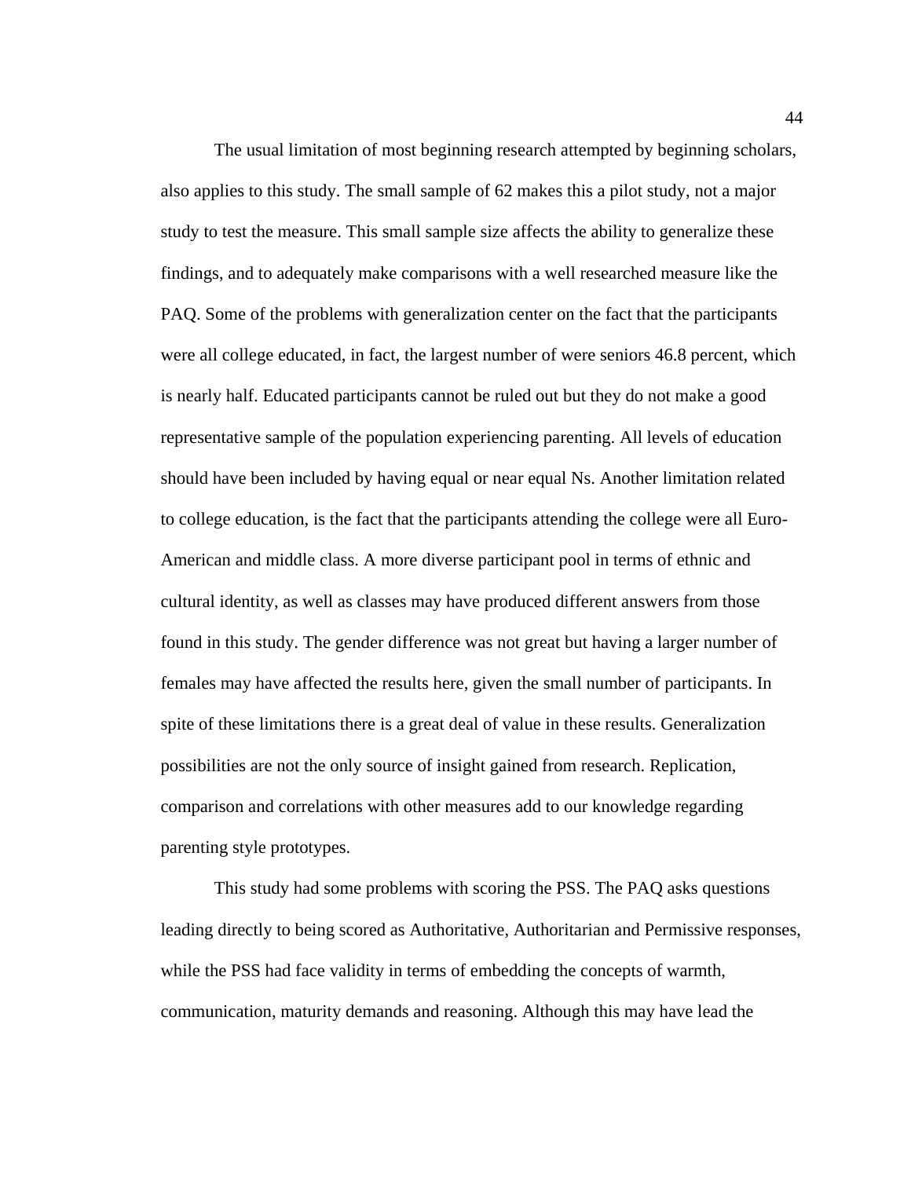The usual limitation of most beginning research attempted by beginning scholars, also applies to this study. The small sample of 62 makes this a pilot study, not a major study to test the measure. This small sample size affects the ability to generalize these findings, and to adequately make comparisons with a well researched measure like the PAQ. Some of the problems with generalization center on the fact that the participants were all college educated, in fact, the largest number of were seniors 46.8 percent, which is nearly half. Educated participants cannot be ruled out but they do not make a good representative sample of the population experiencing parenting. All levels of education should have been included by having equal or near equal Ns. Another limitation related to college education, is the fact that the participants attending the college were all Euro-American and middle class. A more diverse participant pool in terms of ethnic and cultural identity, as well as classes may have produced different answers from those found in this study. The gender difference was not great but having a larger number of females may have affected the results here, given the small number of participants. In spite of these limitations there is a great deal of value in these results. Generalization possibilities are not the only source of insight gained from research. Replication, comparison and correlations with other measures add to our knowledge regarding parenting style prototypes.

This study had some problems with scoring the PSS. The PAQ asks questions leading directly to being scored as Authoritative, Authoritarian and Permissive responses, while the PSS had face validity in terms of embedding the concepts of warmth, communication, maturity demands and reasoning. Although this may have lead the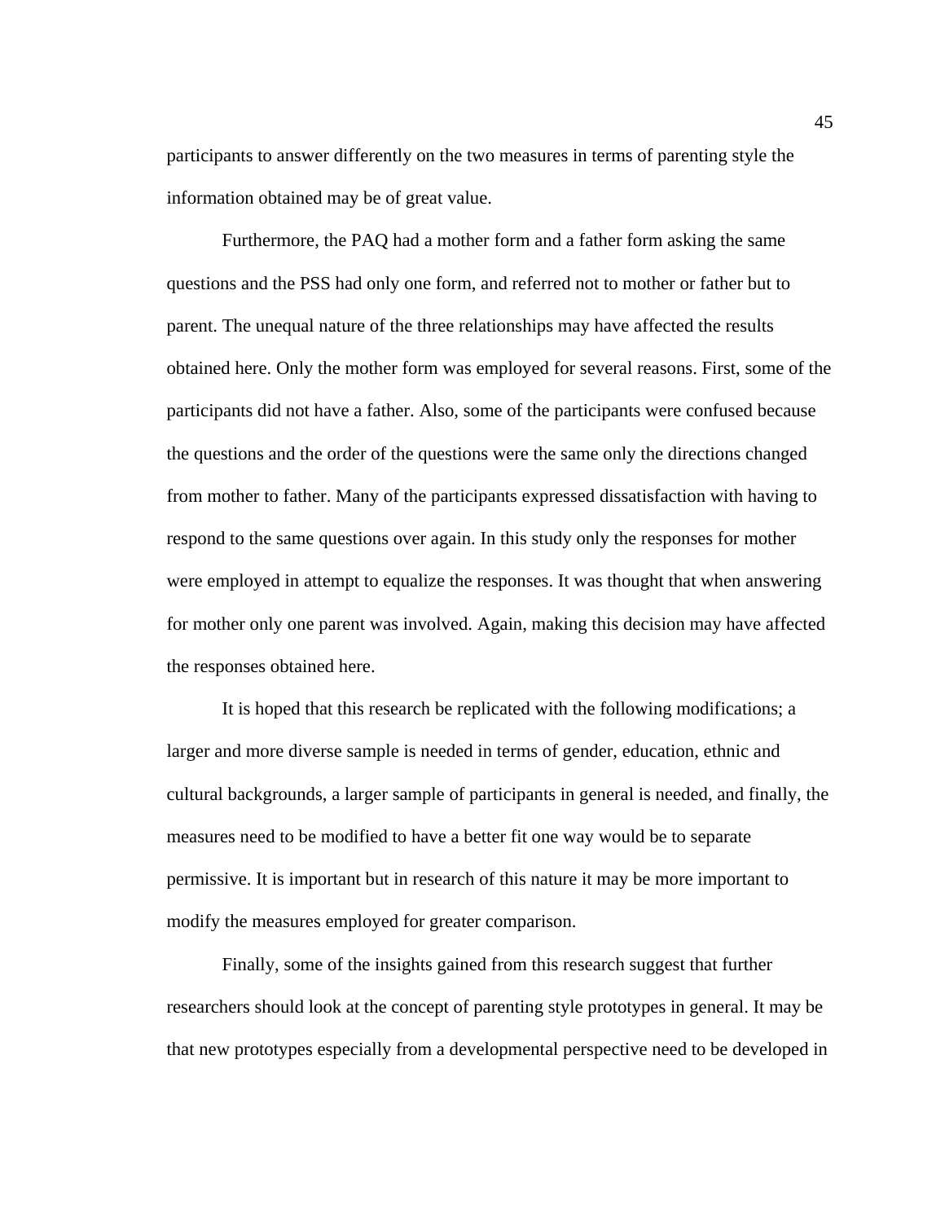participants to answer differently on the two measures in terms of parenting style the information obtained may be of great value.

Furthermore, the PAQ had a mother form and a father form asking the same questions and the PSS had only one form, and referred not to mother or father but to parent. The unequal nature of the three relationships may have affected the results obtained here. Only the mother form was employed for several reasons. First, some of the participants did not have a father. Also, some of the participants were confused because the questions and the order of the questions were the same only the directions changed from mother to father. Many of the participants expressed dissatisfaction with having to respond to the same questions over again. In this study only the responses for mother were employed in attempt to equalize the responses. It was thought that when answering for mother only one parent was involved. Again, making this decision may have affected the responses obtained here.

It is hoped that this research be replicated with the following modifications; a larger and more diverse sample is needed in terms of gender, education, ethnic and cultural backgrounds, a larger sample of participants in general is needed, and finally, the measures need to be modified to have a better fit one way would be to separate permissive. It is important but in research of this nature it may be more important to modify the measures employed for greater comparison.

Finally, some of the insights gained from this research suggest that further researchers should look at the concept of parenting style prototypes in general. It may be that new prototypes especially from a developmental perspective need to be developed in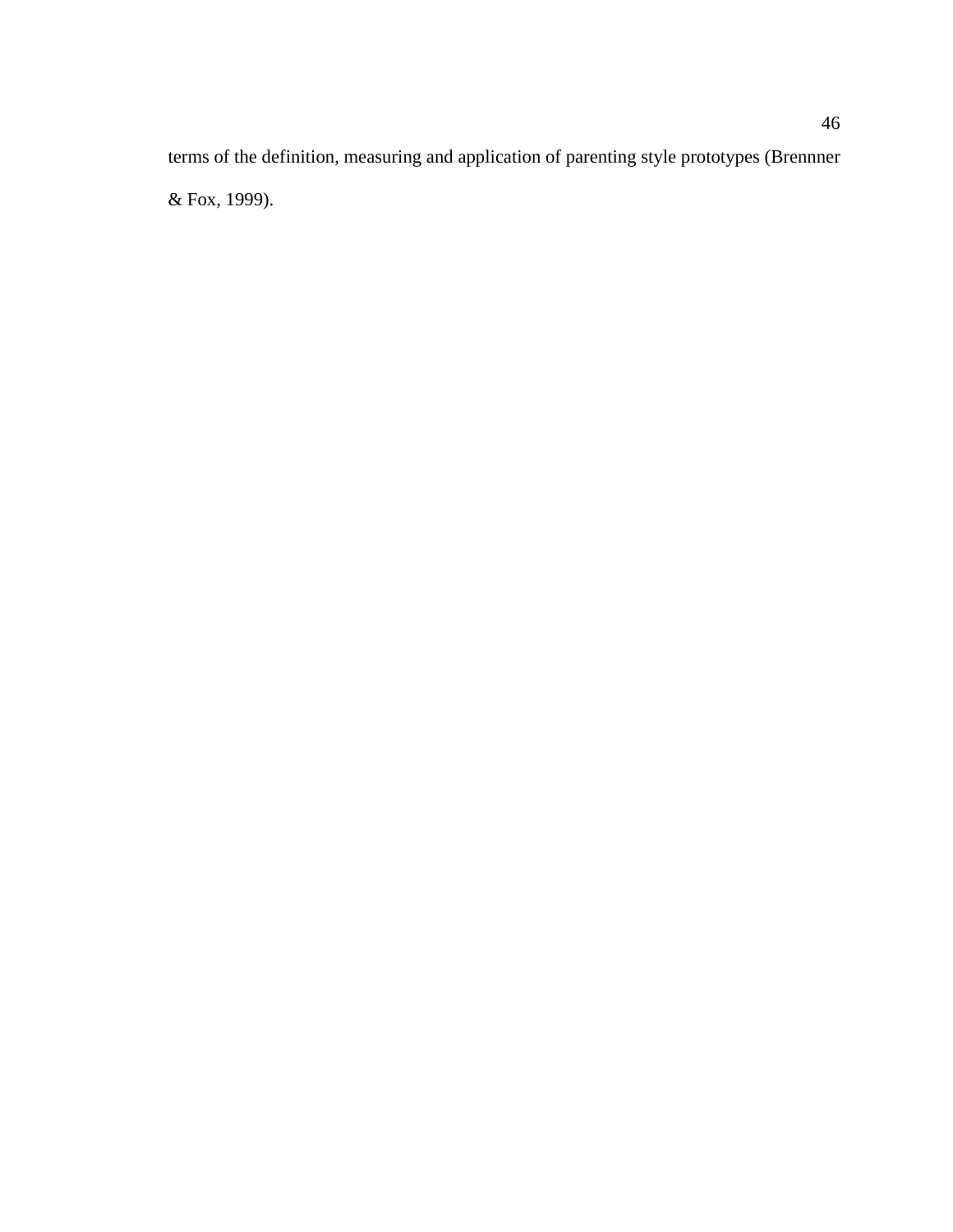terms of the definition, measuring and application of parenting style prototypes (Brennner & Fox, 1999).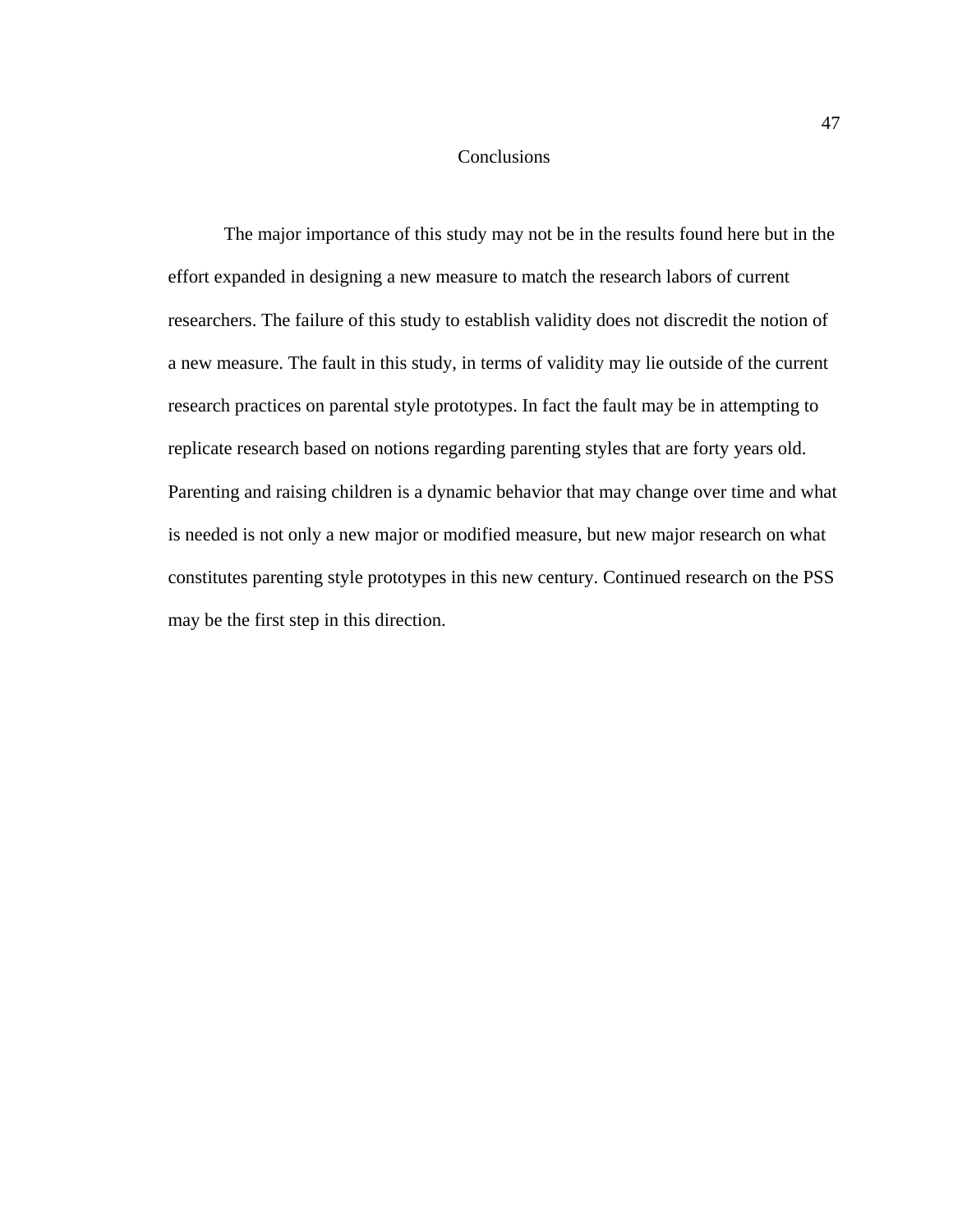# Conclusions

The major importance of this study may not be in the results found here but in the effort expanded in designing a new measure to match the research labors of current researchers. The failure of this study to establish validity does not discredit the notion of a new measure. The fault in this study, in terms of validity may lie outside of the current research practices on parental style prototypes. In fact the fault may be in attempting to replicate research based on notions regarding parenting styles that are forty years old. Parenting and raising children is a dynamic behavior that may change over time and what is needed is not only a new major or modified measure, but new major research on what constitutes parenting style prototypes in this new century. Continued research on the PSS may be the first step in this direction.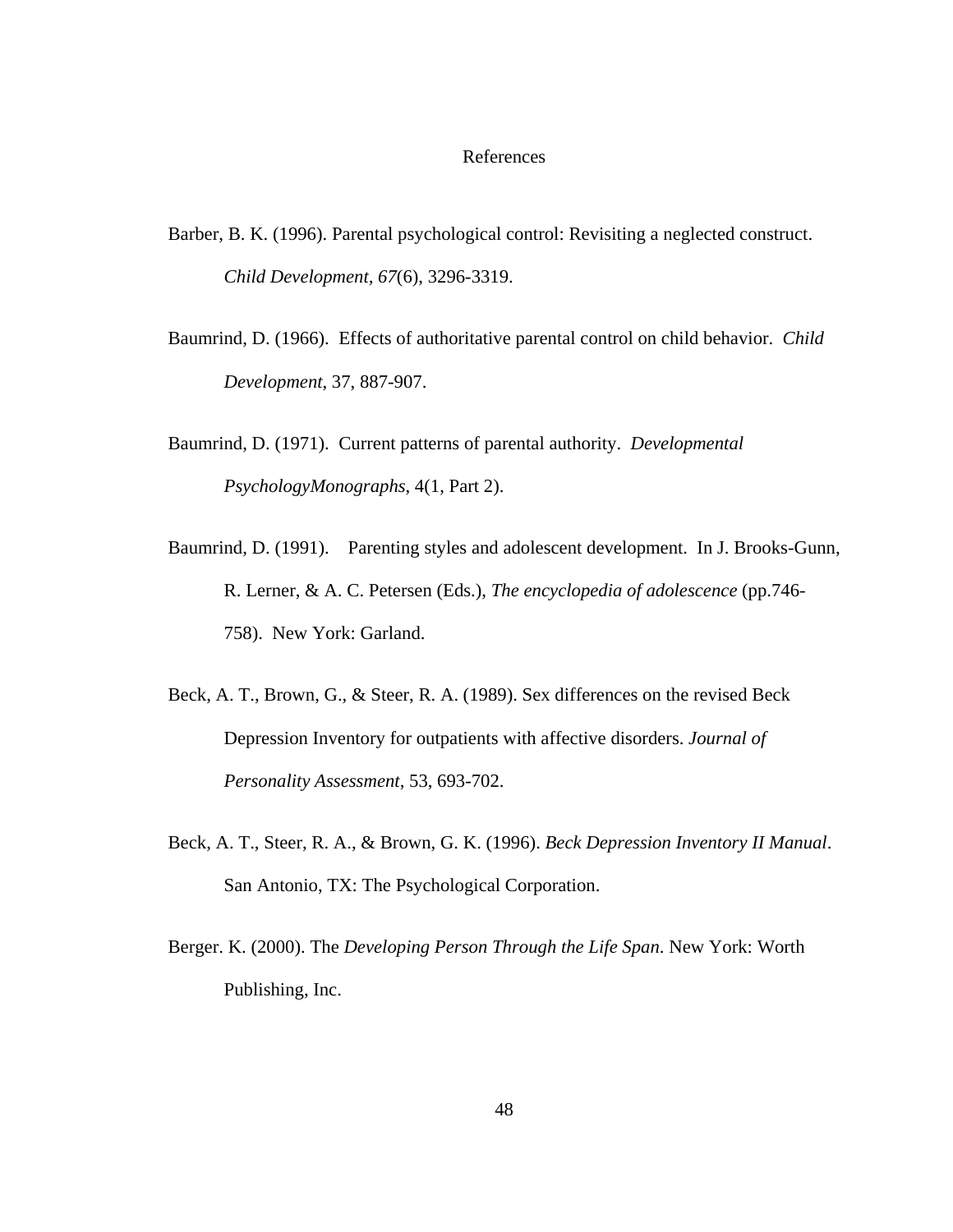# References

Barber, B. K. (1996). Parental psychological control: Revisiting a neglected construct. *Child Development*, *67*(6), 3296-3319.

Baumrind, D. (1966). Effects of authoritative parental control on child behavior. *Child Development*, 37, 887-907.

Baumrind, D. (1971). Current patterns of parental authority. *Developmental PsychologyMonographs*, 4(1, Part 2).

Baumrind, D. (1991). Parenting styles and adolescent development. In J. Brooks-Gunn, R. Lerner, & A. C. Petersen (Eds.), *The encyclopedia of adolescence* (pp.746-758). New York: Garland.

Beck, A. T., Brown, G., & Steer, R. A. (1989). Sex differences on the revised Beck Depression Inventory for outpatients with affective disorders. *Journal of Personality Assessment*, 53, 693-702.

Beck, A. T., Steer, R. A., & Brown, G. K. (1996). *Beck Depression Inventory II Manual*. San Antonio, TX: The Psychological Corporation.

Berger. K. (2000). The *Developing Person Through the Life Span*. New York: Worth Publishing, Inc.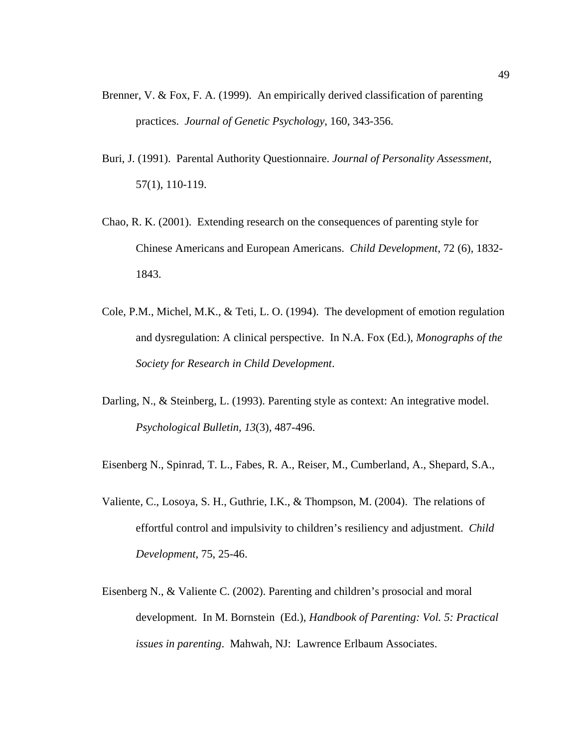Brenner, V. & Fox, F. A. (1999). An empirically derived classification of parenting practices. *Journal of Genetic Psychology*, 160, 343-356.

Buri, J. (1991). Parental Authority Questionnaire. *Journal of Personality Assessment*, 57(1), 110-119.

Chao, R. K. (2001). Extending research on the consequences of parenting style for Chinese Americans and European Americans. *Child Development*, 72 (6), 1832-1843.

Cole, P.M., Michel, M.K., & Teti, L. O. (1994). The development of emotion regulation and dysregulation: A clinical perspective. In N.A. Fox (Ed.), *Monographs of the Society for Research in Child Development*.

Darling, N., & Steinberg, L. (1993). Parenting style as context: An integrative model. *Psychological Bulletin, 13*(3), 487-496.

Eisenberg N., Spinrad, T. L., Fabes, R. A., Reiser, M., Cumberland, A., Shepard, S.A.,

Valiente, C., Losoya, S. H., Guthrie, I.K., & Thompson, M. (2004). The relations of effortful control and impulsivity to children's resiliency and adjustment. *Child Development*, 75, 25-46.

Eisenberg N., & Valiente C. (2002). Parenting and children's prosocial and moral development. In M. Bornstein (Ed.), *Handbook of Parenting: Vol. 5: Practical issues in parenting*. Mahwah, NJ: Lawrence Erlbaum Associates.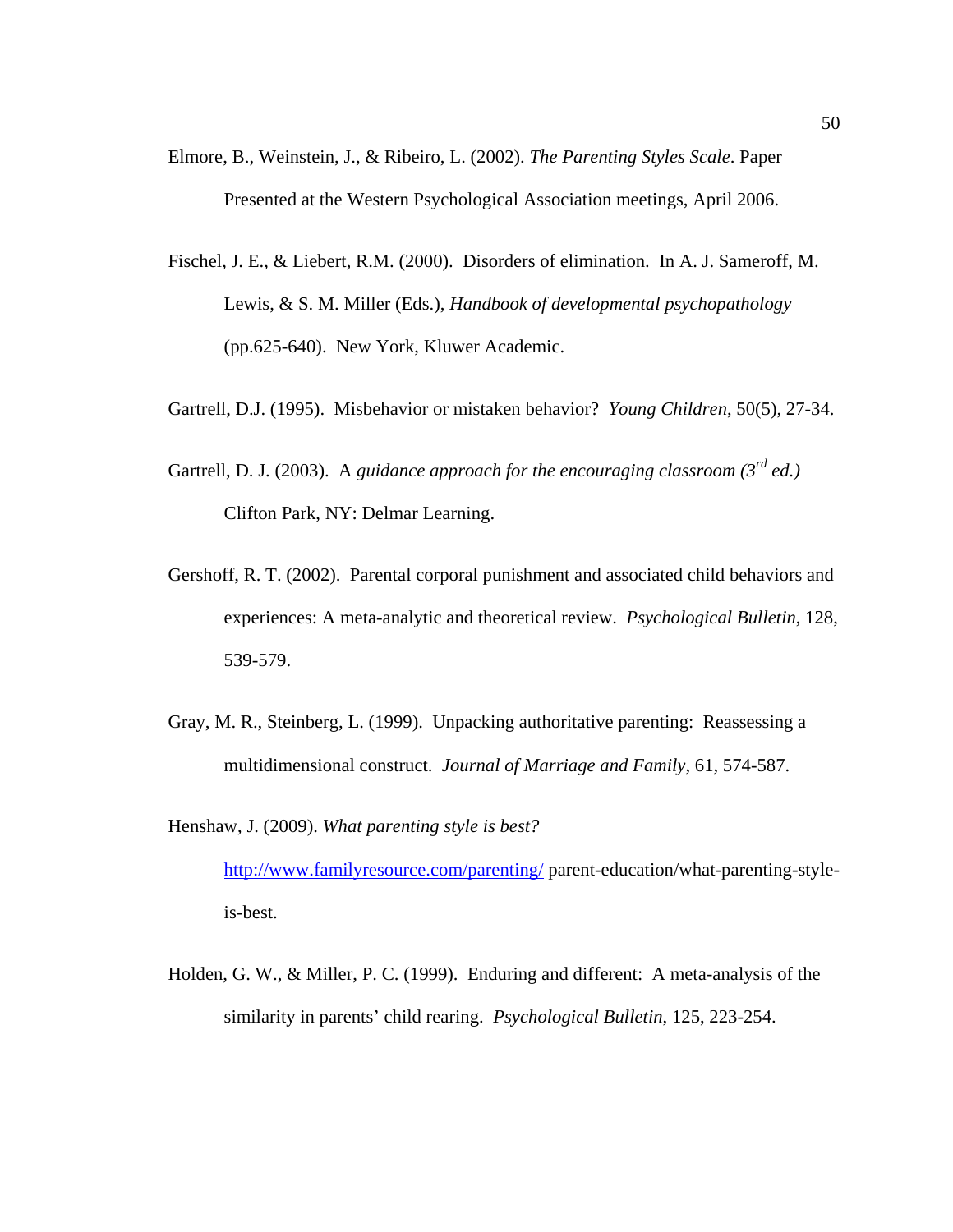Elmore, B., Weinstein, J., & Ribeiro, L. (2002). *The Parenting Styles Scale*. Paper Presented at the Western Psychological Association meetings, April 2006.

Fischel, J. E., & Liebert, R.M. (2000). Disorders of elimination. In A. J. Sameroff, M. Lewis, & S. M. Miller (Eds.), *Handbook of developmental psychopathology* (pp.625-640). New York, Kluwer Academic.

Gartrell, D.J. (1995). Misbehavior or mistaken behavior? *Young Children*, 50(5), 27-34.

Gartrell, D. J. (2003). A *guidance approach for the encouraging classroom (3rd ed.)* Clifton Park, NY: Delmar Learning.

Gershoff, R. T. (2002). Parental corporal punishment and associated child behaviors and experiences: A meta-analytic and theoretical review. *Psychological Bulletin*, 128, 539-579.

Gray, M. R., Steinberg, L. (1999). Unpacking authoritative parenting: Reassessing a multidimensional construct. *Journal of Marriage and Family*, 61, 574-587.

Henshaw, J. (2009). *What parenting style is best?* http://www.familyresource.com/parenting/ parent-education/what-parenting-style-is-best.

Holden, G. W., & Miller, P. C. (1999). Enduring and different: A meta-analysis of the similarity in parents' child rearing. *Psychological Bulletin*, 125, 223-254.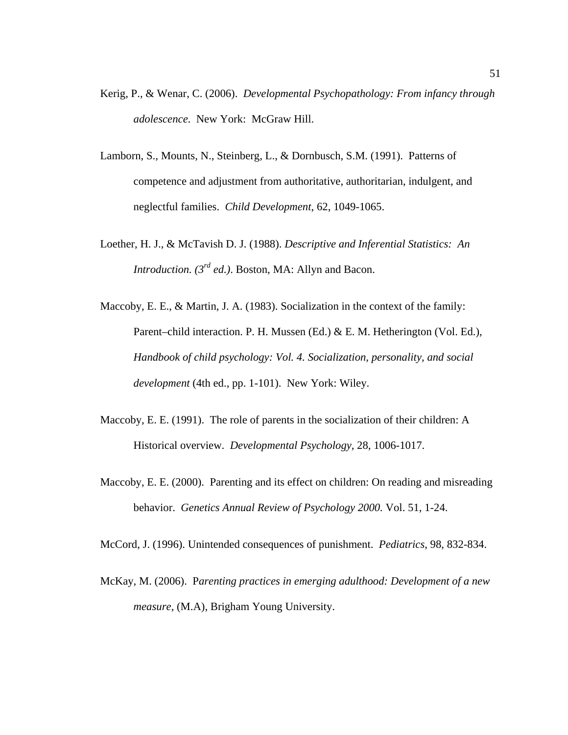Kerig, P., & Wenar, C. (2006). *Developmental Psychopathology: From infancy through adolescence.* New York: McGraw Hill.

Lamborn, S., Mounts, N., Steinberg, L., & Dornbusch, S.M. (1991). Patterns of competence and adjustment from authoritative, authoritarian, indulgent, and neglectful families. *Child Development*, 62, 1049-1065.

Loether, H. J., & McTavish D. J. (1988). *Descriptive and Inferential Statistics: An Introduction. (3rd ed.)*. Boston, MA: Allyn and Bacon.

Maccoby, E. E., & Martin, J. A. (1983). Socialization in the context of the family: Parent–child interaction. P. H. Mussen (Ed.) & E. M. Hetherington (Vol. Ed.), *Handbook of child psychology: Vol. 4. Socialization, personality, and social development* (4th ed., pp. 1-101). New York: Wiley.

Maccoby, E. E. (1991). The role of parents in the socialization of their children: A Historical overview. *Developmental Psychology*, 28, 1006-1017.

Maccoby, E. E. (2000). Parenting and its effect on children: On reading and misreading behavior. *Genetics Annual Review of Psychology 2000.* Vol. 51, 1-24.

McCord, J. (1996). Unintended consequences of punishment. *Pediatrics*, 98, 832-834.

McKay, M. (2006). P*arenting practices in emerging adulthood: Development of a new measure*, (M.A), Brigham Young University.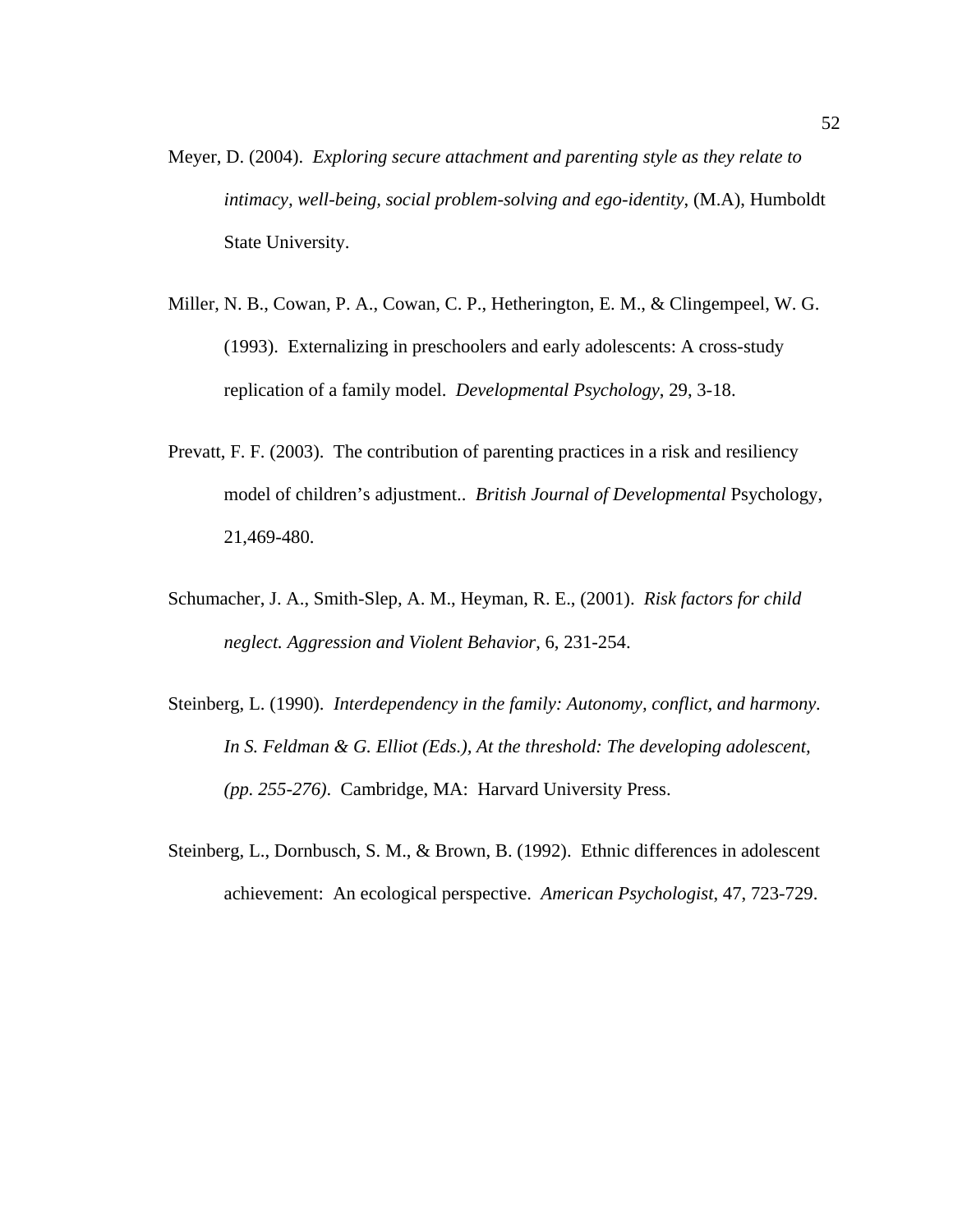Meyer, D. (2004). *Exploring secure attachment and parenting style as they relate to intimacy, well-being, social problem-solving and ego-identity*, (M.A), Humboldt State University.

Miller, N. B., Cowan, P. A., Cowan, C. P., Hetherington, E. M., & Clingempeel, W. G. (1993). Externalizing in preschoolers and early adolescents: A cross-study replication of a family model. *Developmental Psychology*, 29, 3-18.

Prevatt, F. F. (2003). The contribution of parenting practices in a risk and resiliency model of children's adjustment.. *British Journal of Developmental* Psychology, 21,469-480.

Schumacher, J. A., Smith-Slep, A. M., Heyman, R. E., (2001). *Risk factors for child neglect. Aggression and Violent Behavior*, 6, 231-254.

Steinberg, L. (1990). *Interdependency in the family: Autonomy, conflict, and harmony. In S. Feldman & G. Elliot (Eds.), At the threshold: The developing adolescent, (pp. 255-276)*. Cambridge, MA: Harvard University Press.

Steinberg, L., Dornbusch, S. M., & Brown, B. (1992). Ethnic differences in adolescent achievement: An ecological perspective. *American Psychologist*, 47, 723-729.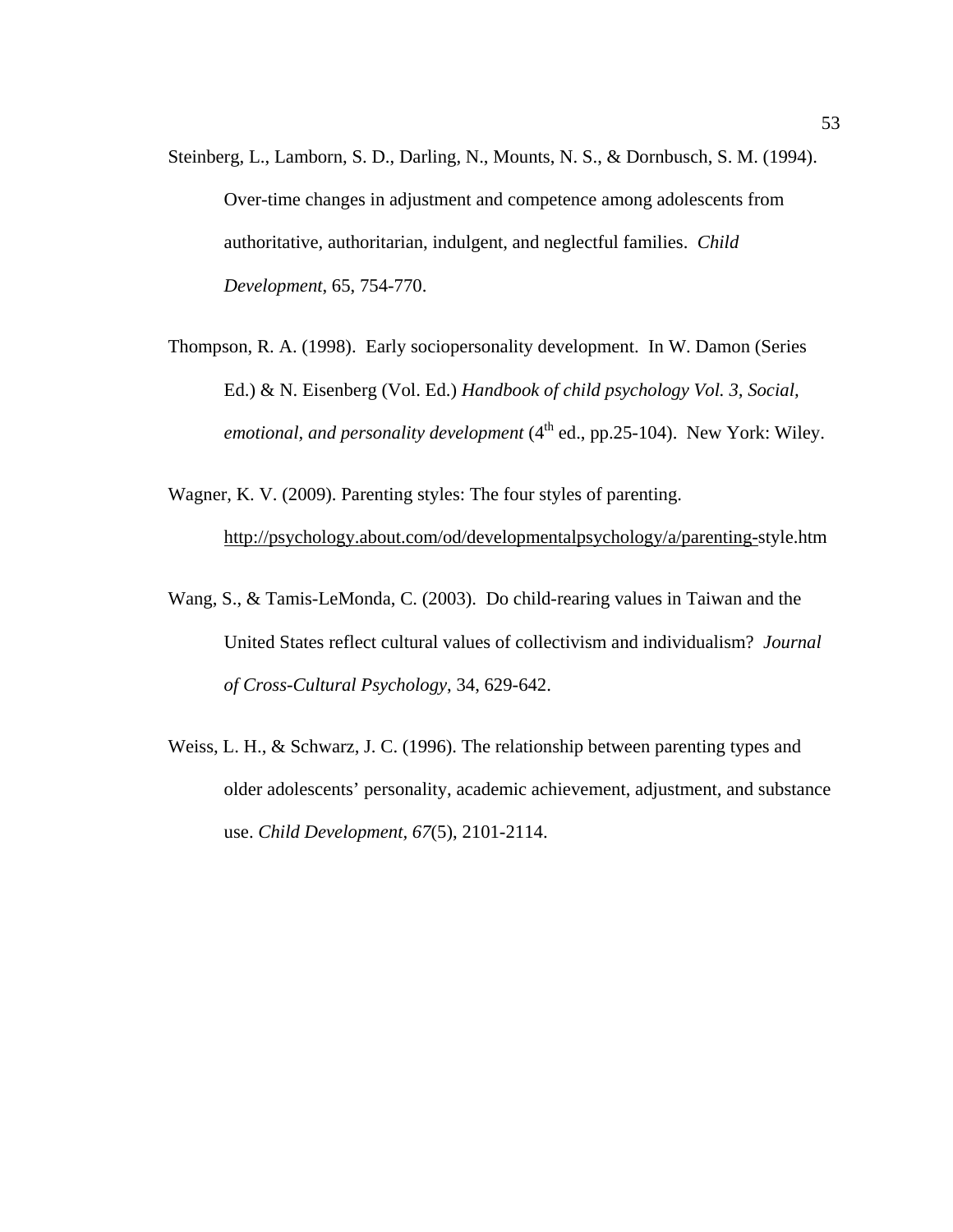Steinberg, L., Lamborn, S. D., Darling, N., Mounts, N. S., & Dornbusch, S. M. (1994). Over-time changes in adjustment and competence among adolescents from authoritative, authoritarian, indulgent, and neglectful families. *Child Development*, 65, 754-770.

Thompson, R. A. (1998). Early sociopersonality development. In W. Damon (Series Ed.) & N. Eisenberg (Vol. Ed.) *Handbook of child psychology Vol. 3, Social, emotional, and personality development* (4th ed., pp.25-104). New York: Wiley.

Wagner, K. V. (2009). Parenting styles: The four styles of parenting. http://psychology.about.com/od/developmentalpsychology/a/parenting-style.htm

Wang, S., & Tamis-LeMonda, C. (2003). Do child-rearing values in Taiwan and the United States reflect cultural values of collectivism and individualism? *Journal of Cross-Cultural Psychology*, 34, 629-642.

Weiss, L. H., & Schwarz, J. C. (1996). The relationship between parenting types and older adolescents' personality, academic achievement, adjustment, and substance use. *Child Development*, *67*(5), 2101-2114.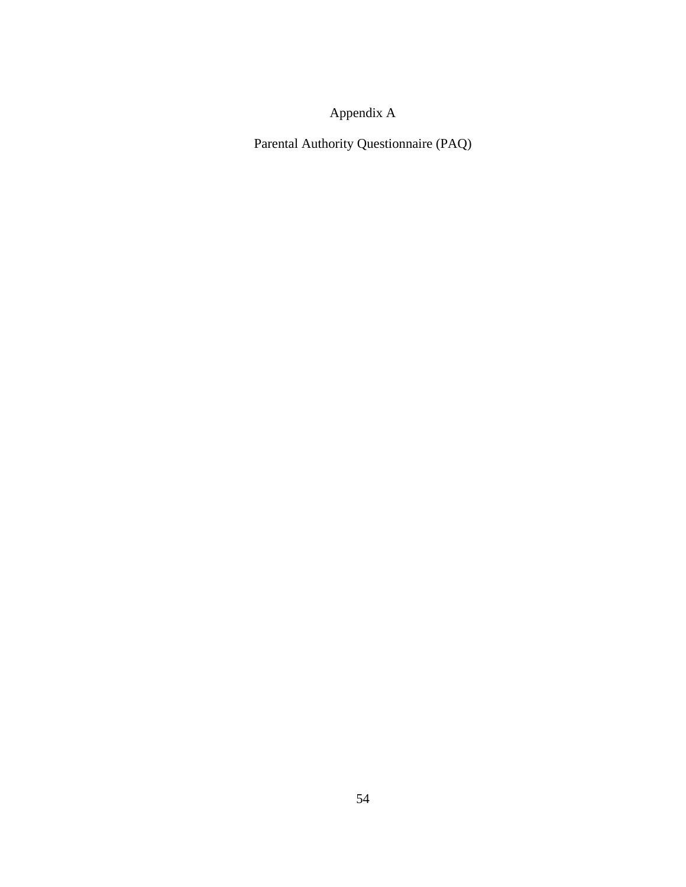# Appendix A

## Parental Authority Questionnaire (PAQ)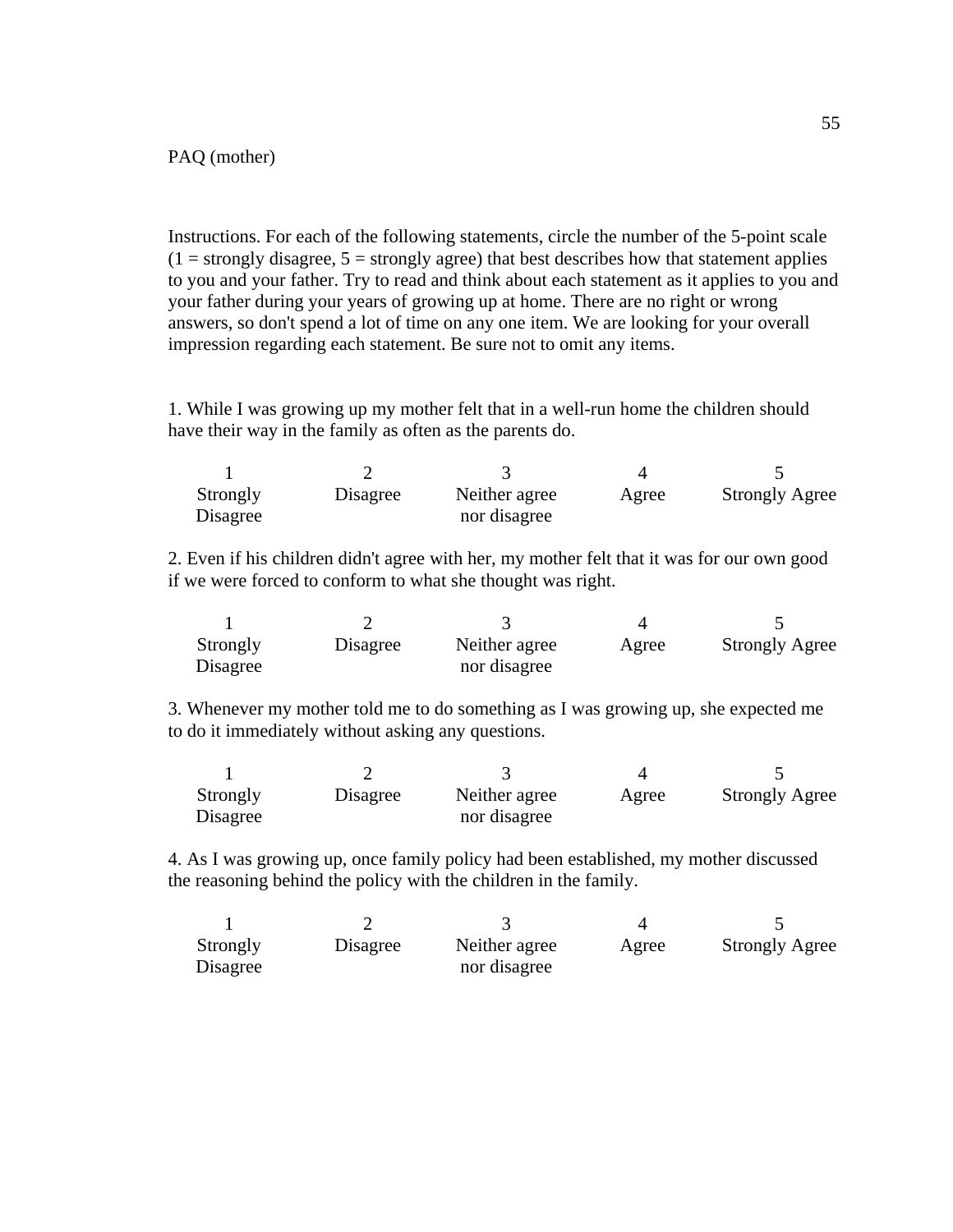PAQ (mother)

Instructions. For each of the following statements, circle the number of the 5-point scale (1 = strongly disagree, 5 = strongly agree) that best describes how that statement applies to you and your father. Try to read and think about each statement as it applies to you and your father during your years of growing up at home. There are no right or wrong answers, so don't spend a lot of time on any one item. We are looking for your overall impression regarding each statement. Be sure not to omit any items.

1. While I was growing up my mother felt that in a well-run home the children should have their way in the family as often as the parents do.

| 1 | 2 | 3 | 4 | 5 |
|---|---|---|---|---|
| Strongly Disagree | Disagree | Neither agree nor disagree | Agree | Strongly Agree |

2. Even if his children didn't agree with her, my mother felt that it was for our own good if we were forced to conform to what she thought was right.

| 1 | 2 | 3 | 4 | 5 |
|---|---|---|---|---|
| Strongly Disagree | Disagree | Neither agree nor disagree | Agree | Strongly Agree |

3. Whenever my mother told me to do something as I was growing up, she expected me to do it immediately without asking any questions.

| 1 | 2 | 3 | 4 | 5 |
|---|---|---|---|---|
| Strongly Disagree | Disagree | Neither agree nor disagree | Agree | Strongly Agree |

4. As I was growing up, once family policy had been established, my mother discussed the reasoning behind the policy with the children in the family.

| 1 | 2 | 3 | 4 | 5 |
|---|---|---|---|---|
| Strongly Disagree | Disagree | Neither agree nor disagree | Agree | Strongly Agree |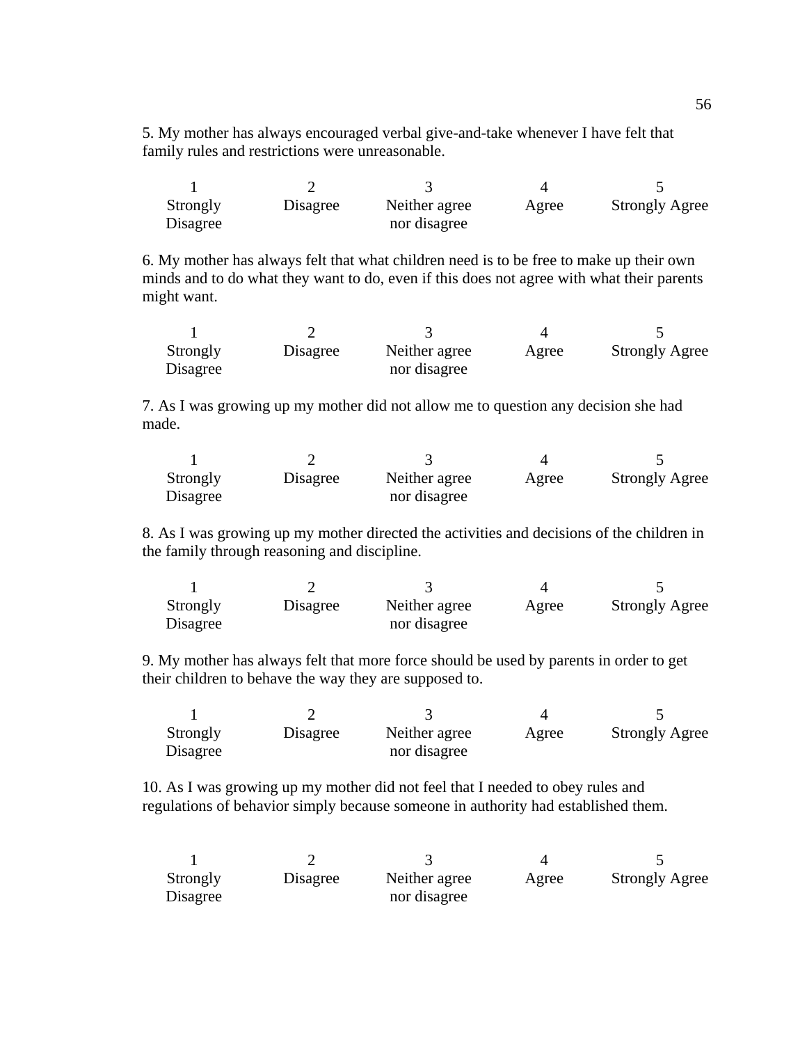5. My mother has always encouraged verbal give-and-take whenever I have felt that family rules and restrictions were unreasonable.

| 1 | 2 | 3 | 4 | 5 |
|---|---|---|---|---|
| Strongly Disagree | Disagree | Neither agree nor disagree | Agree | Strongly Agree |

6. My mother has always felt that what children need is to be free to make up their own minds and to do what they want to do, even if this does not agree with what their parents might want.

| 1 | 2 | 3 | 4 | 5 |
|---|---|---|---|---|
| Strongly Disagree | Disagree | Neither agree nor disagree | Agree | Strongly Agree |

7. As I was growing up my mother did not allow me to question any decision she had made.

| 1 | 2 | 3 | 4 | 5 |
|---|---|---|---|---|
| Strongly Disagree | Disagree | Neither agree nor disagree | Agree | Strongly Agree |

8. As I was growing up my mother directed the activities and decisions of the children in the family through reasoning and discipline.

| 1 | 2 | 3 | 4 | 5 |
|---|---|---|---|---|
| Strongly Disagree | Disagree | Neither agree nor disagree | Agree | Strongly Agree |

9. My mother has always felt that more force should be used by parents in order to get their children to behave the way they are supposed to.

| 1 | 2 | 3 | 4 | 5 |
|---|---|---|---|---|
| Strongly Disagree | Disagree | Neither agree nor disagree | Agree | Strongly Agree |

10. As I was growing up my mother did not feel that I needed to obey rules and regulations of behavior simply because someone in authority had established them.

| 1 | 2 | 3 | 4 | 5 |
|---|---|---|---|---|
| Strongly Disagree | Disagree | Neither agree nor disagree | Agree | Strongly Agree |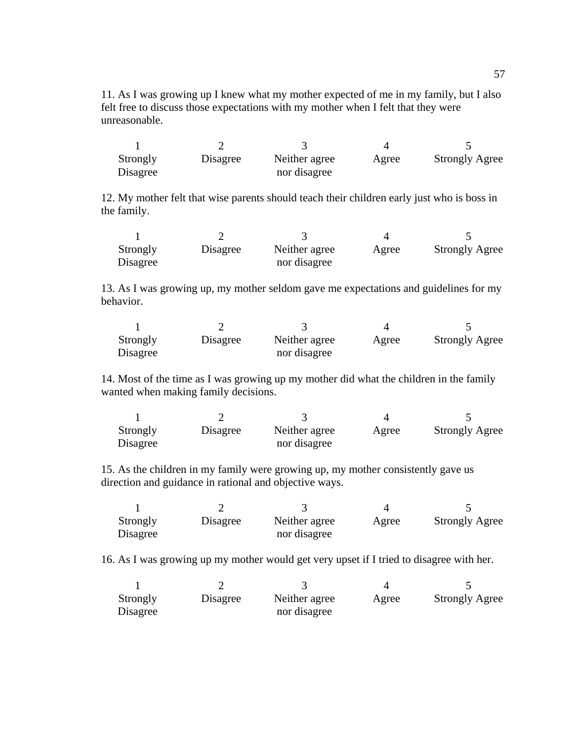11. As I was growing up I knew what my mother expected of me in my family, but I also felt free to discuss those expectations with my mother when I felt that they were unreasonable.

| 1 | 2 | 3 | 4 | 5 |
|---|---|---|---|---|
| Strongly Disagree | Disagree | Neither agree nor disagree | Agree | Strongly Agree |

12. My mother felt that wise parents should teach their children early just who is boss in the family.

| 1 | 2 | 3 | 4 | 5 |
|---|---|---|---|---|
| Strongly Disagree | Disagree | Neither agree nor disagree | Agree | Strongly Agree |

13. As I was growing up, my mother seldom gave me expectations and guidelines for my behavior.

| 1 | 2 | 3 | 4 | 5 |
|---|---|---|---|---|
| Strongly Disagree | Disagree | Neither agree nor disagree | Agree | Strongly Agree |

14. Most of the time as I was growing up my mother did what the children in the family wanted when making family decisions.

| 1 | 2 | 3 | 4 | 5 |
|---|---|---|---|---|
| Strongly Disagree | Disagree | Neither agree nor disagree | Agree | Strongly Agree |

15. As the children in my family were growing up, my mother consistently gave us direction and guidance in rational and objective ways.

| 1 | 2 | 3 | 4 | 5 |
|---|---|---|---|---|
| Strongly Disagree | Disagree | Neither agree nor disagree | Agree | Strongly Agree |

16. As I was growing up my mother would get very upset if I tried to disagree with her.

| 1 | 2 | 3 | 4 | 5 |
|---|---|---|---|---|
| Strongly Disagree | Disagree | Neither agree nor disagree | Agree | Strongly Agree |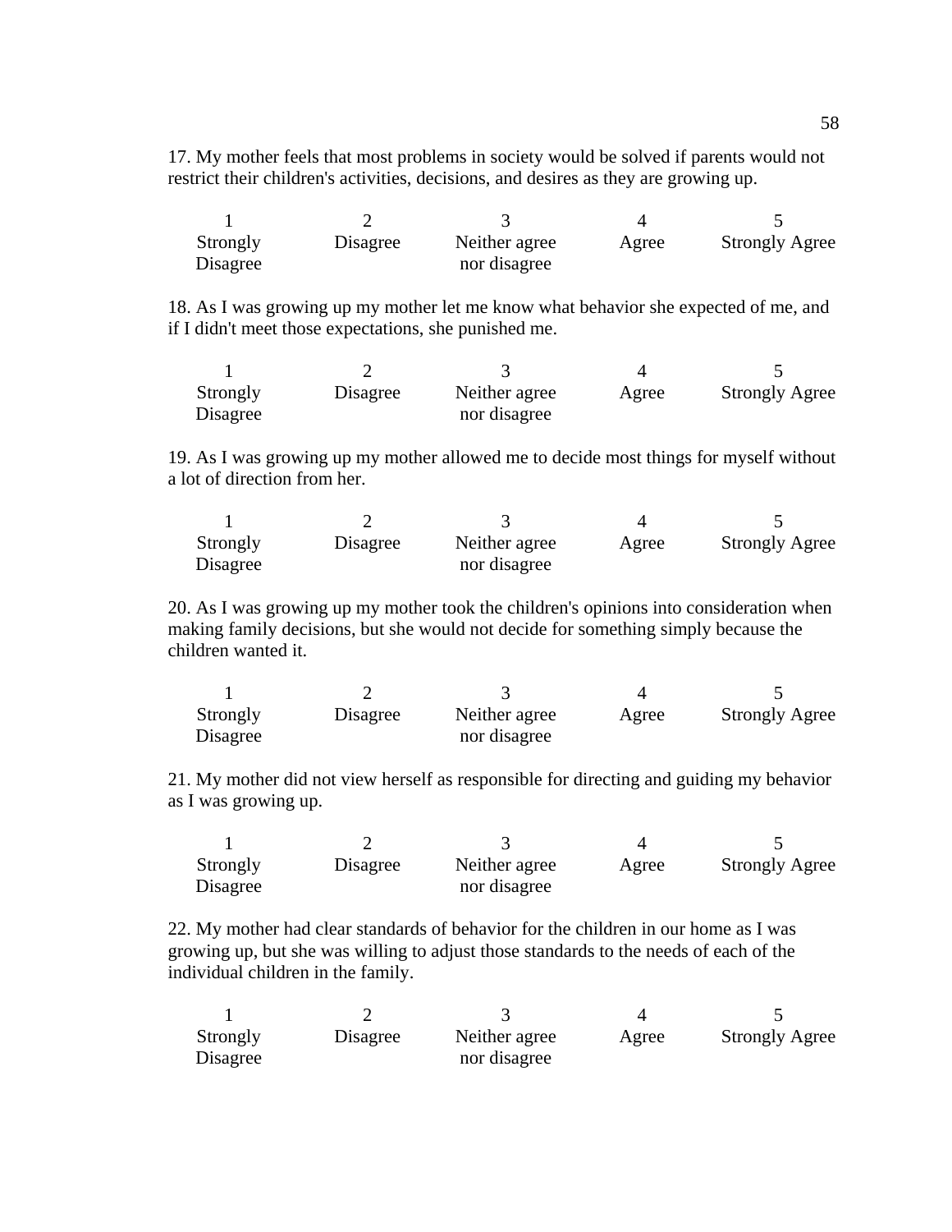17. My mother feels that most problems in society would be solved if parents would not restrict their children's activities, decisions, and desires as they are growing up.

| 1 | 2 | 3 | 4 | 5 |
|---|---|---|---|---|
| Strongly Disagree | Disagree | Neither agree nor disagree | Agree | Strongly Agree |

18. As I was growing up my mother let me know what behavior she expected of me, and if I didn't meet those expectations, she punished me.

| 1 | 2 | 3 | 4 | 5 |
|---|---|---|---|---|
| Strongly Disagree | Disagree | Neither agree nor disagree | Agree | Strongly Agree |

19. As I was growing up my mother allowed me to decide most things for myself without a lot of direction from her.

| 1 | 2 | 3 | 4 | 5 |
|---|---|---|---|---|
| Strongly Disagree | Disagree | Neither agree nor disagree | Agree | Strongly Agree |

20. As I was growing up my mother took the children's opinions into consideration when making family decisions, but she would not decide for something simply because the children wanted it.

| 1 | 2 | 3 | 4 | 5 |
|---|---|---|---|---|
| Strongly Disagree | Disagree | Neither agree nor disagree | Agree | Strongly Agree |

21. My mother did not view herself as responsible for directing and guiding my behavior as I was growing up.

| 1 | 2 | 3 | 4 | 5 |
|---|---|---|---|---|
| Strongly Disagree | Disagree | Neither agree nor disagree | Agree | Strongly Agree |

22. My mother had clear standards of behavior for the children in our home as I was growing up, but she was willing to adjust those standards to the needs of each of the individual children in the family.

| 1 | 2 | 3 | 4 | 5 |
|---|---|---|---|---|
| Strongly Disagree | Disagree | Neither agree nor disagree | Agree | Strongly Agree |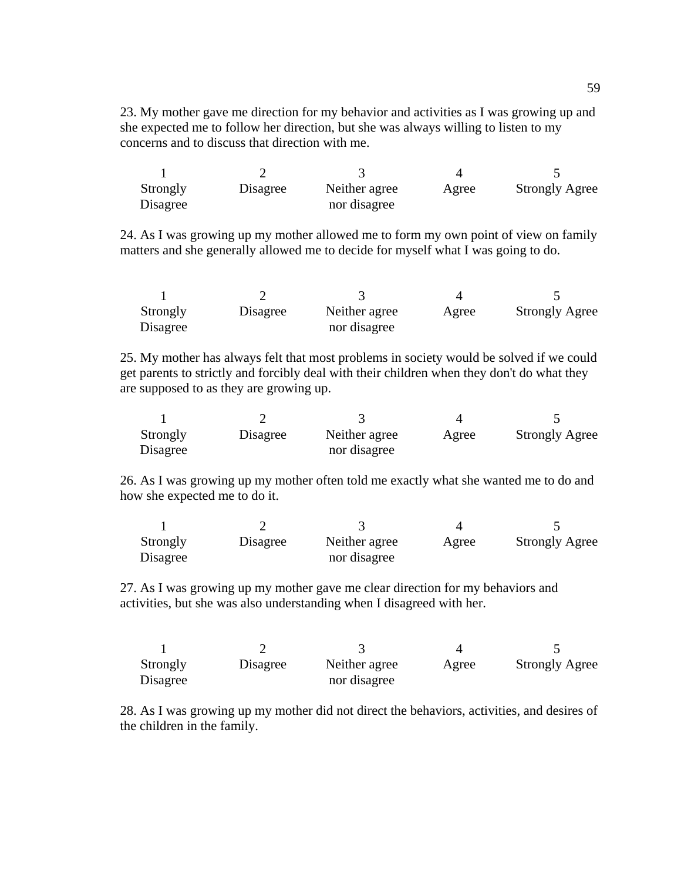23. My mother gave me direction for my behavior and activities as I was growing up and she expected me to follow her direction, but she was always willing to listen to my concerns and to discuss that direction with me.

| 1 | 2 | 3 | 4 | 5 |
|---|---|---|---|---|
| Strongly Disagree | Disagree | Neither agree nor disagree | Agree | Strongly Agree |

24. As I was growing up my mother allowed me to form my own point of view on family matters and she generally allowed me to decide for myself what I was going to do.

| 1 | 2 | 3 | 4 | 5 |
|---|---|---|---|---|
| Strongly Disagree | Disagree | Neither agree nor disagree | Agree | Strongly Agree |

25. My mother has always felt that most problems in society would be solved if we could get parents to strictly and forcibly deal with their children when they don't do what they are supposed to as they are growing up.

| 1 | 2 | 3 | 4 | 5 |
|---|---|---|---|---|
| Strongly Disagree | Disagree | Neither agree nor disagree | Agree | Strongly Agree |

26. As I was growing up my mother often told me exactly what she wanted me to do and how she expected me to do it.

| 1 | 2 | 3 | 4 | 5 |
|---|---|---|---|---|
| Strongly Disagree | Disagree | Neither agree nor disagree | Agree | Strongly Agree |

27. As I was growing up my mother gave me clear direction for my behaviors and activities, but she was also understanding when I disagreed with her.

| 1 | 2 | 3 | 4 | 5 |
|---|---|---|---|---|
| Strongly Disagree | Disagree | Neither agree nor disagree | Agree | Strongly Agree |

28. As I was growing up my mother did not direct the behaviors, activities, and desires of the children in the family.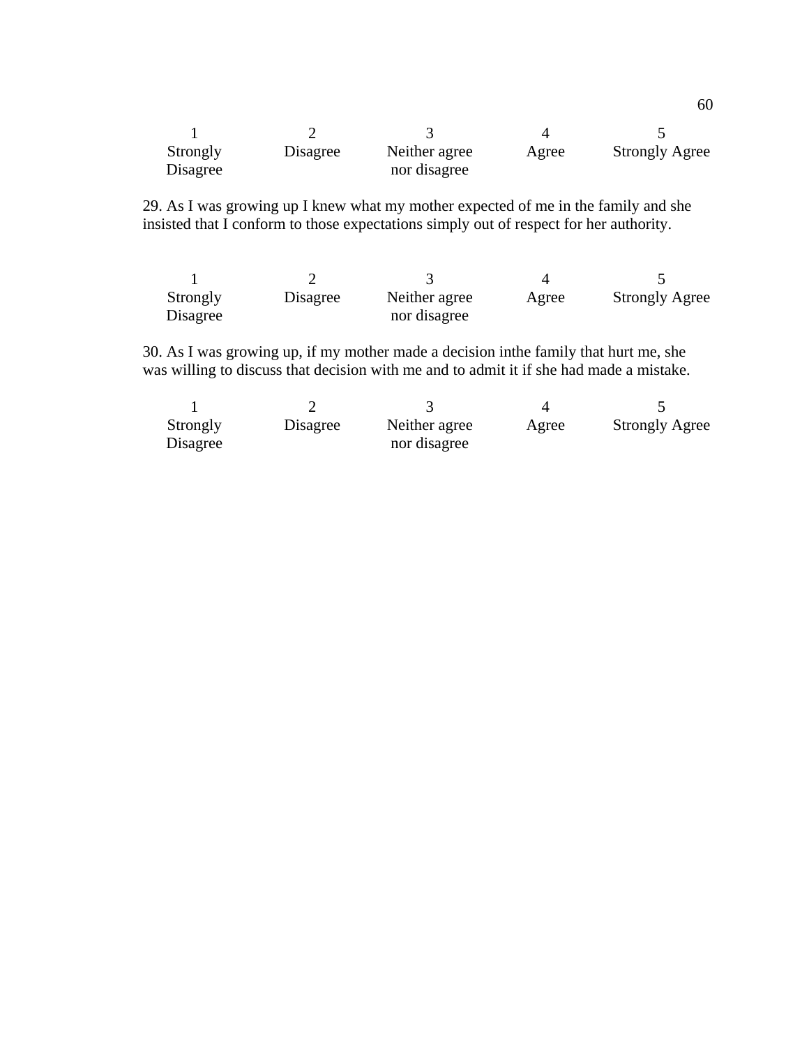| 1 | 2 | 3 | 4 | 5 |
|---|---|---|---|---|
| Strongly Disagree | Disagree | Neither agree nor disagree | Agree | Strongly Agree |

29. As I was growing up I knew what my mother expected of me in the family and she insisted that I conform to those expectations simply out of respect for her authority.

| 1 | 2 | 3 | 4 | 5 |
|---|---|---|---|---|
| Strongly Disagree | Disagree | Neither agree nor disagree | Agree | Strongly Agree |

30. As I was growing up, if my mother made a decision inthe family that hurt me, she was willing to discuss that decision with me and to admit it if she had made a mistake.

| 1 | 2 | 3 | 4 | 5 |
|---|---|---|---|---|
| Strongly Disagree | Disagree | Neither agree nor disagree | Agree | Strongly Agree |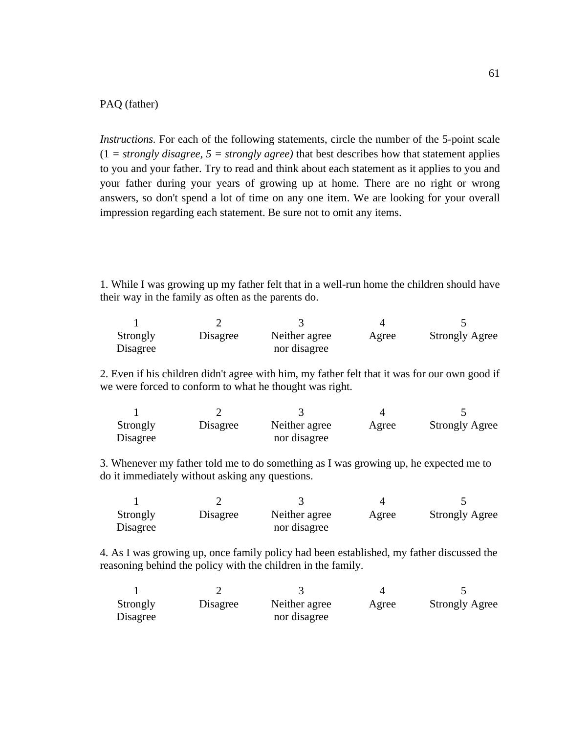PAQ (father)

*Instructions.* For each of the following statements, circle the number of the 5-point scale (1 = *strongly disagree, 5 = strongly agree)* that best describes how that statement applies to you and your father. Try to read and think about each statement as it applies to you and your father during your years of growing up at home. There are no right or wrong answers, so don't spend a lot of time on any one item. We are looking for your overall impression regarding each statement. Be sure not to omit any items.

1. While I was growing up my father felt that in a well-run home the children should have their way in the family as often as the parents do.

| 1 | 2 | 3 | 4 | 5 |
|---|---|---|---|---|
| Strongly Disagree | Disagree | Neither agree nor disagree | Agree | Strongly Agree |

2. Even if his children didn't agree with him, my father felt that it was for our own good if we were forced to conform to what he thought was right.

| 1 | 2 | 3 | 4 | 5 |
|---|---|---|---|---|
| Strongly Disagree | Disagree | Neither agree nor disagree | Agree | Strongly Agree |

3. Whenever my father told me to do something as I was growing up, he expected me to do it immediately without asking any questions.

| 1 | 2 | 3 | 4 | 5 |
|---|---|---|---|---|
| Strongly Disagree | Disagree | Neither agree nor disagree | Agree | Strongly Agree |

4. As I was growing up, once family policy had been established, my father discussed the reasoning behind the policy with the children in the family.

| 1 | 2 | 3 | 4 | 5 |
|---|---|---|---|---|
| Strongly Disagree | Disagree | Neither agree nor disagree | Agree | Strongly Agree |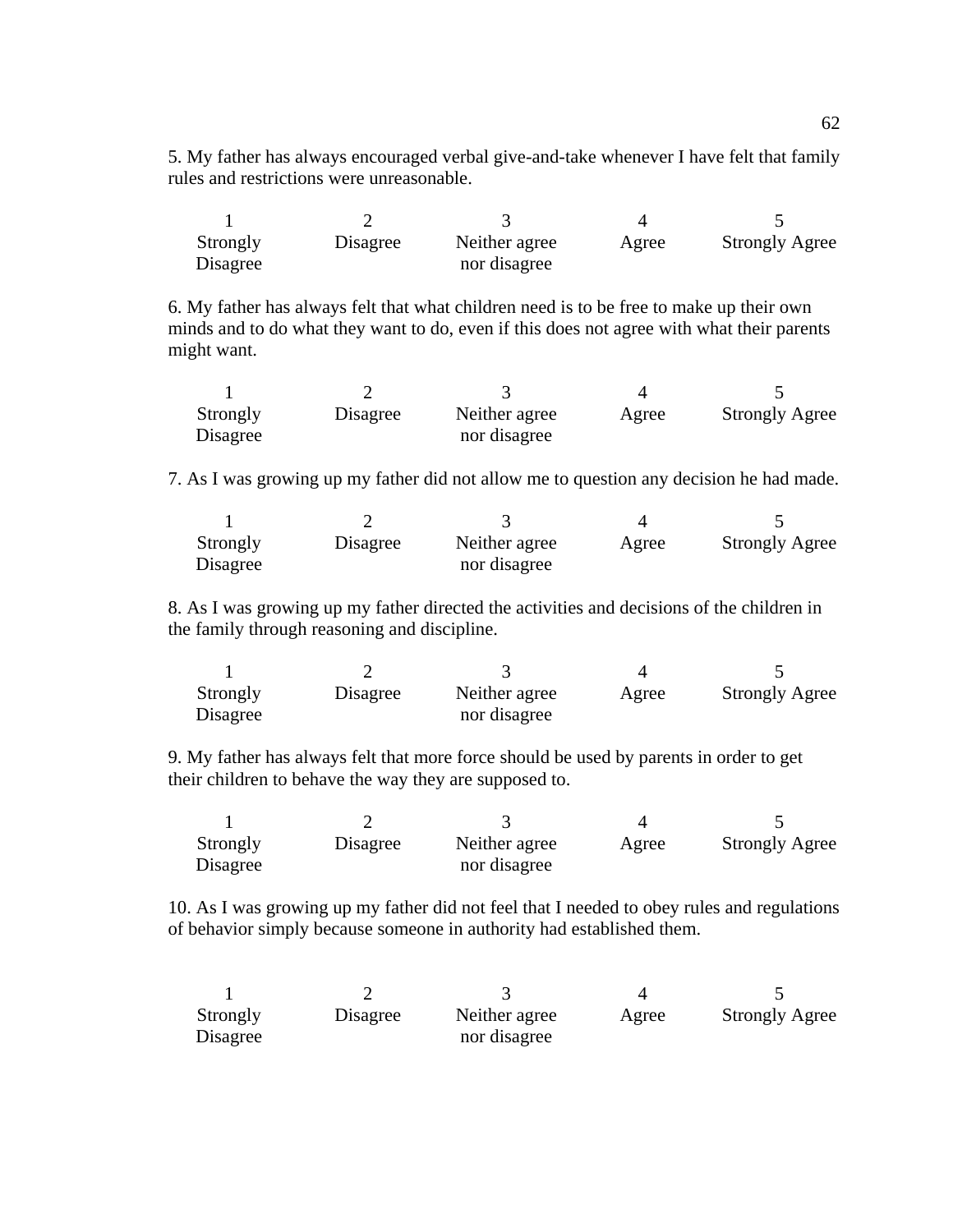5. My father has always encouraged verbal give-and-take whenever I have felt that family rules and restrictions were unreasonable.

| 1 | 2 | 3 | 4 | 5 |
|---|---|---|---|---|
| Strongly Disagree | Disagree | Neither agree nor disagree | Agree | Strongly Agree |

6. My father has always felt that what children need is to be free to make up their own minds and to do what they want to do, even if this does not agree with what their parents might want.

| 1 | 2 | 3 | 4 | 5 |
|---|---|---|---|---|
| Strongly Disagree | Disagree | Neither agree nor disagree | Agree | Strongly Agree |

7. As I was growing up my father did not allow me to question any decision he had made.

| 1 | 2 | 3 | 4 | 5 |
|---|---|---|---|---|
| Strongly Disagree | Disagree | Neither agree nor disagree | Agree | Strongly Agree |

8. As I was growing up my father directed the activities and decisions of the children in the family through reasoning and discipline.

| 1 | 2 | 3 | 4 | 5 |
|---|---|---|---|---|
| Strongly Disagree | Disagree | Neither agree nor disagree | Agree | Strongly Agree |

9. My father has always felt that more force should be used by parents in order to get their children to behave the way they are supposed to.

| 1 | 2 | 3 | 4 | 5 |
|---|---|---|---|---|
| Strongly Disagree | Disagree | Neither agree nor disagree | Agree | Strongly Agree |

10. As I was growing up my father did not feel that I needed to obey rules and regulations of behavior simply because someone in authority had established them.

| 1 | 2 | 3 | 4 | 5 |
|---|---|---|---|---|
| Strongly Disagree | Disagree | Neither agree nor disagree | Agree | Strongly Agree |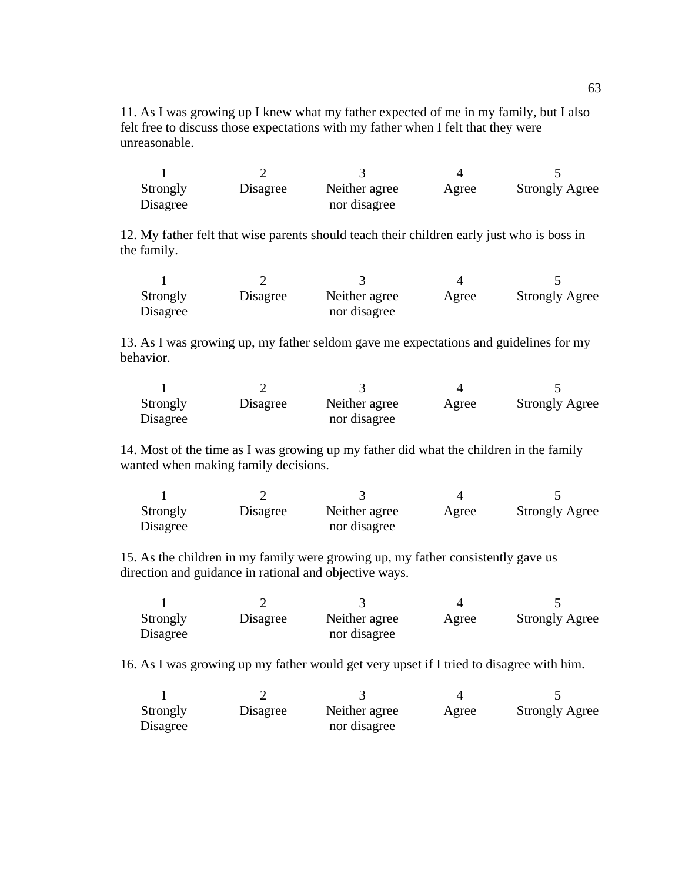11. As I was growing up I knew what my father expected of me in my family, but I also felt free to discuss those expectations with my father when I felt that they were unreasonable.

| 1 | 2 | 3 | 4 | 5 |
|---|---|---|---|---|
| Strongly Disagree | Disagree | Neither agree nor disagree | Agree | Strongly Agree |

12. My father felt that wise parents should teach their children early just who is boss in the family.

| 1 | 2 | 3 | 4 | 5 |
|---|---|---|---|---|
| Strongly Disagree | Disagree | Neither agree nor disagree | Agree | Strongly Agree |

13. As I was growing up, my father seldom gave me expectations and guidelines for my behavior.

| 1 | 2 | 3 | 4 | 5 |
|---|---|---|---|---|
| Strongly Disagree | Disagree | Neither agree nor disagree | Agree | Strongly Agree |

14. Most of the time as I was growing up my father did what the children in the family wanted when making family decisions.

| 1 | 2 | 3 | 4 | 5 |
|---|---|---|---|---|
| Strongly Disagree | Disagree | Neither agree nor disagree | Agree | Strongly Agree |

15. As the children in my family were growing up, my father consistently gave us direction and guidance in rational and objective ways.

| 1 | 2 | 3 | 4 | 5 |
|---|---|---|---|---|
| Strongly Disagree | Disagree | Neither agree nor disagree | Agree | Strongly Agree |

16. As I was growing up my father would get very upset if I tried to disagree with him.

| 1 | 2 | 3 | 4 | 5 |
|---|---|---|---|---|
| Strongly Disagree | Disagree | Neither agree nor disagree | Agree | Strongly Agree |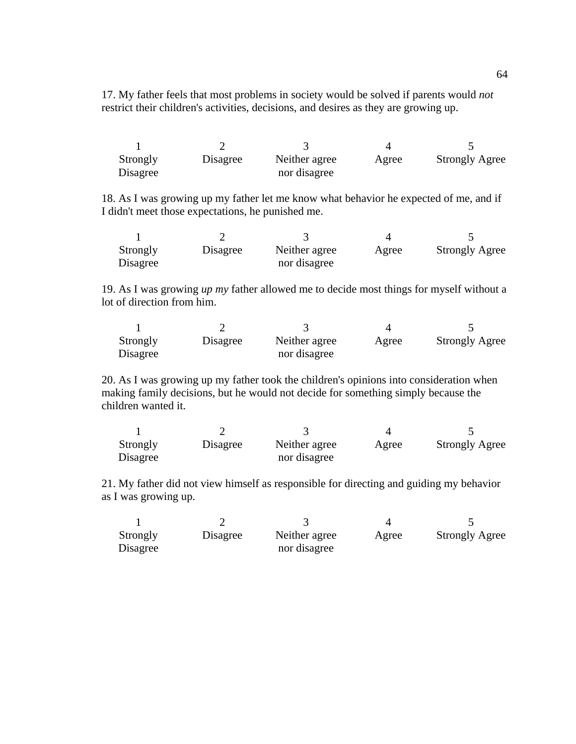17. My father feels that most problems in society would be solved if parents would *not* restrict their children's activities, decisions, and desires as they are growing up.

| 1 | 2 | 3 | 4 | 5 |
|---|---|---|---|---|
| Strongly Disagree | Disagree | Neither agree nor disagree | Agree | Strongly Agree |

18. As I was growing up my father let me know what behavior he expected of me, and if I didn't meet those expectations, he punished me.

| 1 | 2 | 3 | 4 | 5 |
|---|---|---|---|---|
| Strongly Disagree | Disagree | Neither agree nor disagree | Agree | Strongly Agree |

19. As I was growing *up my* father allowed me to decide most things for myself without a lot of direction from him.

| 1 | 2 | 3 | 4 | 5 |
|---|---|---|---|---|
| Strongly Disagree | Disagree | Neither agree nor disagree | Agree | Strongly Agree |

20. As I was growing up my father took the children's opinions into consideration when making family decisions, but he would not decide for something simply because the children wanted it.

| 1 | 2 | 3 | 4 | 5 |
|---|---|---|---|---|
| Strongly Disagree | Disagree | Neither agree nor disagree | Agree | Strongly Agree |

21. My father did not view himself as responsible for directing and guiding my behavior as I was growing up.

| 1 | 2 | 3 | 4 | 5 |
|---|---|---|---|---|
| Strongly Disagree | Disagree | Neither agree nor disagree | Agree | Strongly Agree |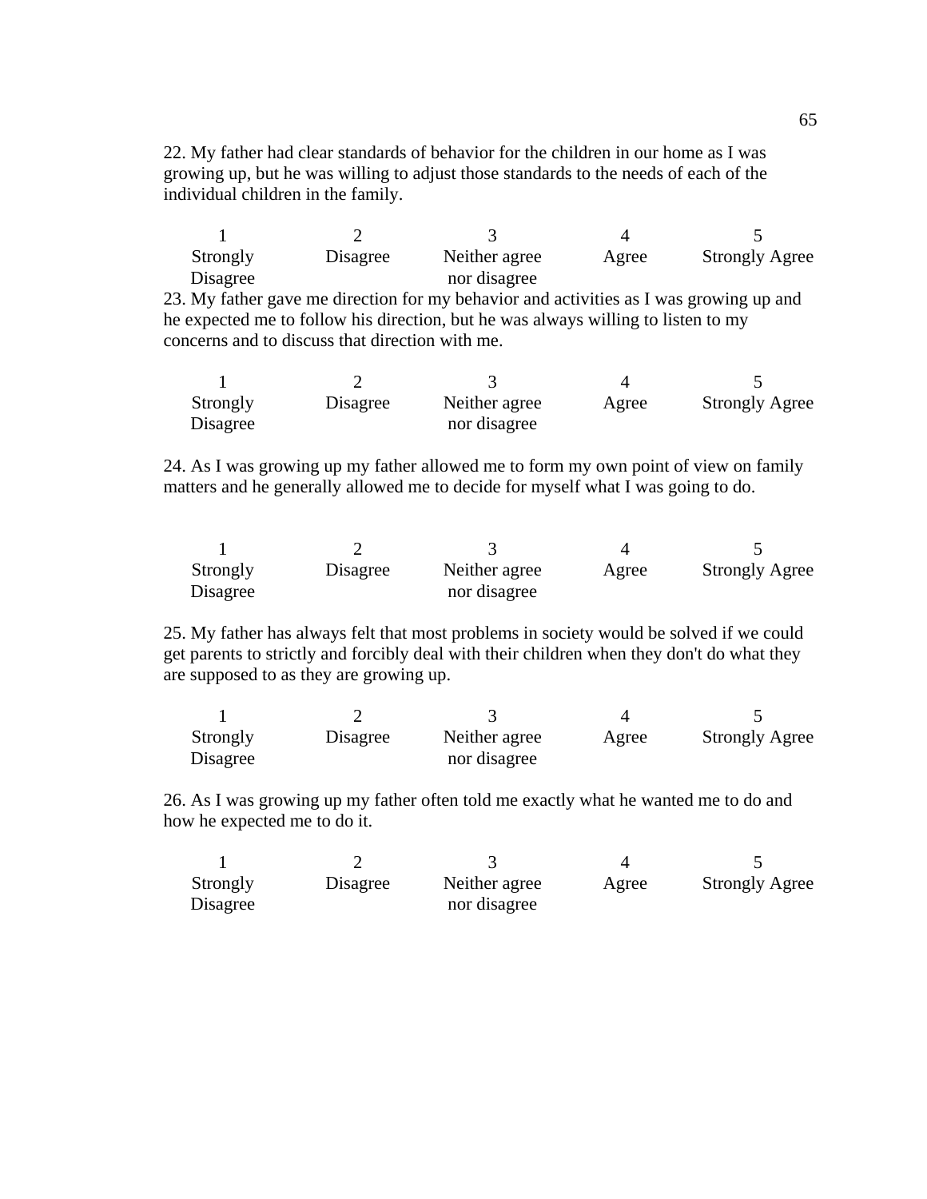22. My father had clear standards of behavior for the children in our home as I was growing up, but he was willing to adjust those standards to the needs of each of the individual children in the family.

| 1 | 2 | 3 | 4 | 5 |
|---|---|---|---|---|
| Strongly Disagree | Disagree | Neither agree nor disagree | Agree | Strongly Agree |

23. My father gave me direction for my behavior and activities as I was growing up and he expected me to follow his direction, but he was always willing to listen to my concerns and to discuss that direction with me.

| 1 | 2 | 3 | 4 | 5 |
|---|---|---|---|---|
| Strongly Disagree | Disagree | Neither agree nor disagree | Agree | Strongly Agree |

24. As I was growing up my father allowed me to form my own point of view on family matters and he generally allowed me to decide for myself what I was going to do.

| 1 | 2 | 3 | 4 | 5 |
|---|---|---|---|---|
| Strongly Disagree | Disagree | Neither agree nor disagree | Agree | Strongly Agree |

25. My father has always felt that most problems in society would be solved if we could get parents to strictly and forcibly deal with their children when they don't do what they are supposed to as they are growing up.

| 1 | 2 | 3 | 4 | 5 |
|---|---|---|---|---|
| Strongly Disagree | Disagree | Neither agree nor disagree | Agree | Strongly Agree |

26. As I was growing up my father often told me exactly what he wanted me to do and how he expected me to do it.

| 1 | 2 | 3 | 4 | 5 |
|---|---|---|---|---|
| Strongly Disagree | Disagree | Neither agree nor disagree | Agree | Strongly Agree |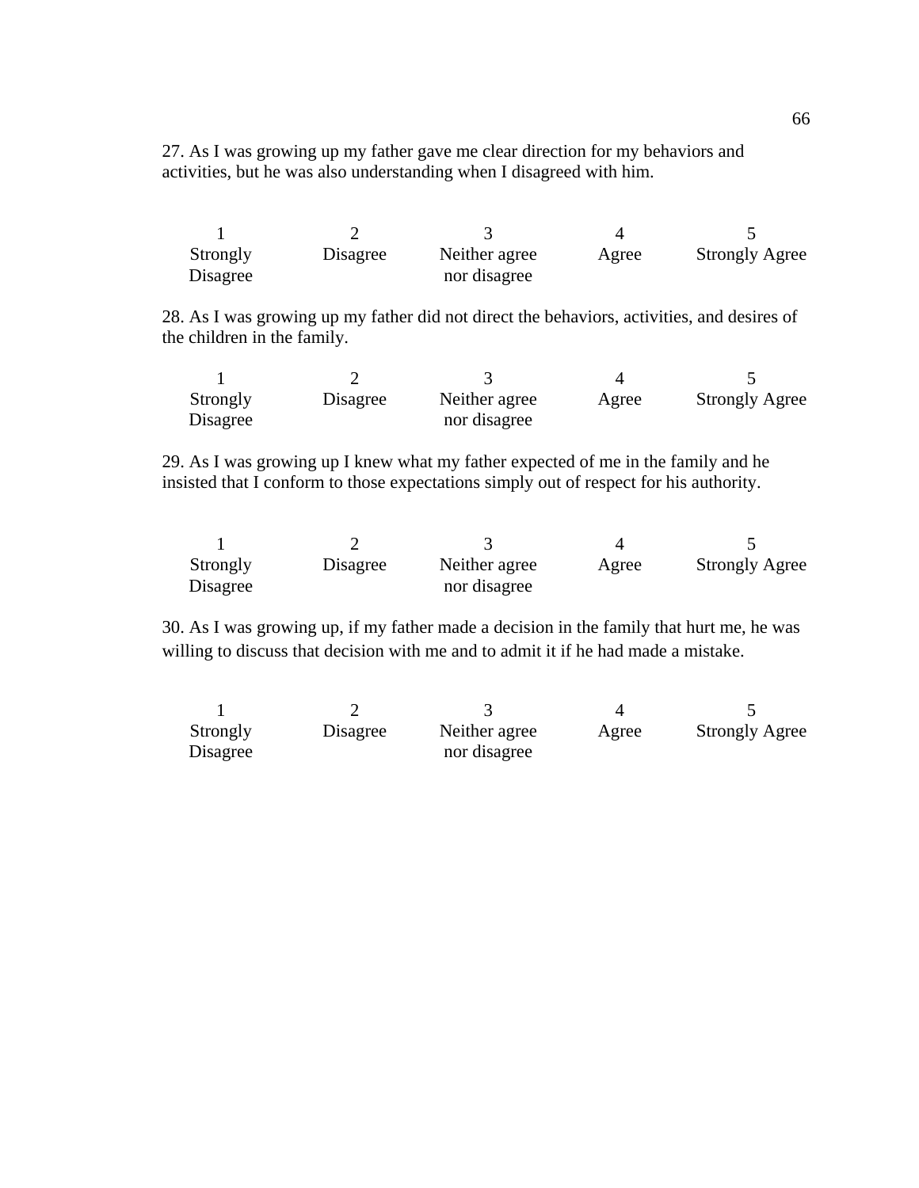27. As I was growing up my father gave me clear direction for my behaviors and activities, but he was also understanding when I disagreed with him.

| 1 | 2 | 3 | 4 | 5 |
|---|---|---|---|---|
| Strongly Disagree | Disagree | Neither agree nor disagree | Agree | Strongly Agree |

28. As I was growing up my father did not direct the behaviors, activities, and desires of the children in the family.

| 1 | 2 | 3 | 4 | 5 |
|---|---|---|---|---|
| Strongly Disagree | Disagree | Neither agree nor disagree | Agree | Strongly Agree |

29. As I was growing up I knew what my father expected of me in the family and he insisted that I conform to those expectations simply out of respect for his authority.

| 1 | 2 | 3 | 4 | 5 |
|---|---|---|---|---|
| Strongly Disagree | Disagree | Neither agree nor disagree | Agree | Strongly Agree |

30. As I was growing up, if my father made a decision in the family that hurt me, he was willing to discuss that decision with me and to admit it if he had made a mistake.

| 1 | 2 | 3 | 4 | 5 |
|---|---|---|---|---|
| Strongly Disagree | Disagree | Neither agree nor disagree | Agree | Strongly Agree |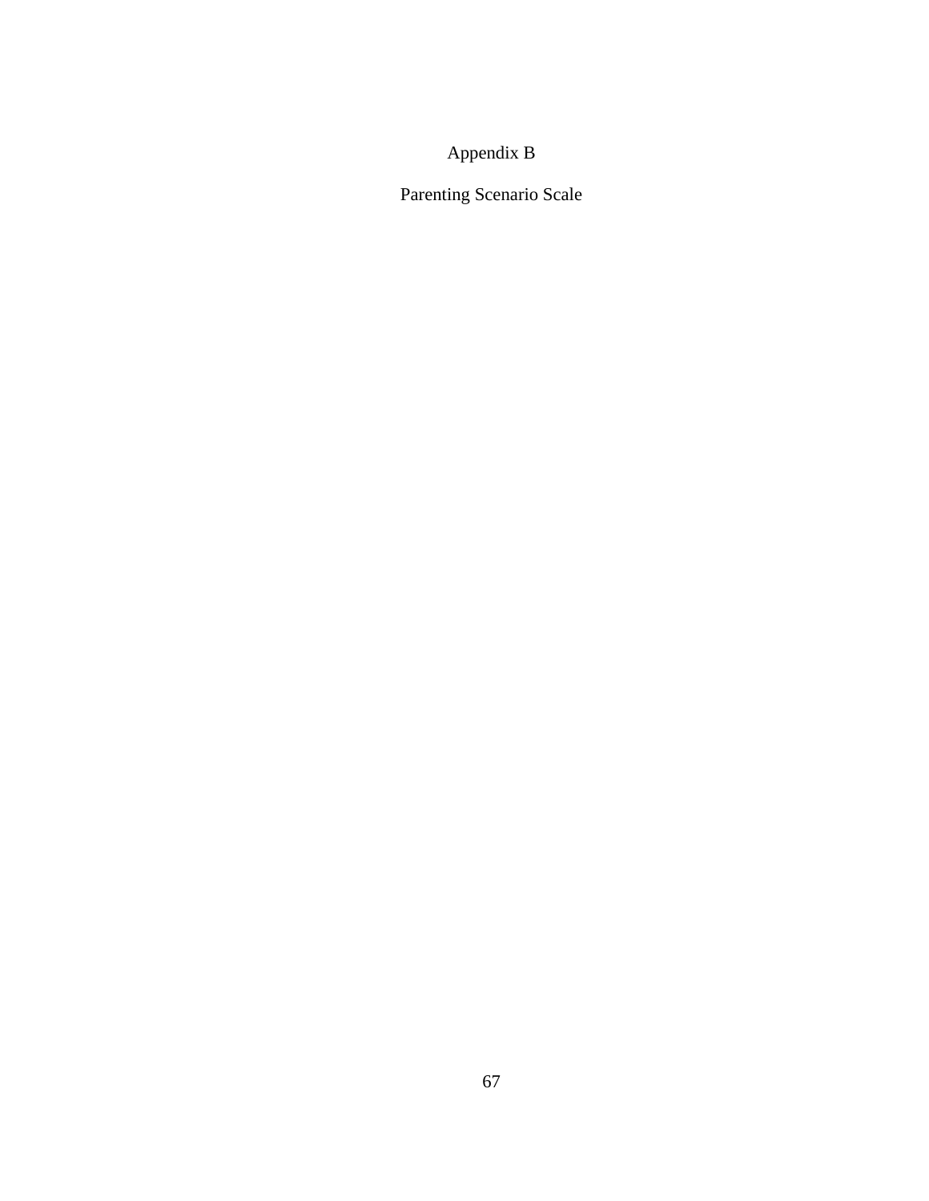# Appendix B

## Parenting Scenario Scale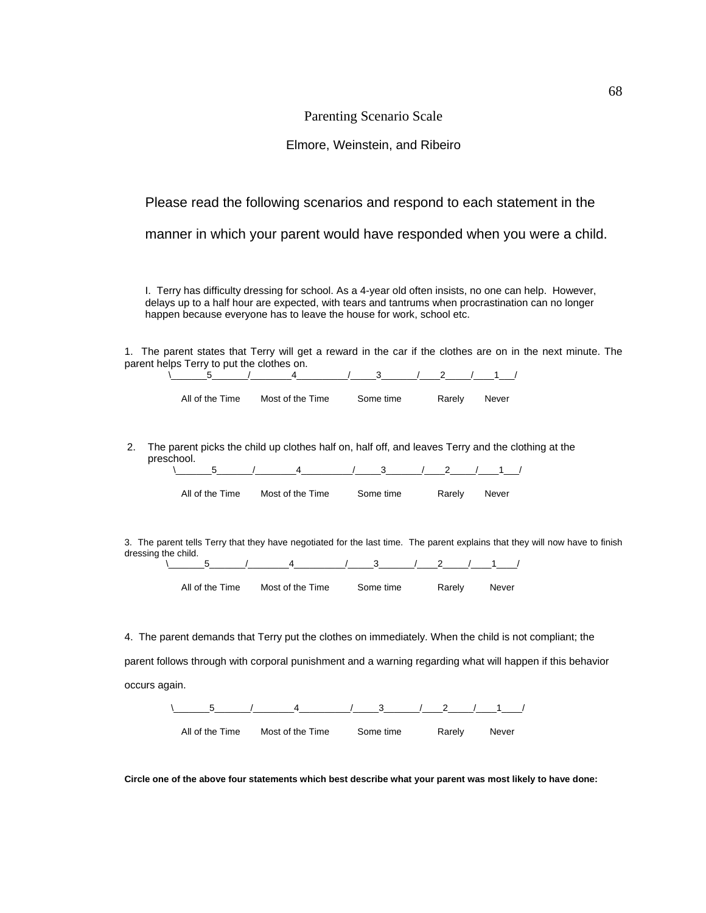# Parenting Scenario Scale

## Elmore, Weinstein, and Ribeiro

Please read the following scenarios and respond to each statement in the manner in which your parent would have responded when you were a child.

I. Terry has difficulty dressing for school. As a 4-year old often insists, no one can help. However, delays up to a half hour are expected, with tears and tantrums when procrastination can no longer happen because everyone has to leave the house for work, school etc.

1. The parent states that Terry will get a reward in the car if the clothes are on in the next minute. The parent helps Terry to put the clothes on.

| 5 | 4 | 3 | 2 | 1 |
|---|---|---|---|---|
| All of the Time | Most of the Time | Some time | Rarely | Never |

2. The parent picks the child up clothes half on, half off, and leaves Terry and the clothing at the preschool.

| 5 | 4 | 3 | 2 | 1 |
|---|---|---|---|---|
| All of the Time | Most of the Time | Some time | Rarely | Never |

3. The parent tells Terry that they have negotiated for the last time. The parent explains that they will now have to finish dressing the child.

| 5 | 4 | 3 | 2 | 1 |
|---|---|---|---|---|
| All of the Time | Most of the Time | Some time | Rarely | Never |

4. The parent demands that Terry put the clothes on immediately. When the child is not compliant; the parent follows through with corporal punishment and a warning regarding what will happen if this behavior occurs again.

| 5 | 4 | 3 | 2 | 1 |
|---|---|---|---|---|
| All of the Time | Most of the Time | Some time | Rarely | Never |

**Circle one of the above four statements which best describe what your parent was most likely to have done:**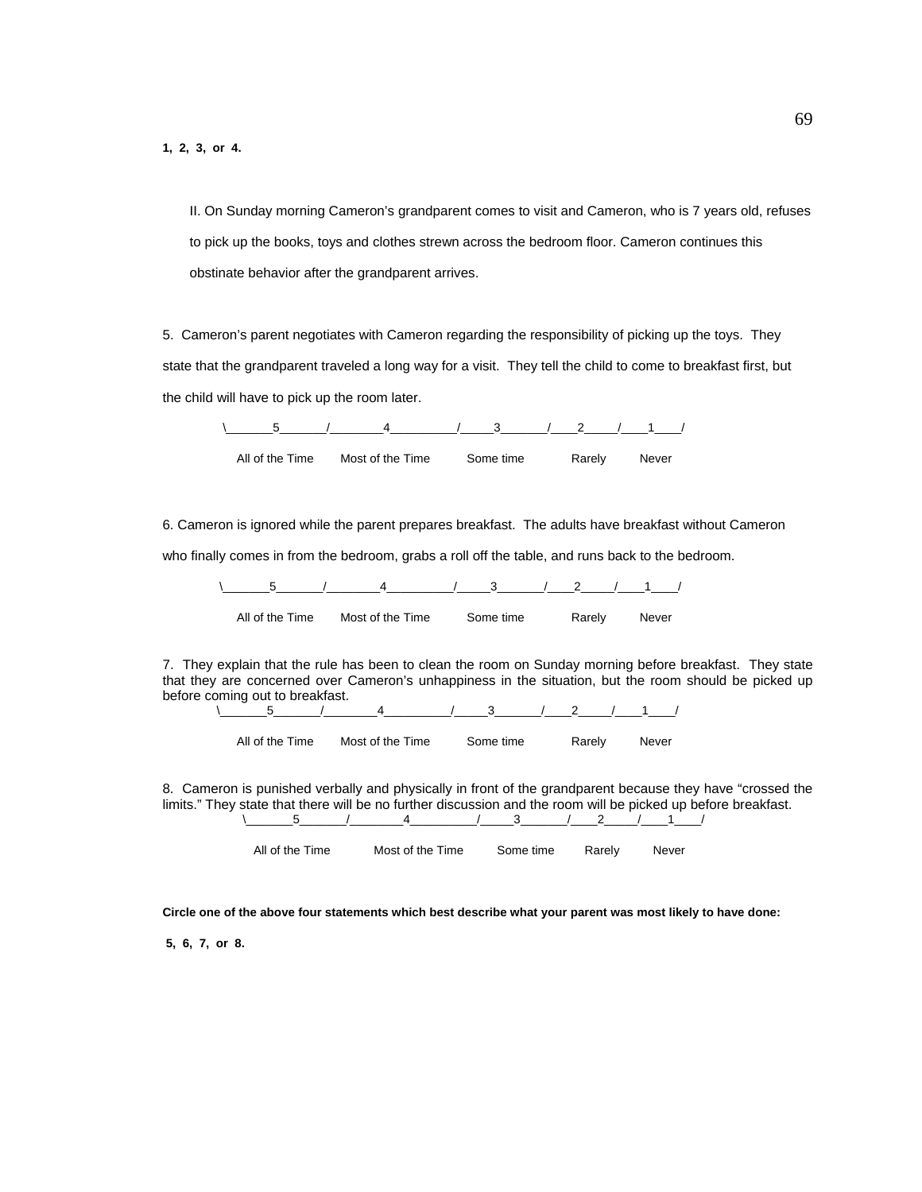**1, 2, 3, or 4.**

II. On Sunday morning Cameron's grandparent comes to visit and Cameron, who is 7 years old, refuses to pick up the books, toys and clothes strewn across the bedroom floor. Cameron continues this obstinate behavior after the grandparent arrives.

5. Cameron's parent negotiates with Cameron regarding the responsibility of picking up the toys. They state that the grandparent traveled a long way for a visit. They tell the child to come to breakfast first, but the child will have to pick up the room later.

| 5 | 4 | 3 | 2 | 1 |
|---|---|---|---|---|
| All of the Time | Most of the Time | Some time | Rarely | Never |

6. Cameron is ignored while the parent prepares breakfast. The adults have breakfast without Cameron who finally comes in from the bedroom, grabs a roll off the table, and runs back to the bedroom.

| 5 | 4 | 3 | 2 | 1 |
|---|---|---|---|---|
| All of the Time | Most of the Time | Some time | Rarely | Never |

7. They explain that the rule has been to clean the room on Sunday morning before breakfast. They state that they are concerned over Cameron's unhappiness in the situation, but the room should be picked up before coming out to breakfast.

| 5 | 4 | 3 | 2 | 1 |
|---|---|---|---|---|
| All of the Time | Most of the Time | Some time | Rarely | Never |

8. Cameron is punished verbally and physically in front of the grandparent because they have "crossed the limits." They state that there will be no further discussion and the room will be picked up before breakfast.

| 5 | 4 | 3 | 2 | 1 |
|---|---|---|---|---|
| All of the Time | Most of the Time | Some time | Rarely | Never |

**Circle one of the above four statements which best describe what your parent was most likely to have done:**

**5, 6, 7, or 8.**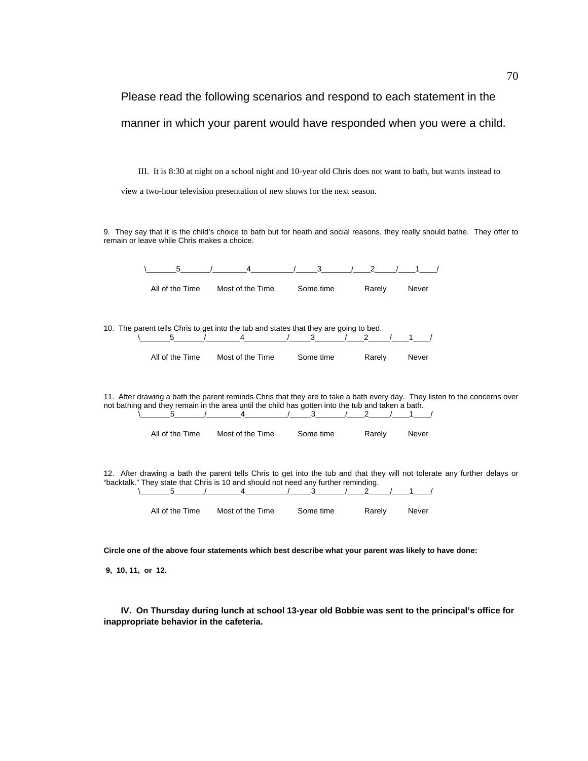Please read the following scenarios and respond to each statement in the manner in which your parent would have responded when you were a child.

III. It is 8:30 at night on a school night and 10-year old Chris does not want to bath, but wants instead to view a two-hour television presentation of new shows for the next season.

9. They say that it is the child's choice to bath but for heath and social reasons, they really should bathe. They offer to remain or leave while Chris makes a choice.

\_______5_______/________4__________/_____3_______/____2_____/____1____/

All of the Time  Most of the Time  Some time  Rarely  Never

10. The parent tells Chris to get into the tub and states that they are going to bed.

\_______5_______/________4__________/_____3_______/____2_____/____1____/

All of the Time  Most of the Time  Some time  Rarely  Never

11. After drawing a bath the parent reminds Chris that they are to take a bath every day. They listen to the concerns over not bathing and they remain in the area until the child has gotten into the tub and taken a bath.

\_______5_______/________4__________/_____3_______/____2_____/____1____/

All of the Time  Most of the Time  Some time  Rarely  Never

12. After drawing a bath the parent tells Chris to get into the tub and that they will not tolerate any further delays or "backtalk." They state that Chris is 10 and should not need any further reminding.

\_______5_______/________4__________/_____3_______/____2_____/____1____/

All of the Time  Most of the Time  Some time  Rarely  Never

**Circle one of the above four statements which best describe what your parent was likely to have done:**

**9, 10, 11, or 12.**

**IV. On Thursday during lunch at school 13-year old Bobbie was sent to the principal's office for inappropriate behavior in the cafeteria.**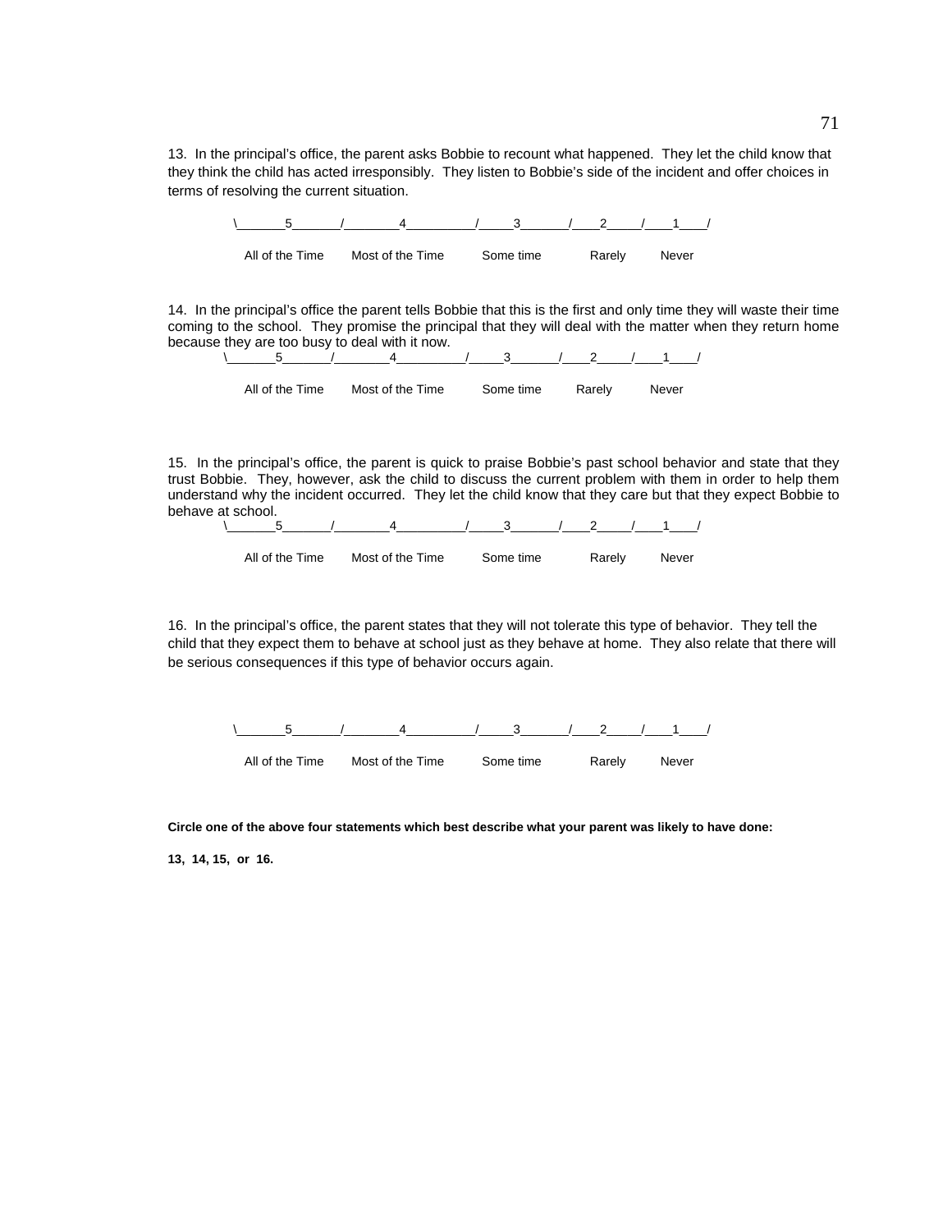13. In the principal's office, the parent asks Bobbie to recount what happened. They let the child know that they think the child has acted irresponsibly. They listen to Bobbie's side of the incident and offer choices in terms of resolving the current situation.

\_______5_______/________4__________/_____3_______/____2_____/____1____/

All of the Time    Most of the Time    Some time    Rarely    Never

14. In the principal's office the parent tells Bobbie that this is the first and only time they will waste their time coming to the school. They promise the principal that they will deal with the matter when they return home because they are too busy to deal with it now.

\_______5_______/________4__________/_____3_______/____2_____/____1____/

All of the Time    Most of the Time    Some time    Rarely    Never

15. In the principal's office, the parent is quick to praise Bobbie's past school behavior and state that they trust Bobbie. They, however, ask the child to discuss the current problem with them in order to help them understand why the incident occurred. They let the child know that they care but that they expect Bobbie to behave at school.

\_______5_______/________4__________/_____3_______/____2_____/____1____/

All of the Time    Most of the Time    Some time    Rarely    Never

16. In the principal's office, the parent states that they will not tolerate this type of behavior. They tell the child that they expect them to behave at school just as they behave at home. They also relate that there will be serious consequences if this type of behavior occurs again.

\_______5_______/________4__________/_____3_______/____2_____/____1____/

All of the Time    Most of the Time    Some time    Rarely    Never

**Circle one of the above four statements which best describe what your parent was likely to have done:**

**13, 14, 15, or 16.**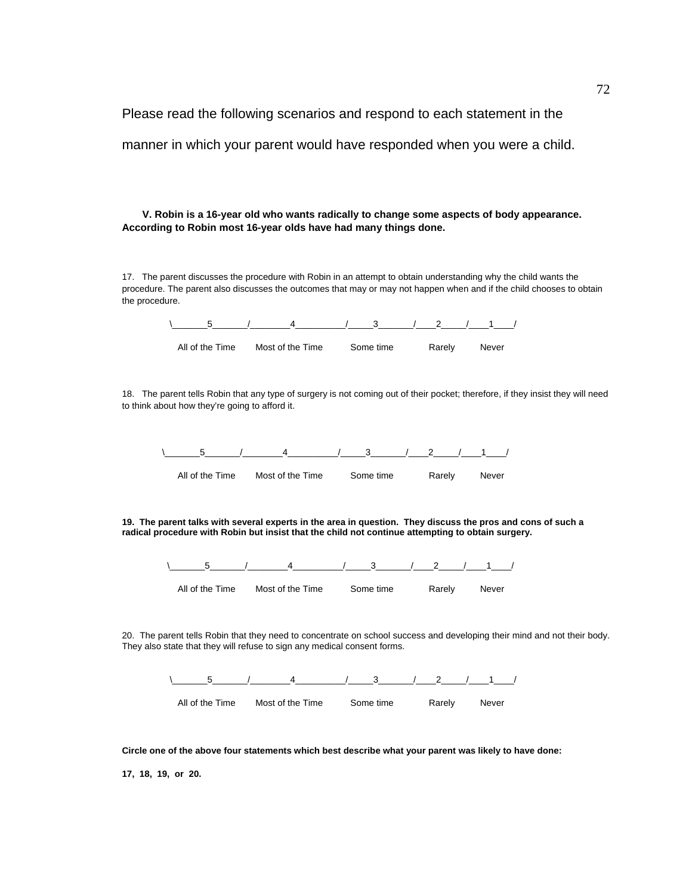Please read the following scenarios and respond to each statement in the manner in which your parent would have responded when you were a child.

**V. Robin is a 16-year old who wants radically to change some aspects of body appearance. According to Robin most 16-year olds have had many things done.**

17. The parent discusses the procedure with Robin in an attempt to obtain understanding why the child wants the procedure. The parent also discusses the outcomes that may or may not happen when and if the child chooses to obtain the procedure.

\_______5_______/________4__________/_____3_______/____2_____/____1____/

All of the Time    Most of the Time    Some time    Rarely    Never

18. The parent tells Robin that any type of surgery is not coming out of their pocket; therefore, if they insist they will need to think about how they're going to afford it.

\_______5_______/________4__________/_____3_______/____2_____/____1____/

All of the Time    Most of the Time    Some time    Rarely    Never

**19. The parent talks with several experts in the area in question. They discuss the pros and cons of such a radical procedure with Robin but insist that the child not continue attempting to obtain surgery.**

\_______5_______/________4__________/_____3_______/____2_____/____1____/

All of the Time    Most of the Time    Some time    Rarely    Never

20. The parent tells Robin that they need to concentrate on school success and developing their mind and not their body. They also state that they will refuse to sign any medical consent forms.

\_______5_______/________4__________/_____3_______/____2_____/____1____/

All of the Time    Most of the Time    Some time    Rarely    Never

**Circle one of the above four statements which best describe what your parent was likely to have done:**

**17, 18, 19, or 20.**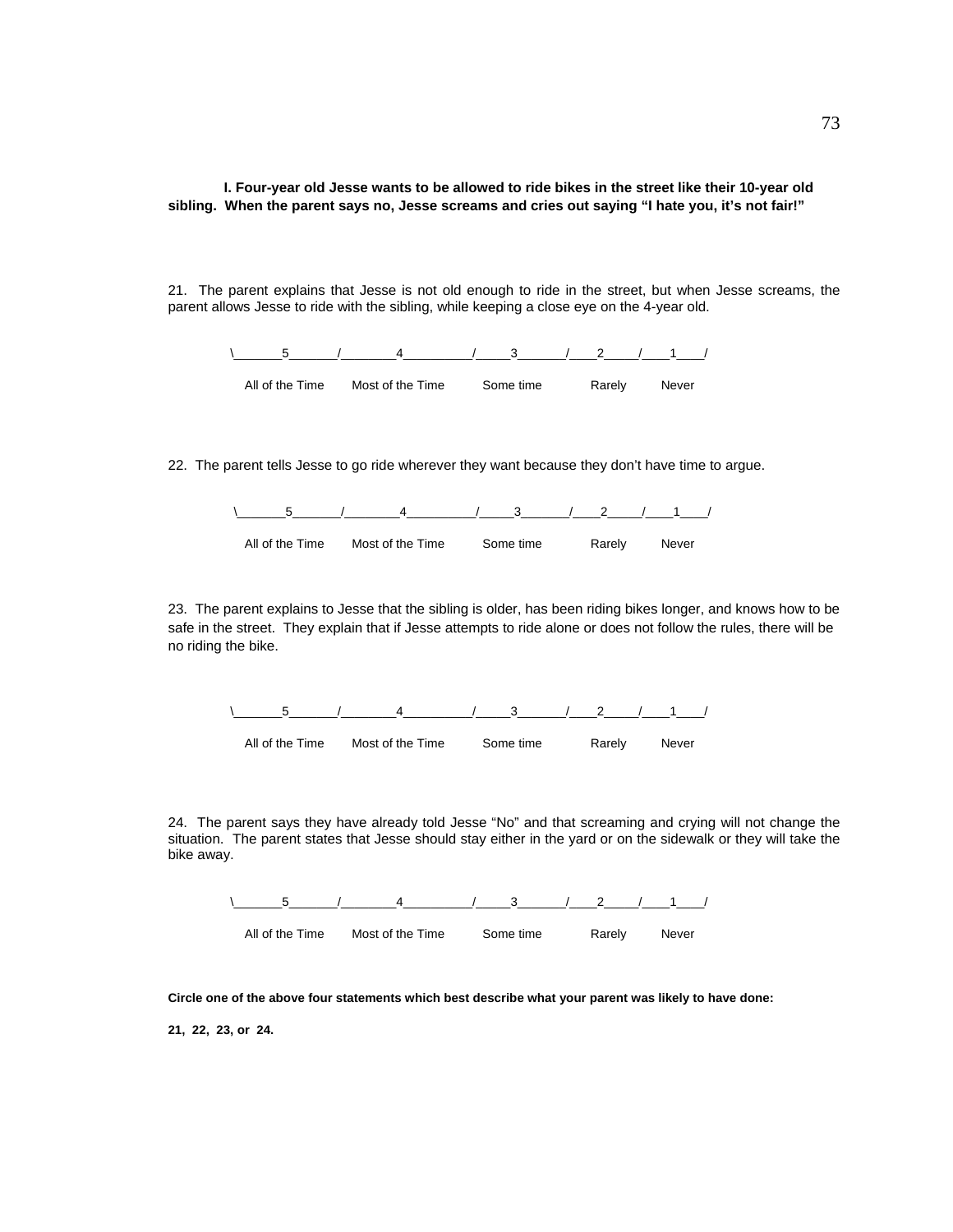**I. Four-year old Jesse wants to be allowed to ride bikes in the street like their 10-year old sibling. When the parent says no, Jesse screams and cries out saying "I hate you, it's not fair!"**

21. The parent explains that Jesse is not old enough to ride in the street, but when Jesse screams, the parent allows Jesse to ride with the sibling, while keeping a close eye on the 4-year old.

\_______5_______/________4_________/_____3_______/____2_____/____1____/

All of the Time     Most of the Time     Some time     Rarely     Never

22. The parent tells Jesse to go ride wherever they want because they don't have time to argue.

\_______5_______/________4_________/_____3_______/____2_____/____1____/

All of the Time     Most of the Time     Some time     Rarely     Never

23. The parent explains to Jesse that the sibling is older, has been riding bikes longer, and knows how to be safe in the street. They explain that if Jesse attempts to ride alone or does not follow the rules, there will be no riding the bike.

\_______5_______/________4_________/_____3_______/____2_____/____1____/

All of the Time     Most of the Time     Some time     Rarely     Never

24. The parent says they have already told Jesse "No" and that screaming and crying will not change the situation. The parent states that Jesse should stay either in the yard or on the sidewalk or they will take the bike away.

\_______5_______/________4_________/_____3_______/____2_____/____1____/

All of the Time     Most of the Time     Some time     Rarely     Never

**Circle one of the above four statements which best describe what your parent was likely to have done:**

**21, 22, 23, or 24.**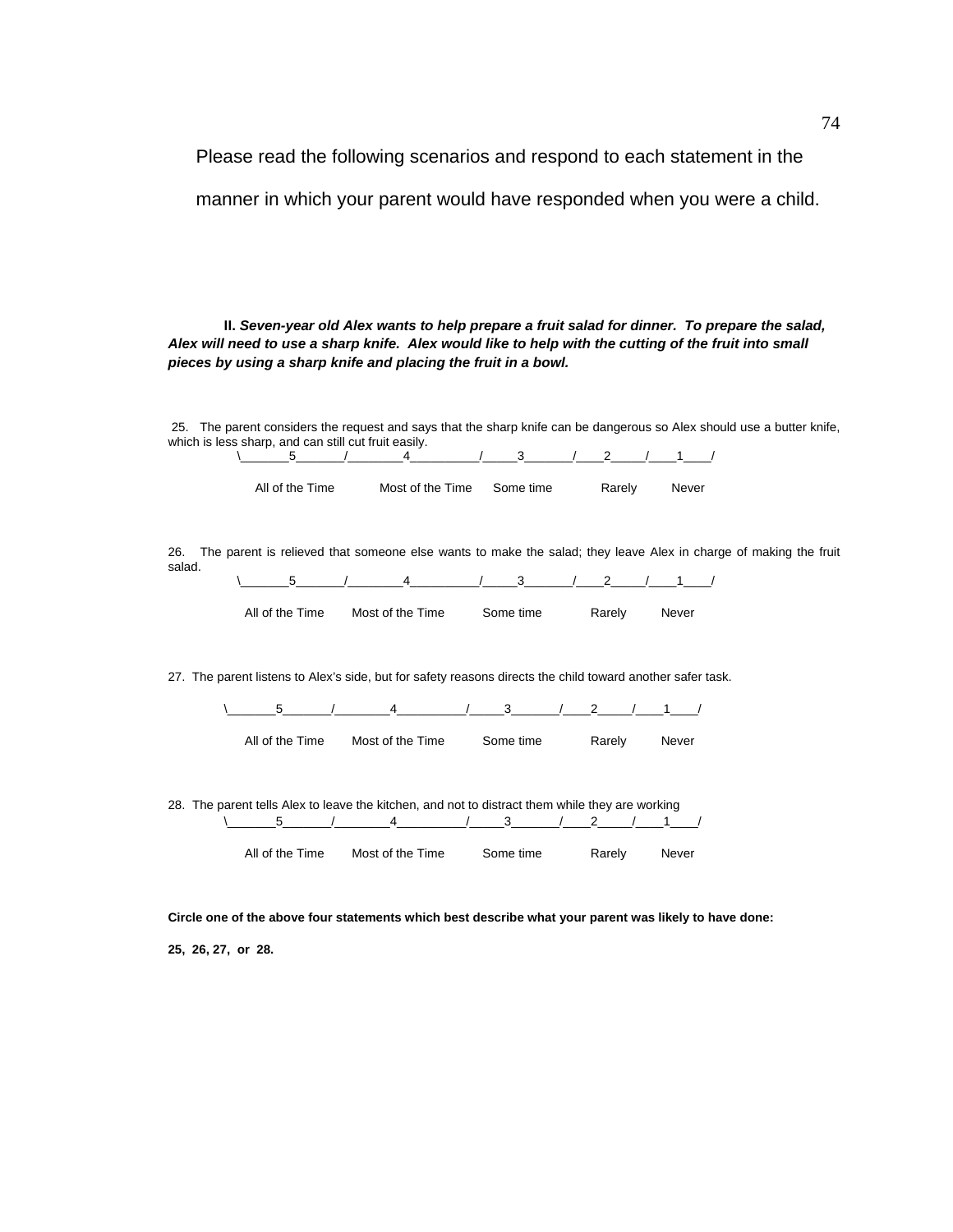Please read the following scenarios and respond to each statement in the manner in which your parent would have responded when you were a child.

**II.** ***Seven-year old Alex wants to help prepare a fruit salad for dinner. To prepare the salad, Alex will need to use a sharp knife. Alex would like to help with the cutting of the fruit into small pieces by using a sharp knife and placing the fruit in a bowl.***

25. The parent considers the request and says that the sharp knife can be dangerous so Alex should use a butter knife, which is less sharp, and can still cut fruit easily.

\\_______5_______/________4__________/_____3_______/____2_____/____1____/

All of the Time | Most of the Time | Some time | Rarely | Never

26. The parent is relieved that someone else wants to make the salad; they leave Alex in charge of making the fruit salad.

\\_______5_______/________4__________/_____3_______/____2_____/____1____/

All of the Time | Most of the Time | Some time | Rarely | Never

27. The parent listens to Alex's side, but for safety reasons directs the child toward another safer task.

\\_______5_______/________4__________/_____3_______/____2_____/____1____/

All of the Time | Most of the Time | Some time | Rarely | Never

28. The parent tells Alex to leave the kitchen, and not to distract them while they are working

\\_______5_______/________4__________/_____3_______/____2_____/____1____/

All of the Time | Most of the Time | Some time | Rarely | Never

**Circle one of the above four statements which best describe what your parent was likely to have done:**

**25, 26, 27, or 28.**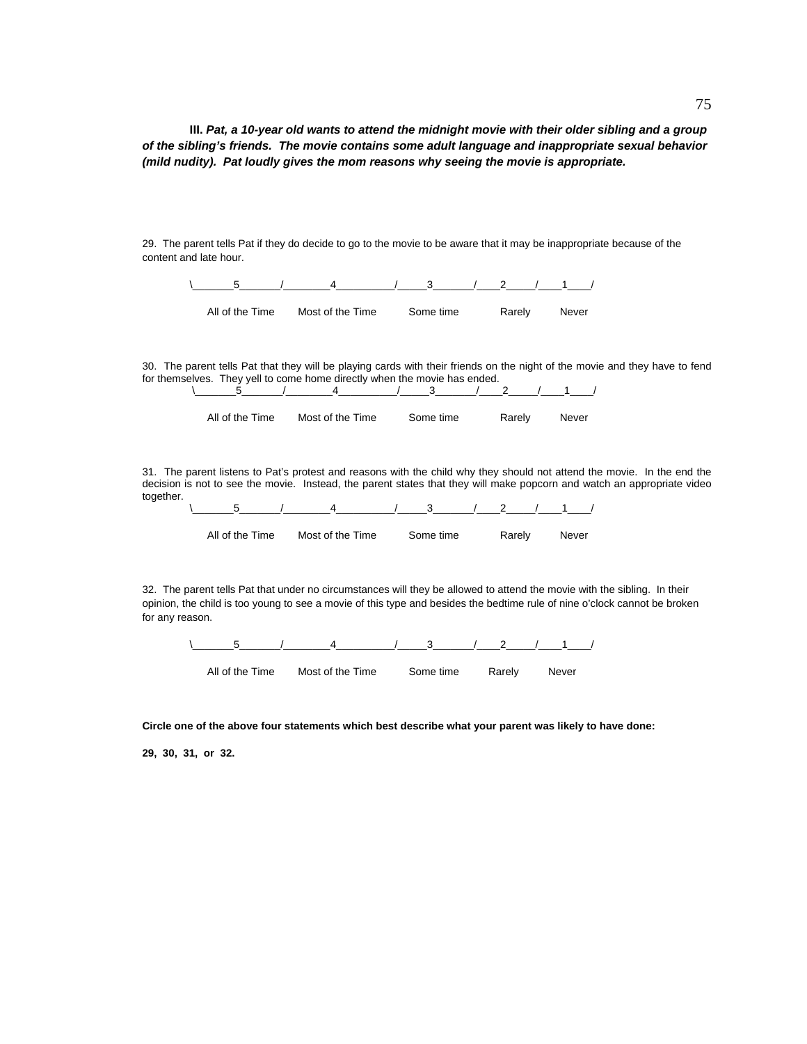**III.** ***Pat, a 10-year old wants to attend the midnight movie with their older sibling and a group of the sibling's friends. The movie contains some adult language and inappropriate sexual behavior (mild nudity). Pat loudly gives the mom reasons why seeing the movie is appropriate.***

29. The parent tells Pat if they do decide to go to the movie to be aware that it may be inappropriate because of the content and late hour.

\\_______5_______/________4__________/_____3_______/____2_____/____1____/

All of the Time    Most of the Time    Some time    Rarely    Never

30. The parent tells Pat that they will be playing cards with their friends on the night of the movie and they have to fend for themselves. They yell to come home directly when the movie has ended.

\\_______5_______/________4__________/_____3_______/____2_____/____1____/

All of the Time    Most of the Time    Some time    Rarely    Never

31. The parent listens to Pat's protest and reasons with the child why they should not attend the movie. In the end the decision is not to see the movie. Instead, the parent states that they will make popcorn and watch an appropriate video together.

\\_______5_______/________4__________/_____3_______/____2_____/____1____/

All of the Time    Most of the Time    Some time    Rarely    Never

32. The parent tells Pat that under no circumstances will they be allowed to attend the movie with the sibling. In their opinion, the child is too young to see a movie of this type and besides the bedtime rule of nine o'clock cannot be broken for any reason.

\\_______5_______/________4__________/_____3_______/____2_____/____1____/

All of the Time    Most of the Time    Some time    Rarely    Never

**Circle one of the above four statements which best describe what your parent was likely to have done:**

**29, 30, 31, or 32.**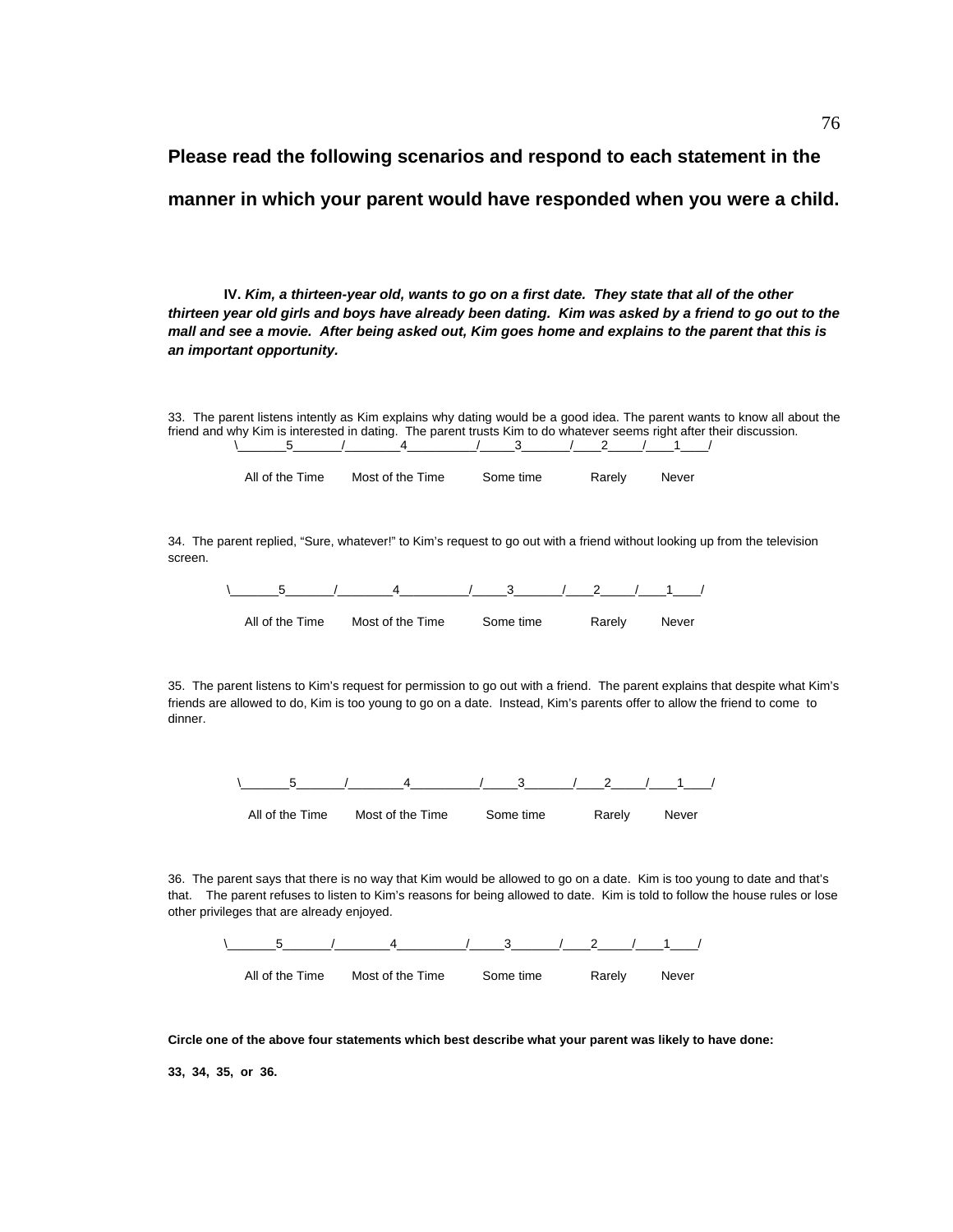**Please read the following scenarios and respond to each statement in the manner in which your parent would have responded when you were a child.**

**IV.** ***Kim, a thirteen-year old, wants to go on a first date. They state that all of the other thirteen year old girls and boys have already been dating. Kim was asked by a friend to go out to the mall and see a movie. After being asked out, Kim goes home and explains to the parent that this is an important opportunity.***

33. The parent listens intently as Kim explains why dating would be a good idea. The parent wants to know all about the friend and why Kim is interested in dating. The parent trusts Kim to do whatever seems right after their discussion.

\_______5_______/________4__________/_____3_______/____2_____/____1____/

All of the Time    Most of the Time    Some time    Rarely    Never

34. The parent replied, "Sure, whatever!" to Kim's request to go out with a friend without looking up from the television screen.

\_______5_______/________4__________/_____3_______/____2_____/____1____/

All of the Time    Most of the Time    Some time    Rarely    Never

35. The parent listens to Kim's request for permission to go out with a friend. The parent explains that despite what Kim's friends are allowed to do, Kim is too young to go on a date. Instead, Kim's parents offer to allow the friend to come to dinner.

\_______5_______/________4__________/_____3_______/____2_____/____1____/

All of the Time    Most of the Time    Some time    Rarely    Never

36. The parent says that there is no way that Kim would be allowed to go on a date. Kim is too young to date and that's that. The parent refuses to listen to Kim's reasons for being allowed to date. Kim is told to follow the house rules or lose other privileges that are already enjoyed.

\_______5_______/________4__________/_____3_______/____2_____/____1____/

All of the Time    Most of the Time    Some time    Rarely    Never

**Circle one of the above four statements which best describe what your parent was likely to have done:**

**33, 34, 35, or 36.**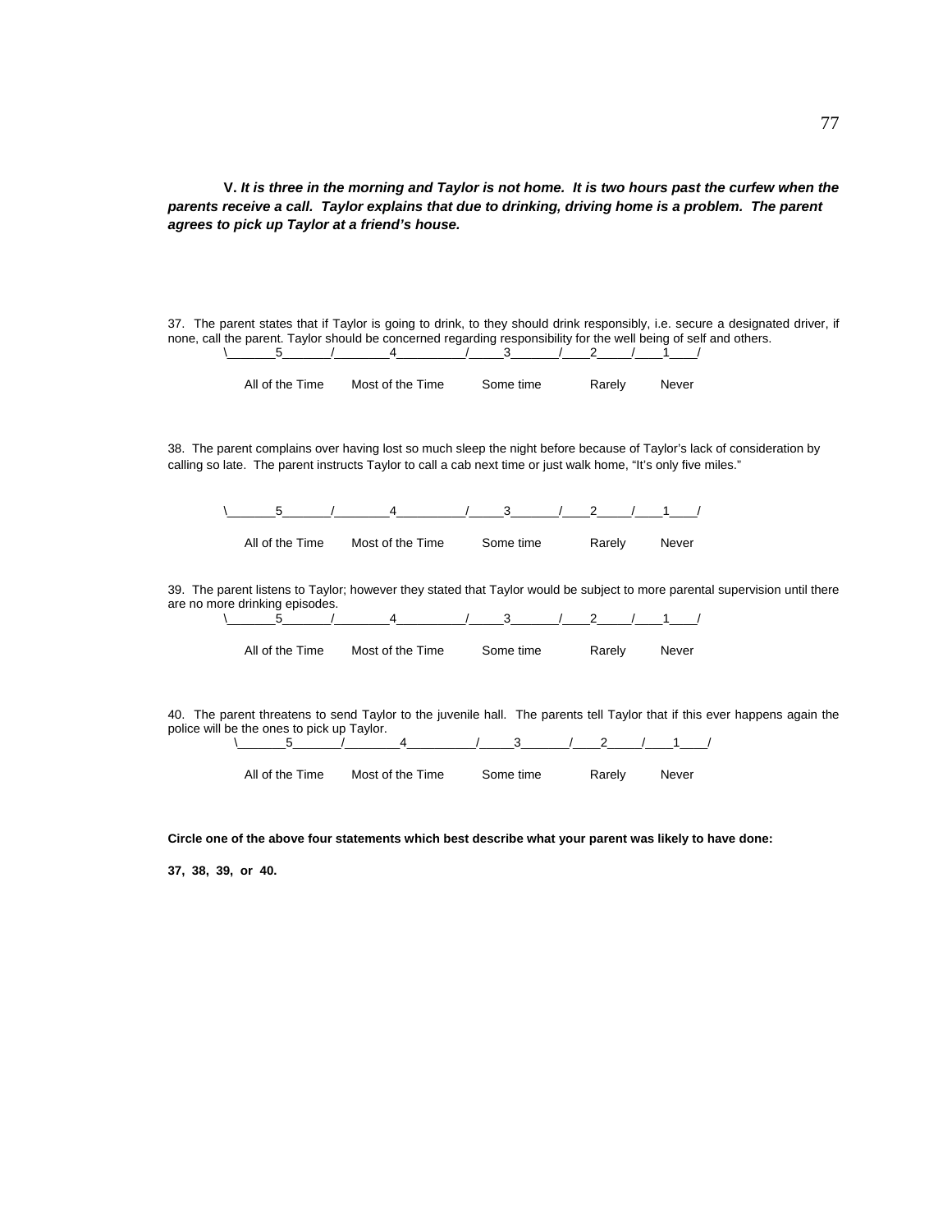**V.** ***It is three in the morning and Taylor is not home. It is two hours past the curfew when the parents receive a call. Taylor explains that due to drinking, driving home is a problem. The parent agrees to pick up Taylor at a friend's house.***

37. The parent states that if Taylor is going to drink, to they should drink responsibly, i.e. secure a designated driver, if none, call the parent. Taylor should be concerned regarding responsibility for the well being of self and others.

| 5 | 4 | 3 | 2 | 1 |
|---|---|---|---|---|
| All of the Time | Most of the Time | Some time | Rarely | Never |

38. The parent complains over having lost so much sleep the night before because of Taylor's lack of consideration by calling so late. The parent instructs Taylor to call a cab next time or just walk home, "It's only five miles."

| 5 | 4 | 3 | 2 | 1 |
|---|---|---|---|---|
| All of the Time | Most of the Time | Some time | Rarely | Never |

39. The parent listens to Taylor; however they stated that Taylor would be subject to more parental supervision until there are no more drinking episodes.

| 5 | 4 | 3 | 2 | 1 |
|---|---|---|---|---|
| All of the Time | Most of the Time | Some time | Rarely | Never |

40. The parent threatens to send Taylor to the juvenile hall. The parents tell Taylor that if this ever happens again the police will be the ones to pick up Taylor.

| 5 | 4 | 3 | 2 | 1 |
|---|---|---|---|---|
| All of the Time | Most of the Time | Some time | Rarely | Never |

**Circle one of the above four statements which best describe what your parent was likely to have done:**

**37, 38, 39, or 40.**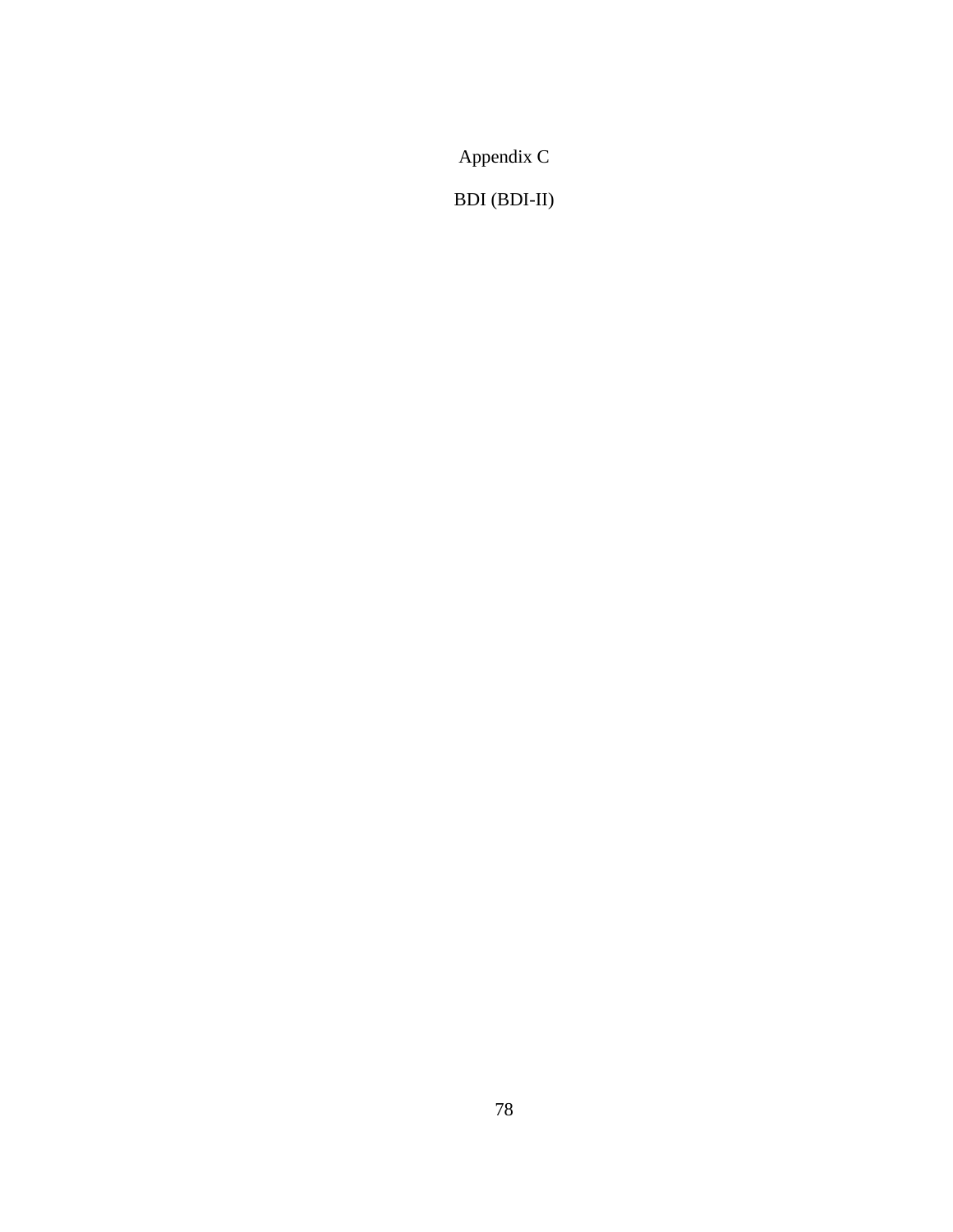# Appendix C

## BDI (BDI-II)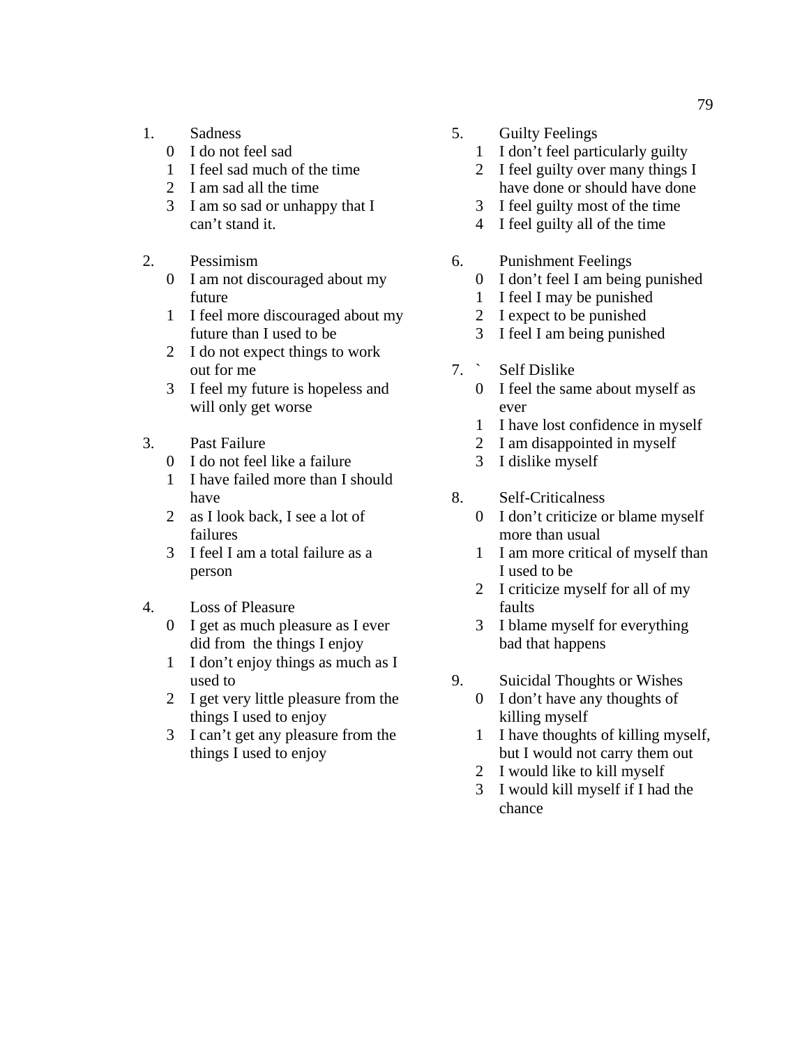1. Sadness
   - 0 I do not feel sad
   - 1 I feel sad much of the time
   - 2 I am sad all the time
   - 3 I am so sad or unhappy that I can't stand it.

2. Pessimism
   - 0 I am not discouraged about my future
   - 1 I feel more discouraged about my future than I used to be
   - 2 I do not expect things to work out for me
   - 3 I feel my future is hopeless and will only get worse

3. Past Failure
   - 0 I do not feel like a failure
   - 1 I have failed more than I should have
   - 2 as I look back, I see a lot of failures
   - 3 I feel I am a total failure as a person

4. Loss of Pleasure
   - 0 I get as much pleasure as I ever did from the things I enjoy
   - 1 I don't enjoy things as much as I used to
   - 2 I get very little pleasure from the things I used to enjoy
   - 3 I can't get any pleasure from the things I used to enjoy

5. Guilty Feelings
   - 1 I don't feel particularly guilty
   - 2 I feel guilty over many things I have done or should have done
   - 3 I feel guilty most of the time
   - 4 I feel guilty all of the time

6. Punishment Feelings
   - 0 I don't feel I am being punished
   - 1 I feel I may be punished
   - 2 I expect to be punished
   - 3 I feel I am being punished

7. ` Self Dislike
   - 0 I feel the same about myself as ever
   - 1 I have lost confidence in myself
   - 2 I am disappointed in myself
   - 3 I dislike myself

8. Self-Criticalness
   - 0 I don't criticize or blame myself more than usual
   - 1 I am more critical of myself than I used to be
   - 2 I criticize myself for all of my faults
   - 3 I blame myself for everything bad that happens

9. Suicidal Thoughts or Wishes
   - 0 I don't have any thoughts of killing myself
   - 1 I have thoughts of killing myself, but I would not carry them out
   - 2 I would like to kill myself
   - 3 I would kill myself if I had the chance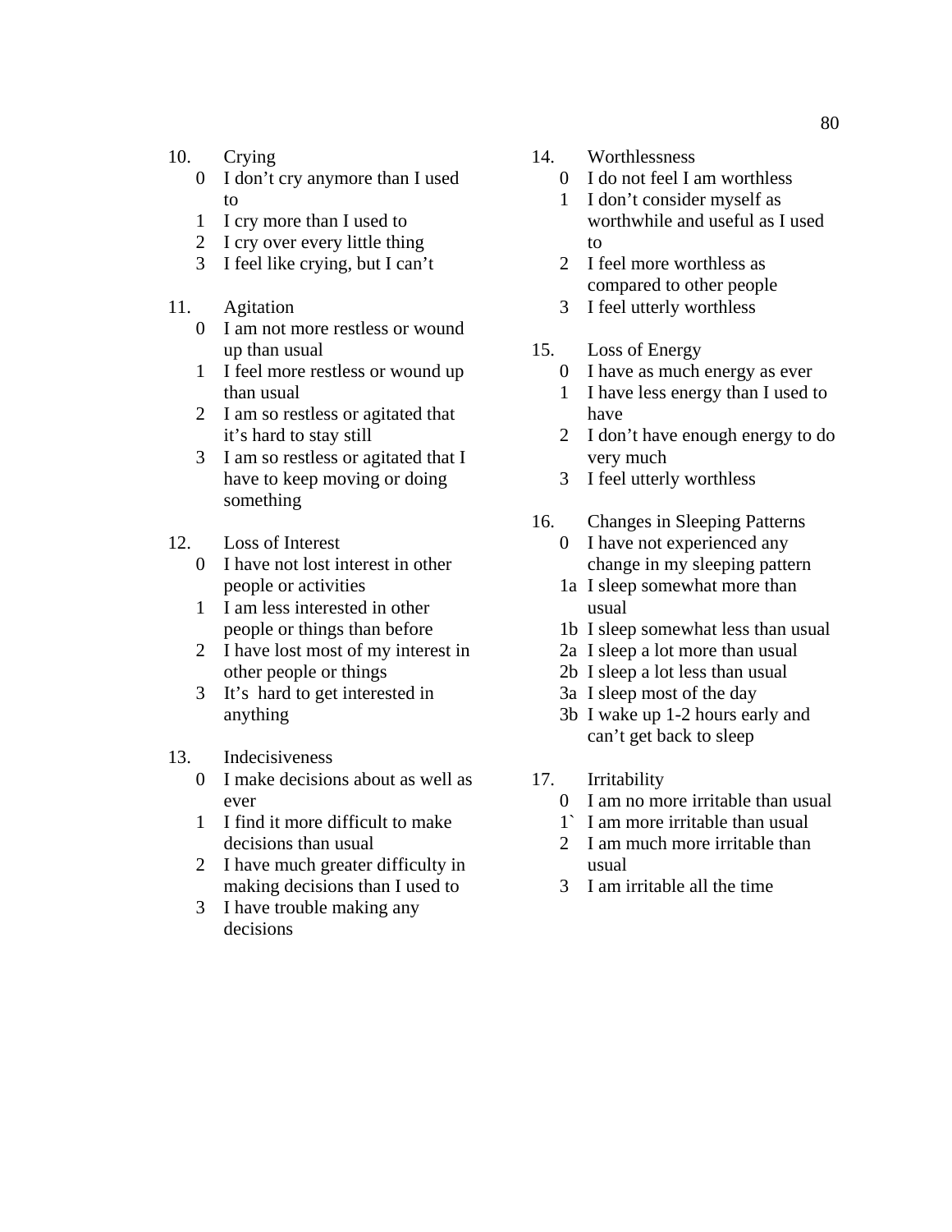10. Crying
   - 0 I don't cry anymore than I used to
   - 1 I cry more than I used to
   - 2 I cry over every little thing
   - 3 I feel like crying, but I can't

11. Agitation
   - 0 I am not more restless or wound up than usual
   - 1 I feel more restless or wound up than usual
   - 2 I am so restless or agitated that it's hard to stay still
   - 3 I am so restless or agitated that I have to keep moving or doing something

12. Loss of Interest
   - 0 I have not lost interest in other people or activities
   - 1 I am less interested in other people or things than before
   - 2 I have lost most of my interest in other people or things
   - 3 It's hard to get interested in anything

13. Indecisiveness
   - 0 I make decisions about as well as ever
   - 1 I find it more difficult to make decisions than usual
   - 2 I have much greater difficulty in making decisions than I used to
   - 3 I have trouble making any decisions

14. Worthlessness
   - 0 I do not feel I am worthless
   - 1 I don't consider myself as worthwhile and useful as I used to
   - 2 I feel more worthless as compared to other people
   - 3 I feel utterly worthless

15. Loss of Energy
   - 0 I have as much energy as ever
   - 1 I have less energy than I used to have
   - 2 I don't have enough energy to do very much
   - 3 I feel utterly worthless

16. Changes in Sleeping Patterns
   - 0 I have not experienced any change in my sleeping pattern
   - 1a I sleep somewhat more than usual
   - 1b I sleep somewhat less than usual
   - 2a I sleep a lot more than usual
   - 2b I sleep a lot less than usual
   - 3a I sleep most of the day
   - 3b I wake up 1-2 hours early and can't get back to sleep

17. Irritability
   - 0 I am no more irritable than usual
   - 1` I am more irritable than usual
   - 2 I am much more irritable than usual
   - 3 I am irritable all the time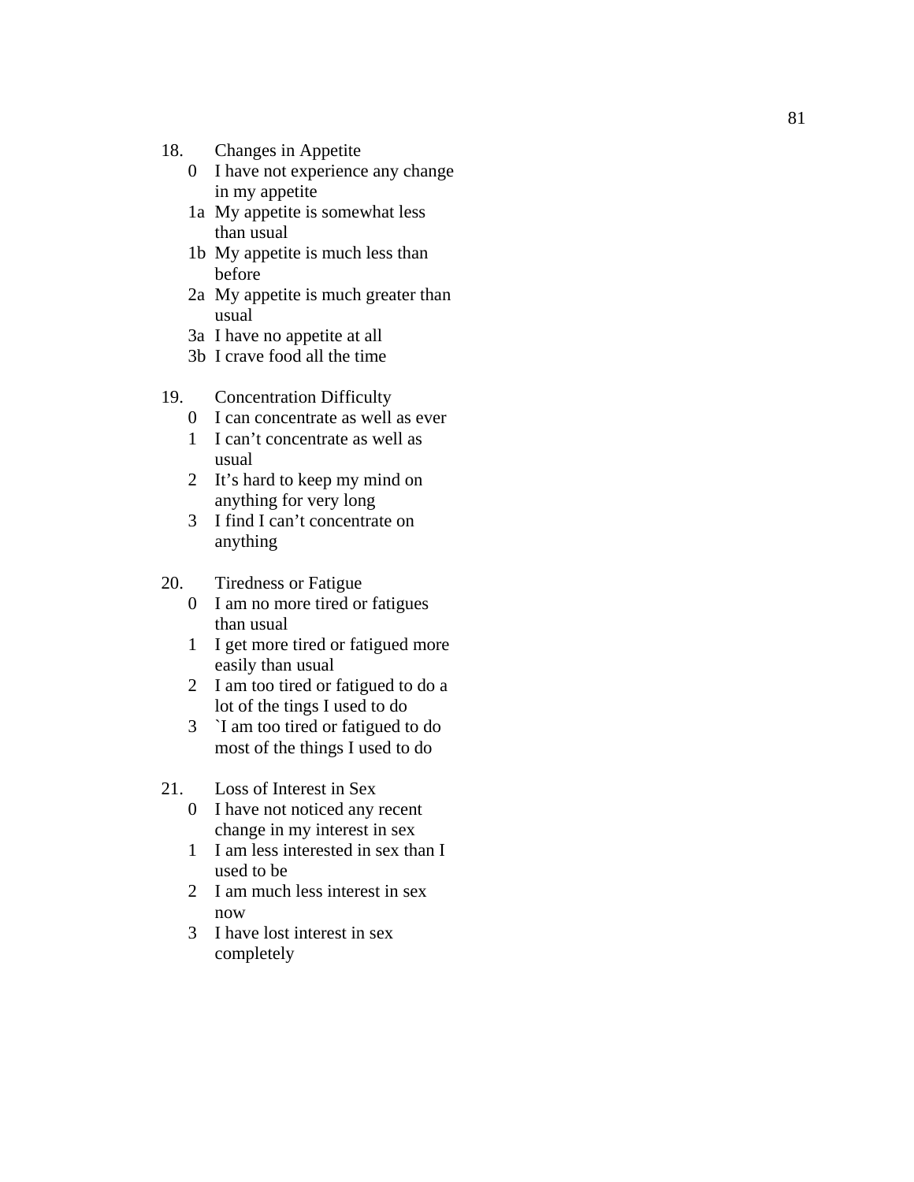18. Changes in Appetite
    - 0 I have not experience any change in my appetite
    - 1a My appetite is somewhat less than usual
    - 1b My appetite is much less than before
    - 2a My appetite is much greater than usual
    - 3a I have no appetite at all
    - 3b I crave food all the time

19. Concentration Difficulty
    - 0 I can concentrate as well as ever
    - 1 I can't concentrate as well as usual
    - 2 It's hard to keep my mind on anything for very long
    - 3 I find I can't concentrate on anything

20. Tiredness or Fatigue
    - 0 I am no more tired or fatigues than usual
    - 1 I get more tired or fatigued more easily than usual
    - 2 I am too tired or fatigued to do a lot of the tings I used to do
    - 3 `I am too tired or fatigued to do most of the things I used to do

21. Loss of Interest in Sex
    - 0 I have not noticed any recent change in my interest in sex
    - 1 I am less interested in sex than I used to be
    - 2 I am much less interest in sex now
    - 3 I have lost interest in sex completely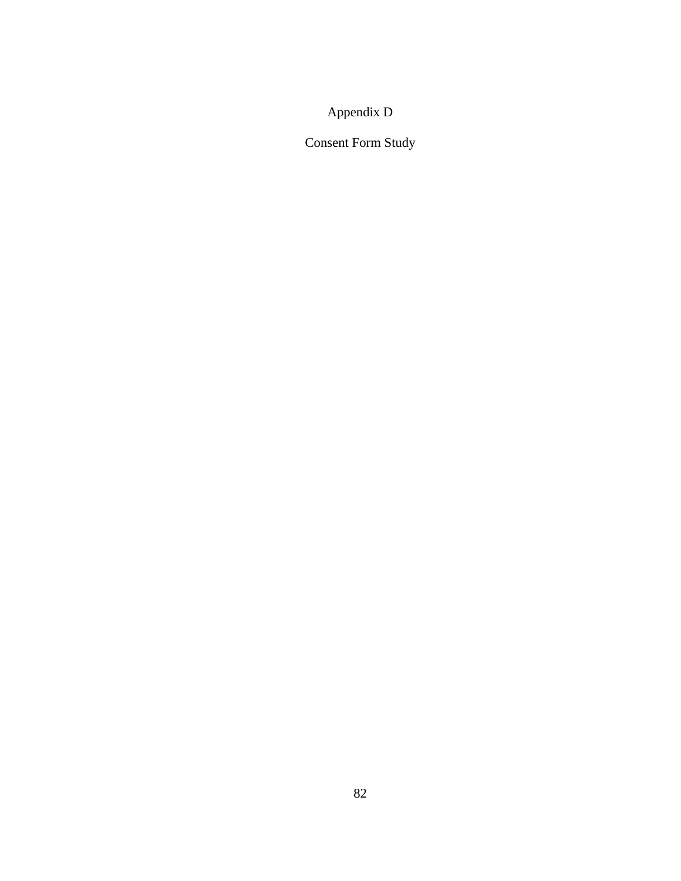# Appendix D

## Consent Form Study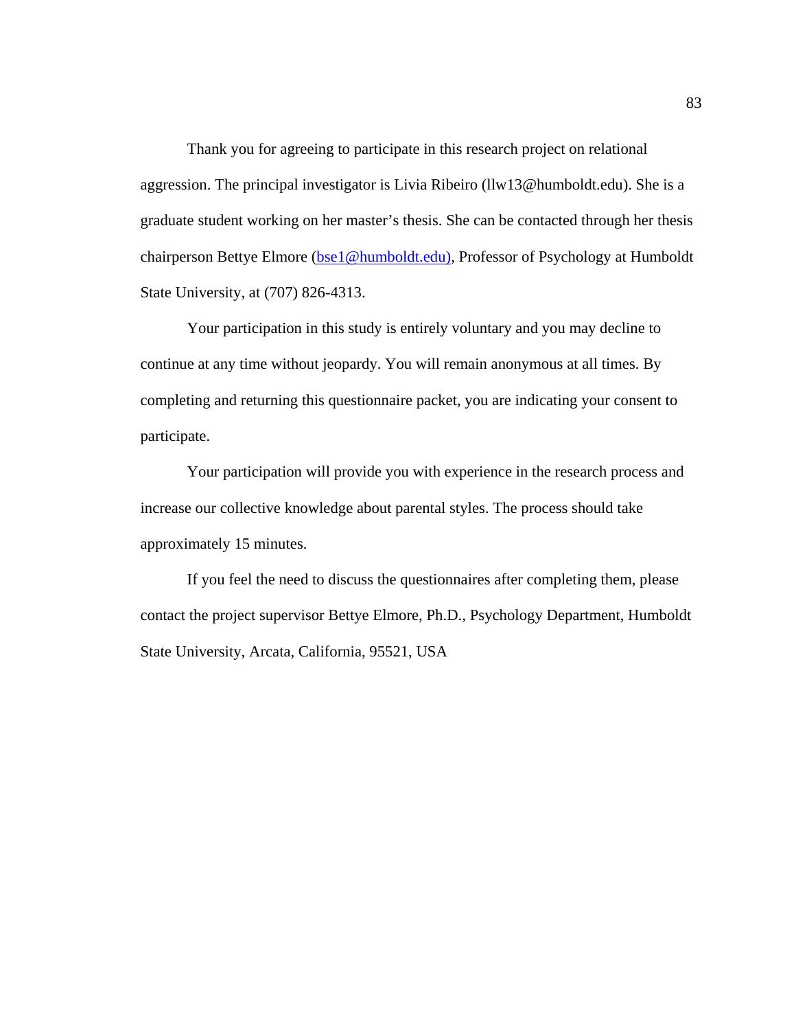Thank you for agreeing to participate in this research project on relational aggression. The principal investigator is Livia Ribeiro (llw13@humboldt.edu). She is a graduate student working on her master's thesis. She can be contacted through her thesis chairperson Bettye Elmore (bse1@humboldt.edu), Professor of Psychology at Humboldt State University, at (707) 826-4313.

Your participation in this study is entirely voluntary and you may decline to continue at any time without jeopardy. You will remain anonymous at all times. By completing and returning this questionnaire packet, you are indicating your consent to participate.

Your participation will provide you with experience in the research process and increase our collective knowledge about parental styles. The process should take approximately 15 minutes.

If you feel the need to discuss the questionnaires after completing them, please contact the project supervisor Bettye Elmore, Ph.D., Psychology Department, Humboldt State University, Arcata, California, 95521, USA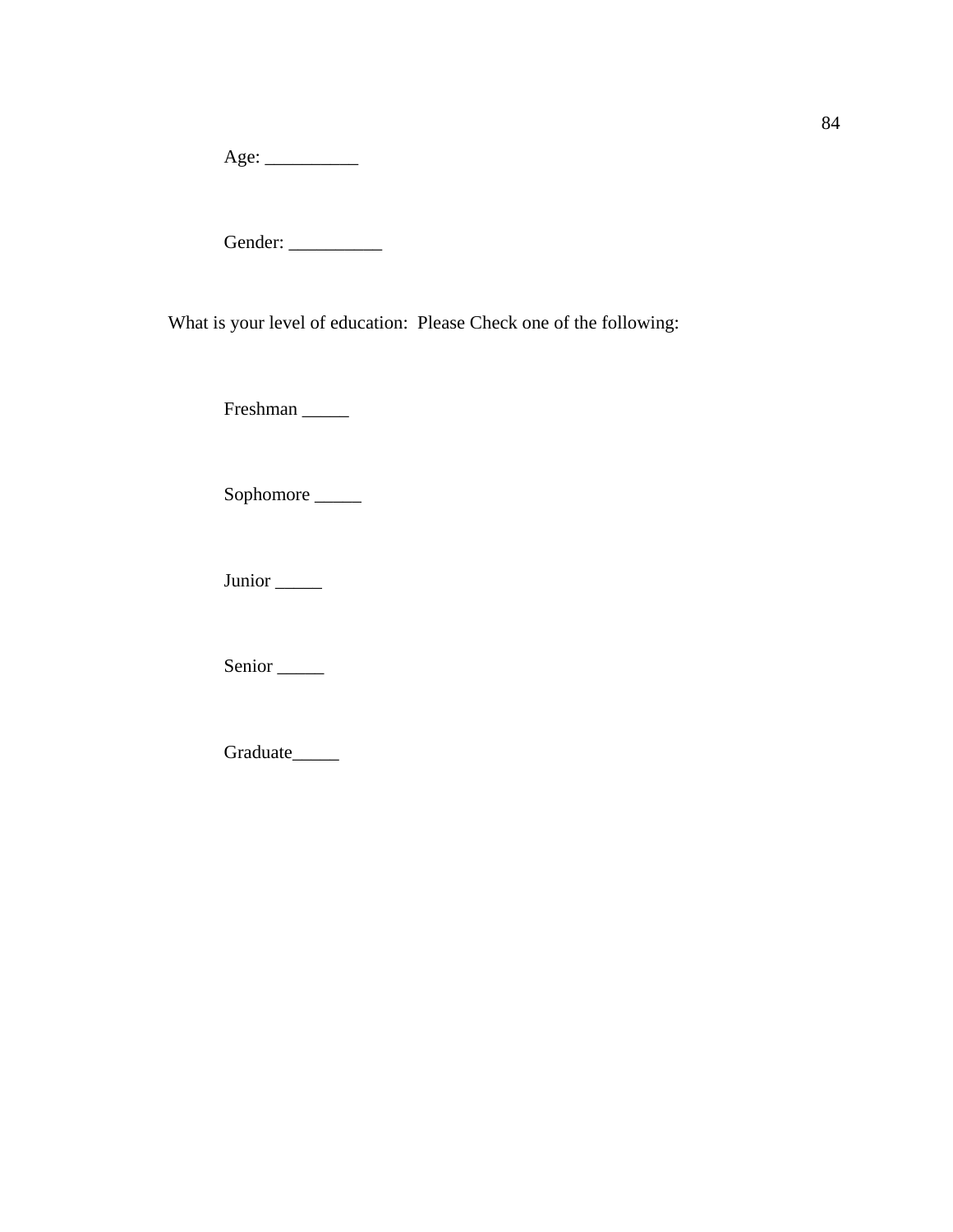Age: __________

Gender: __________

What is your level of education:  Please Check one of the following:

Freshman _____

Sophomore _____

Junior _____

Senior _____

Graduate_____